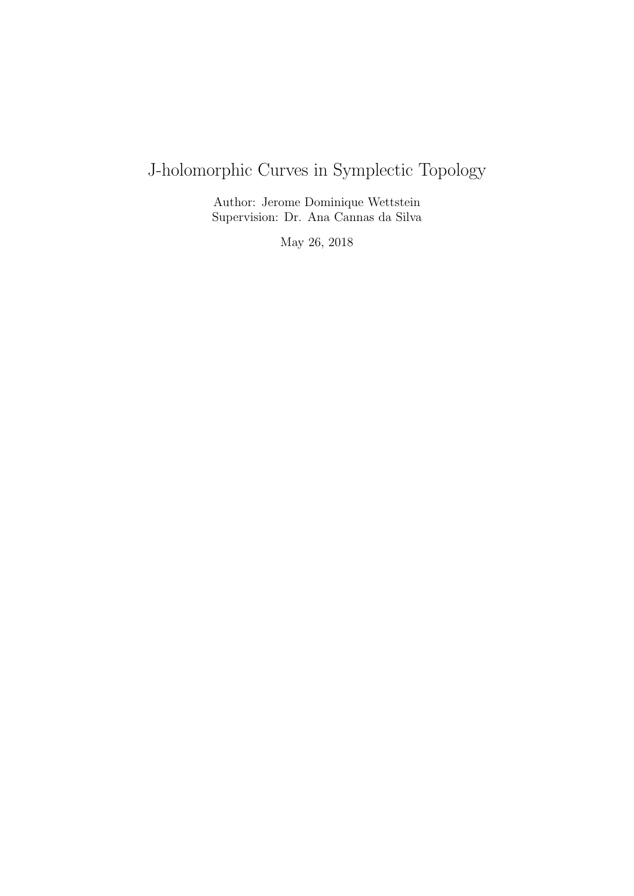# J-holomorphic Curves in Symplectic Topology

Author: Jerome Dominique Wettstein
Supervision: Dr. Ana Cannas da Silva

May 26, 2018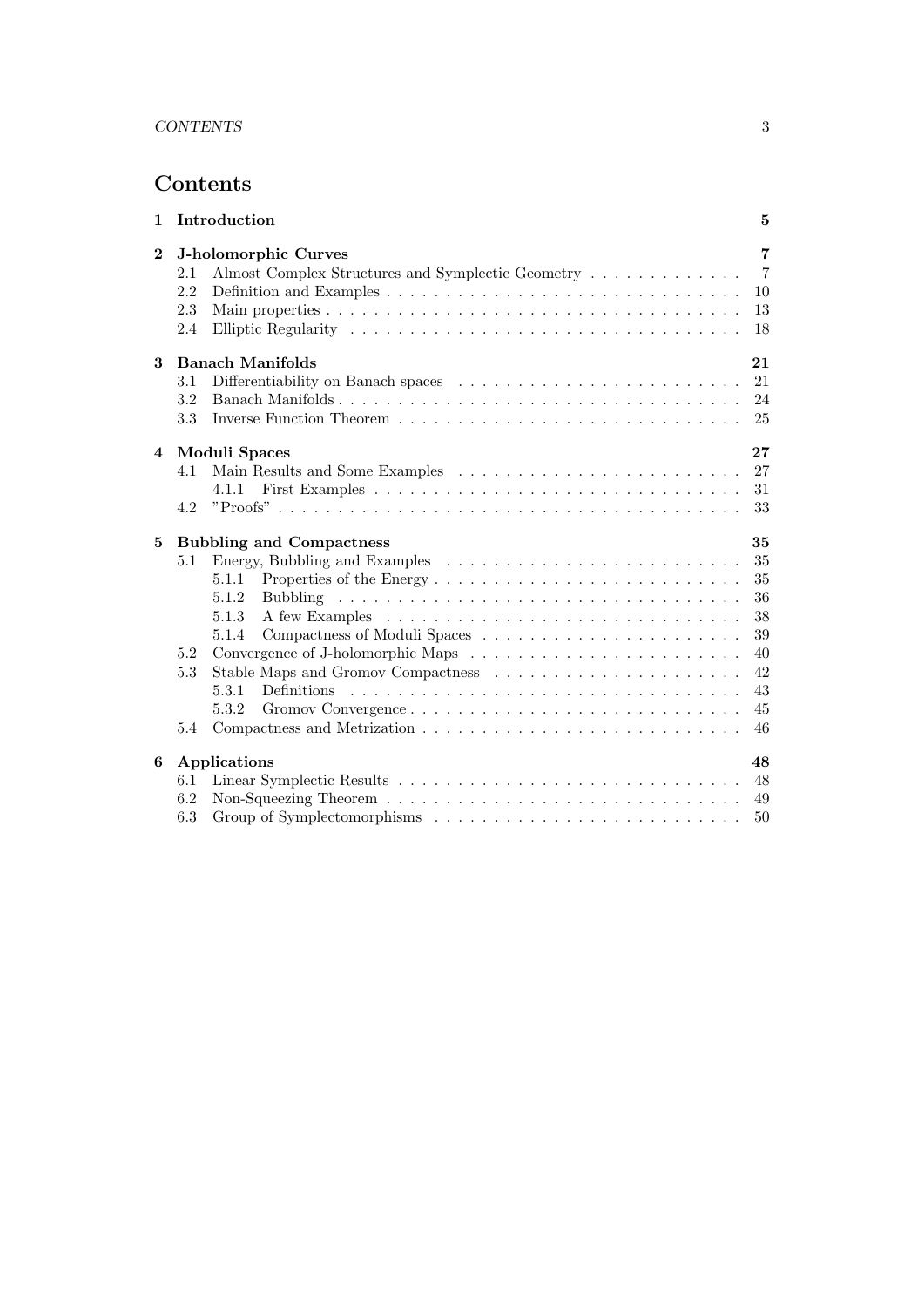# Contents

**1 Introduction** **5**

**2 J-holomorphic Curves** **7**

- 2.1 Almost Complex Structures and Symplectic Geometry . . . . . . . . . . . . . 7
- 2.2 Definition and Examples . . . . . . . . . . . . . . . . . . . . . . . . . . . . . . 10
- 2.3 Main properties . . . . . . . . . . . . . . . . . . . . . . . . . . . . . . . . . . 13
- 2.4 Elliptic Regularity . . . . . . . . . . . . . . . . . . . . . . . . . . . . . . . . 18

**3 Banach Manifolds** **21**

- 3.1 Differentiability on Banach spaces . . . . . . . . . . . . . . . . . . . . . . . . 21
- 3.2 Banach Manifolds . . . . . . . . . . . . . . . . . . . . . . . . . . . . . . . . . 24
- 3.3 Inverse Function Theorem . . . . . . . . . . . . . . . . . . . . . . . . . . . . 25

**4 Moduli Spaces** **27**

- 4.1 Main Results and Some Examples . . . . . . . . . . . . . . . . . . . . . . . . 27
  - 4.1.1 First Examples . . . . . . . . . . . . . . . . . . . . . . . . . . . . . . . 31
- 4.2 "Proofs" . . . . . . . . . . . . . . . . . . . . . . . . . . . . . . . . . . . . . . 33

**5 Bubbling and Compactness** **35**

- 5.1 Energy, Bubbling and Examples . . . . . . . . . . . . . . . . . . . . . . . . . 35
  - 5.1.1 Properties of the Energy . . . . . . . . . . . . . . . . . . . . . . . . . . 35
  - 5.1.2 Bubbling . . . . . . . . . . . . . . . . . . . . . . . . . . . . . . . . . . 36
  - 5.1.3 A few Examples . . . . . . . . . . . . . . . . . . . . . . . . . . . . . . 38
  - 5.1.4 Compactness of Moduli Spaces . . . . . . . . . . . . . . . . . . . . . . 39
- 5.2 Convergence of J-holomorphic Maps . . . . . . . . . . . . . . . . . . . . . . . 40
- 5.3 Stable Maps and Gromov Compactness . . . . . . . . . . . . . . . . . . . . . 42
  - 5.3.1 Definitions . . . . . . . . . . . . . . . . . . . . . . . . . . . . . . . . . 43
  - 5.3.2 Gromov Convergence . . . . . . . . . . . . . . . . . . . . . . . . . . . . 45
- 5.4 Compactness and Metrization . . . . . . . . . . . . . . . . . . . . . . . . . . 46

**6 Applications** **48**

- 6.1 Linear Symplectic Results . . . . . . . . . . . . . . . . . . . . . . . . . . . . 48
- 6.2 Non-Squeezing Theorem . . . . . . . . . . . . . . . . . . . . . . . . . . . . . 49
- 6.3 Group of Symplectomorphisms . . . . . . . . . . . . . . . . . . . . . . . . . . 50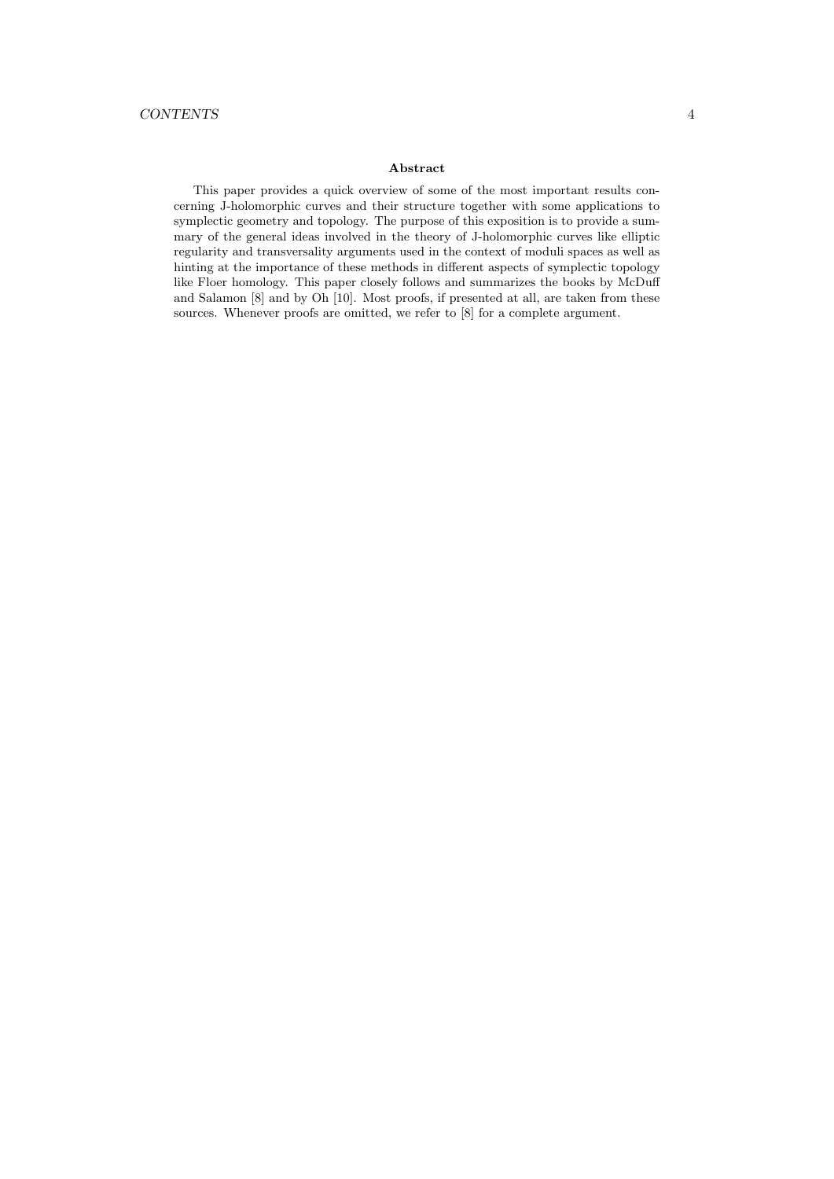## Abstract

This paper provides a quick overview of some of the most important results concerning J-holomorphic curves and their structure together with some applications to symplectic geometry and topology. The purpose of this exposition is to provide a summary of the general ideas involved in the theory of J-holomorphic curves like elliptic regularity and transversality arguments used in the context of moduli spaces as well as hinting at the importance of these methods in different aspects of symplectic topology like Floer homology. This paper closely follows and summarizes the books by McDuff and Salamon [8] and by Oh [10]. Most proofs, if presented at all, are taken from these sources. Whenever proofs are omitted, we refer to [8] for a complete argument.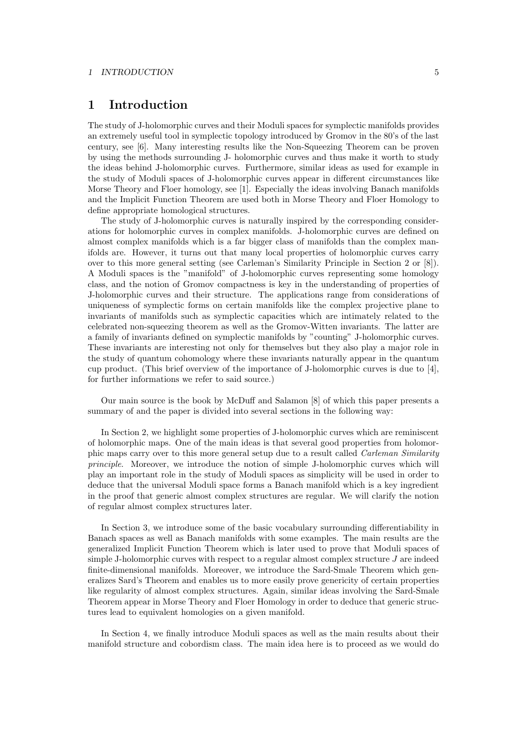# 1 Introduction

The study of J-holomorphic curves and their Moduli spaces for symplectic manifolds provides an extremely useful tool in symplectic topology introduced by Gromov in the 80's of the last century, see [6]. Many interesting results like the Non-Squeezing Theorem can be proven by using the methods surrounding J- holomorphic curves and thus make it worth to study the ideas behind J-holomorphic curves. Furthermore, similar ideas as used for example in the study of Moduli spaces of J-holomorphic curves appear in different circumstances like Morse Theory and Floer homology, see [1]. Especially the ideas involving Banach manifolds and the Implicit Function Theorem are used both in Morse Theory and Floer Homology to define appropriate homological structures.

The study of J-holomorphic curves is naturally inspired by the corresponding considerations for holomorphic curves in complex manifolds. J-holomorphic curves are defined on almost complex manifolds which is a far bigger class of manifolds than the complex manifolds are. However, it turns out that many local properties of holomorphic curves carry over to this more general setting (see Carleman's Similarity Principle in Section 2 or [8]). A Moduli spaces is the "manifold" of J-holomorphic curves representing some homology class, and the notion of Gromov compactness is key in the understanding of properties of J-holomorphic curves and their structure. The applications range from considerations of uniqueness of symplectic forms on certain manifolds like the complex projective plane to invariants of manifolds such as symplectic capacities which are intimately related to the celebrated non-squeezing theorem as well as the Gromov-Witten invariants. The latter are a family of invariants defined on symplectic manifolds by "counting" J-holomorphic curves. These invariants are interesting not only for themselves but they also play a major role in the study of quantum cohomology where these invariants naturally appear in the quantum cup product. (This brief overview of the importance of J-holomorphic curves is due to [4], for further informations we refer to said source.)

Our main source is the book by McDuff and Salamon [8] of which this paper presents a summary of and the paper is divided into several sections in the following way:

In Section 2, we highlight some properties of J-holomorphic curves which are reminiscent of holomorphic maps. One of the main ideas is that several good properties from holomorphic maps carry over to this more general setup due to a result called *Carleman Similarity principle*. Moreover, we introduce the notion of simple J-holomorphic curves which will play an important role in the study of Moduli spaces as simplicity will be used in order to deduce that the universal Moduli space forms a Banach manifold which is a key ingredient in the proof that generic almost complex structures are regular. We will clarify the notion of regular almost complex structures later.

In Section 3, we introduce some of the basic vocabulary surrounding differentiability in Banach spaces as well as Banach manifolds with some examples. The main results are the generalized Implicit Function Theorem which is later used to prove that Moduli spaces of simple J-holomorphic curves with respect to a regular almost complex structure $J$ are indeed finite-dimensional manifolds. Moreover, we introduce the Sard-Smale Theorem which generalizes Sard's Theorem and enables us to more easily prove genericity of certain properties like regularity of almost complex structures. Again, similar ideas involving the Sard-Smale Theorem appear in Morse Theory and Floer Homology in order to deduce that generic structures lead to equivalent homologies on a given manifold.

In Section 4, we finally introduce Moduli spaces as well as the main results about their manifold structure and cobordism class. The main idea here is to proceed as we would do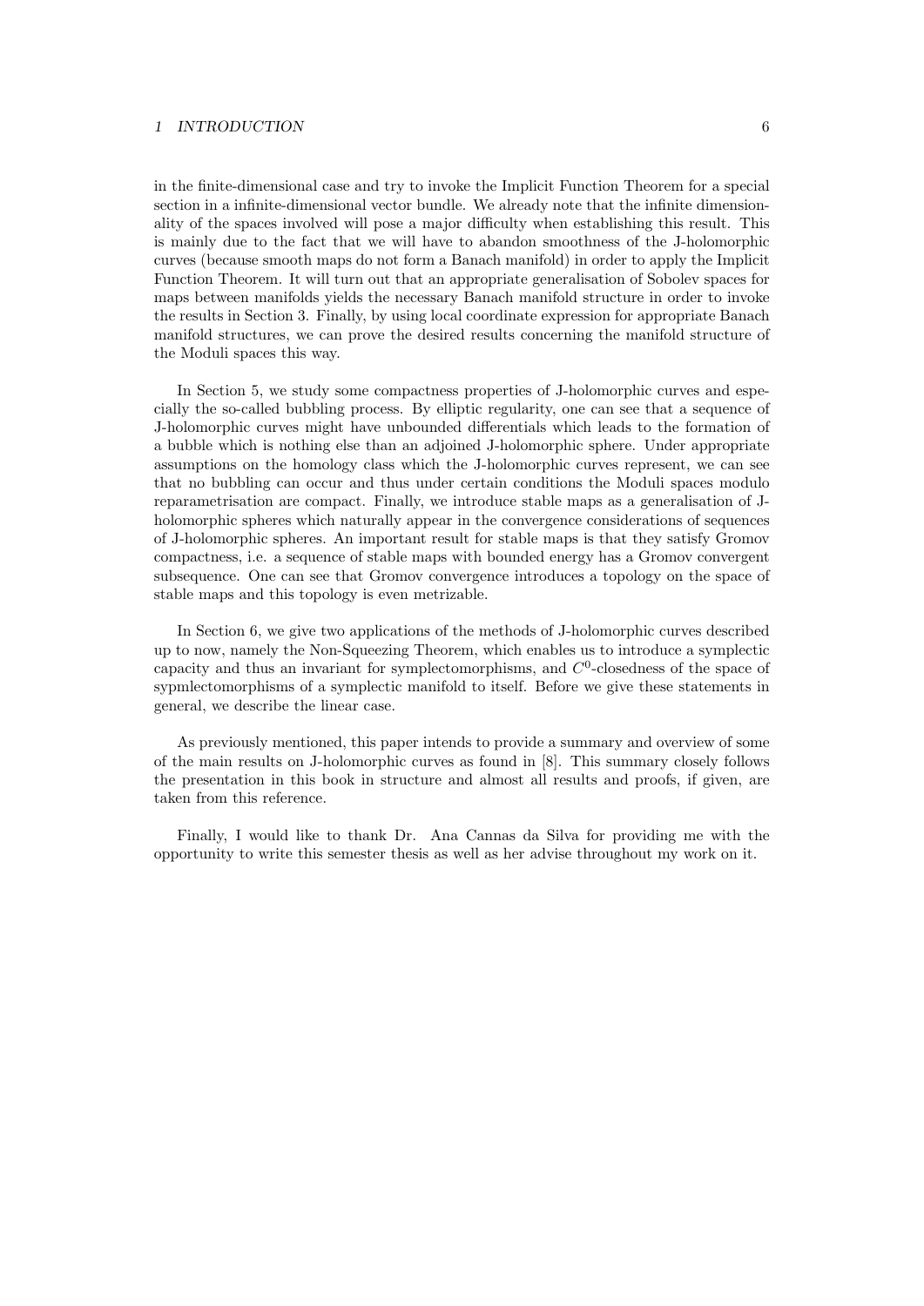in the finite-dimensional case and try to invoke the Implicit Function Theorem for a special section in a infinite-dimensional vector bundle. We already note that the infinite dimensionality of the spaces involved will pose a major difficulty when establishing this result. This is mainly due to the fact that we will have to abandon smoothness of the J-holomorphic curves (because smooth maps do not form a Banach manifold) in order to apply the Implicit Function Theorem. It will turn out that an appropriate generalisation of Sobolev spaces for maps between manifolds yields the necessary Banach manifold structure in order to invoke the results in Section 3. Finally, by using local coordinate expression for appropriate Banach manifold structures, we can prove the desired results concerning the manifold structure of the Moduli spaces this way.

In Section 5, we study some compactness properties of J-holomorphic curves and especially the so-called bubbling process. By elliptic regularity, one can see that a sequence of J-holomorphic curves might have unbounded differentials which leads to the formation of a bubble which is nothing else than an adjoined J-holomorphic sphere. Under appropriate assumptions on the homology class which the J-holomorphic curves represent, we can see that no bubbling can occur and thus under certain conditions the Moduli spaces modulo reparametrisation are compact. Finally, we introduce stable maps as a generalisation of J-holomorphic spheres which naturally appear in the convergence considerations of sequences of J-holomorphic spheres. An important result for stable maps is that they satisfy Gromov compactness, i.e. a sequence of stable maps with bounded energy has a Gromov convergent subsequence. One can see that Gromov convergence introduces a topology on the space of stable maps and this topology is even metrizable.

In Section 6, we give two applications of the methods of J-holomorphic curves described up to now, namely the Non-Squeezing Theorem, which enables us to introduce a symplectic capacity and thus an invariant for symplectomorphisms, and $C^0$-closedness of the space of sypmlectomorphisms of a symplectic manifold to itself. Before we give these statements in general, we describe the linear case.

As previously mentioned, this paper intends to provide a summary and overview of some of the main results on J-holomorphic curves as found in [8]. This summary closely follows the presentation in this book in structure and almost all results and proofs, if given, are taken from this reference.

Finally, I would like to thank Dr. Ana Cannas da Silva for providing me with the opportunity to write this semester thesis as well as her advise throughout my work on it.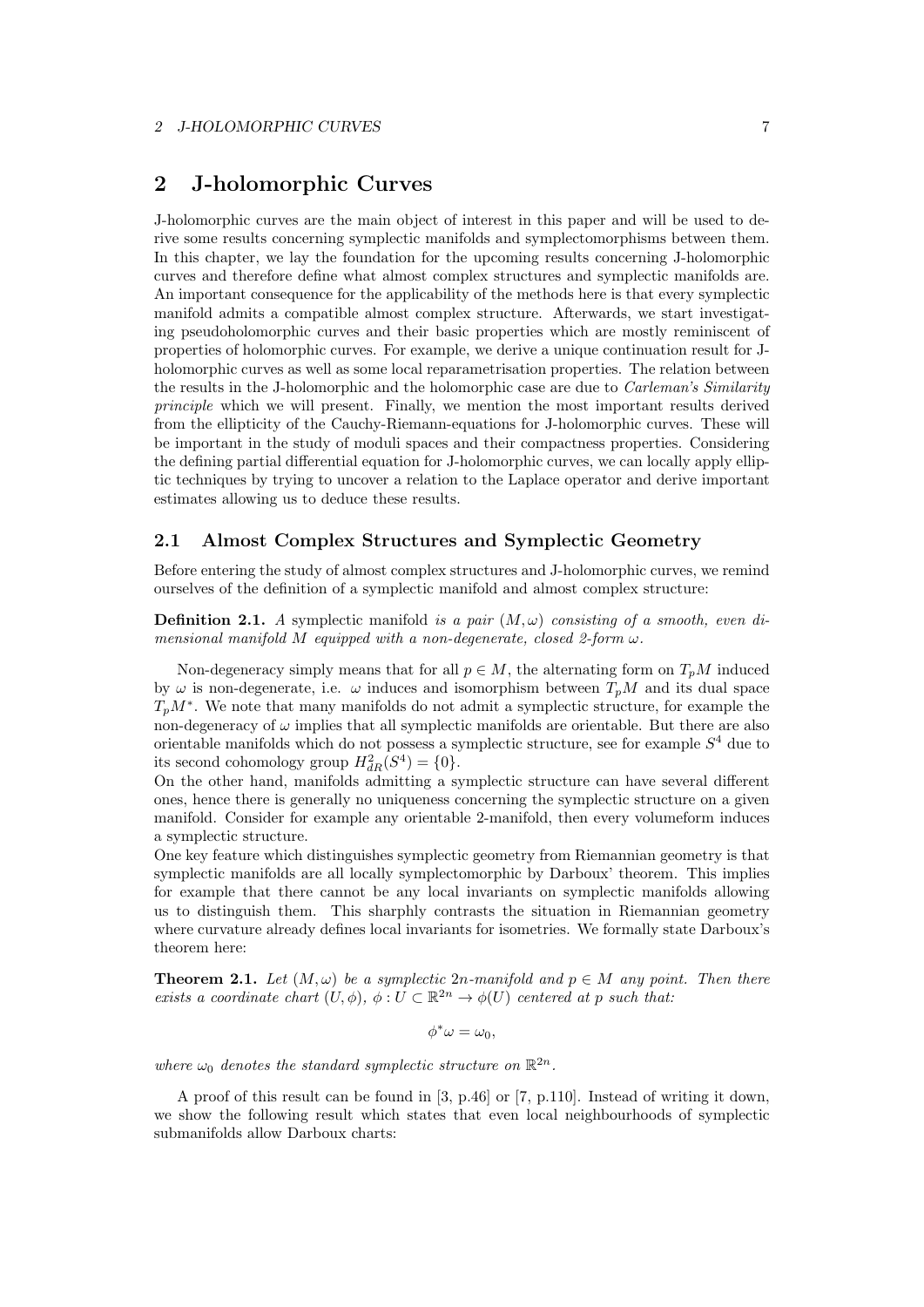# 2 J-holomorphic Curves

J-holomorphic curves are the main object of interest in this paper and will be used to derive some results concerning symplectic manifolds and symplectomorphisms between them. In this chapter, we lay the foundation for the upcoming results concerning J-holomorphic curves and therefore define what almost complex structures and symplectic manifolds are. An important consequence for the applicability of the methods here is that every symplectic manifold admits a compatible almost complex structure. Afterwards, we start investigating pseudoholomorphic curves and their basic properties which are mostly reminiscent of properties of holomorphic curves. For example, we derive a unique continuation result for J-holomorphic curves as well as some local reparametrisation properties. The relation between the results in the J-holomorphic and the holomorphic case are due to *Carleman's Similarity principle* which we will present. Finally, we mention the most important results derived from the ellipticity of the Cauchy-Riemann-equations for J-holomorphic curves. These will be important in the study of moduli spaces and their compactness properties. Considering the defining partial differential equation for J-holomorphic curves, we can locally apply elliptic techniques by trying to uncover a relation to the Laplace operator and derive important estimates allowing us to deduce these results.

## 2.1 Almost Complex Structures and Symplectic Geometry

Before entering the study of almost complex structures and J-holomorphic curves, we remind ourselves of the definition of a symplectic manifold and almost complex structure:

**Definition 2.1.** *A* symplectic manifold *is a pair $(M, \omega)$ consisting of a smooth, even dimensional manifold $M$ equipped with a non-degenerate, closed 2-form $\omega$.*

Non-degeneracy simply means that for all $p \in M$, the alternating form on $T_pM$ induced by $\omega$ is non-degenerate, i.e. $\omega$ induces and isomorphism between $T_pM$ and its dual space $T_pM^*$. We note that many manifolds do not admit a symplectic structure, for example the non-degeneracy of $\omega$ implies that all symplectic manifolds are orientable. But there are also orientable manifolds which do not possess a symplectic structure, see for example $S^4$ due to its second cohomology group $H^2_{dR}(S^4) = \{0\}$.
On the other hand, manifolds admitting a symplectic structure can have several different ones, hence there is generally no uniqueness concerning the symplectic structure on a given manifold. Consider for example any orientable 2-manifold, then every volumeform induces a symplectic structure.
One key feature which distinguishes symplectic geometry from Riemannian geometry is that symplectic manifolds are all locally symplectomorphic by Darboux' theorem. This implies for example that there cannot be any local invariants on symplectic manifolds allowing us to distinguish them. This sharphly contrasts the situation in Riemannian geometry where curvature already defines local invariants for isometries. We formally state Darboux's theorem here:

**Theorem 2.1.** *Let $(M, \omega)$ be a symplectic $2n$-manifold and $p \in M$ any point. Then there exists a coordinate chart $(U, \phi)$, $\phi : U \subset \mathbb{R}^{2n} \to \phi(U)$ centered at $p$ such that:*

$$\phi^*\omega = \omega_0,$$

*where $\omega_0$ denotes the standard symplectic structure on $\mathbb{R}^{2n}$.*

A proof of this result can be found in [3, p.46] or [7, p.110]. Instead of writing it down, we show the following result which states that even local neighbourhoods of symplectic submanifolds allow Darboux charts: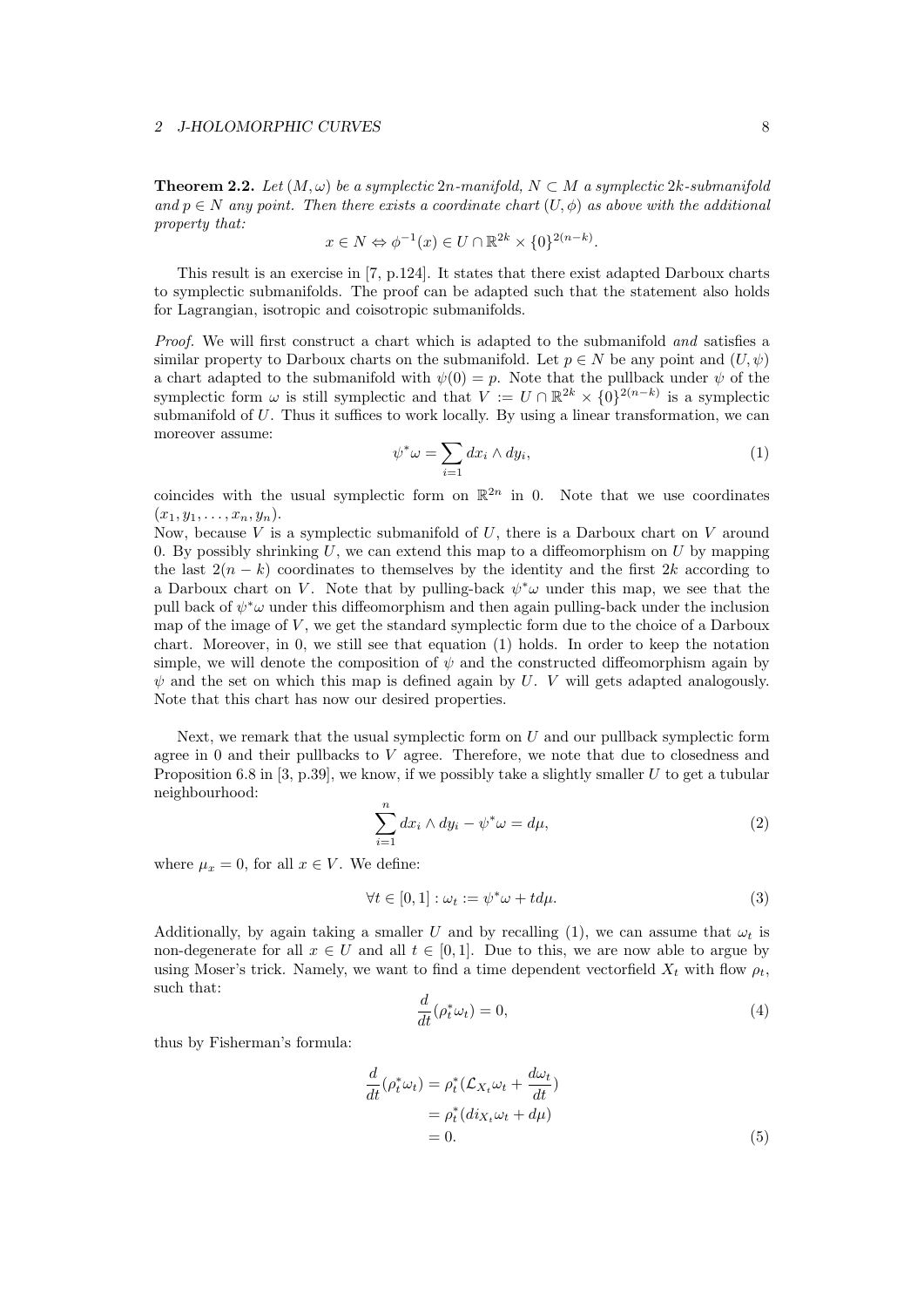**Theorem 2.2.** *Let $(M, \omega)$ be a symplectic $2n$-manifold, $N \subset M$ a symplectic $2k$-submanifold and $p \in N$ any point. Then there exists a coordinate chart $(U, \phi)$ as above with the additional property that:*

$$x \in N \Leftrightarrow \phi^{-1}(x) \in U \cap \mathbb{R}^{2k} \times \{0\}^{2(n-k)}.$$

This result is an exercise in [7, p.124]. It states that there exist adapted Darboux charts to symplectic submanifolds. The proof can be adapted such that the statement also holds for Lagrangian, isotropic and coisotropic submanifolds.

*Proof.* We will first construct a chart which is adapted to the submanifold *and* satisfies a similar property to Darboux charts on the submanifold. Let $p \in N$ be any point and $(U, \psi)$ a chart adapted to the submanifold with $\psi(0) = p$. Note that the pullback under $\psi$ of the symplectic form $\omega$ is still symplectic and that $V := U \cap \mathbb{R}^{2k} \times \{0\}^{2(n-k)}$ is a symplectic submanifold of $U$. Thus it suffices to work locally. By using a linear transformation, we can moreover assume:

$$\psi^* \omega = \sum_{i=1} dx_i \wedge dy_i, \tag{1}$$

coincides with the usual symplectic form on $\mathbb{R}^{2n}$ in 0. Note that we use coordinates $(x_1, y_1, \ldots, x_n, y_n)$.
Now, because $V$ is a symplectic submanifold of $U$, there is a Darboux chart on $V$ around 0. By possibly shrinking $U$, we can extend this map to a diffeomorphism on $U$ by mapping the last $2(n-k)$ coordinates to themselves by the identity and the first $2k$ according to a Darboux chart on $V$. Note that by pulling-back $\psi^*\omega$ under this map, we see that the pull back of $\psi^*\omega$ under this diffeomorphism and then again pulling-back under the inclusion map of the image of $V$, we get the standard symplectic form due to the choice of a Darboux chart. Moreover, in 0, we still see that equation (1) holds. In order to keep the notation simple, we will denote the composition of $\psi$ and the constructed diffeomorphism again by $\psi$ and the set on which this map is defined again by $U$. $V$ will gets adapted analogously. Note that this chart has now our desired properties.

Next, we remark that the usual symplectic form on $U$ and our pullback symplectic form agree in 0 and their pullbacks to $V$ agree. Therefore, we note that due to closedness and Proposition 6.8 in [3, p.39], we know, if we possibly take a slightly smaller $U$ to get a tubular neighbourhood:

$$\sum_{i=1}^{n} dx_i \wedge dy_i - \psi^*\omega = d\mu, \tag{2}$$

where $\mu_x = 0$, for all $x \in V$. We define:

$$\forall t \in [0, 1] : \omega_t := \psi^*\omega + td\mu. \tag{3}$$

Additionally, by again taking a smaller $U$ and by recalling (1), we can assume that $\omega_t$ is non-degenerate for all $x \in U$ and all $t \in [0, 1]$. Due to this, we are now able to argue by using Moser's trick. Namely, we want to find a time dependent vectorfield $X_t$ with flow $\rho_t$, such that:

$$\frac{d}{dt}(\rho_t^* \omega_t) = 0, \tag{4}$$

thus by Fisherman's formula:

$$\begin{aligned}
\frac{d}{dt}(\rho_t^*\omega_t) &= \rho_t^*(\mathcal{L}_{X_t}\omega_t + \frac{d\omega_t}{dt}) \\
&= \rho_t^*(di_{X_t}\omega_t + d\mu) \\
&= 0.
\end{aligned} \tag{5}$$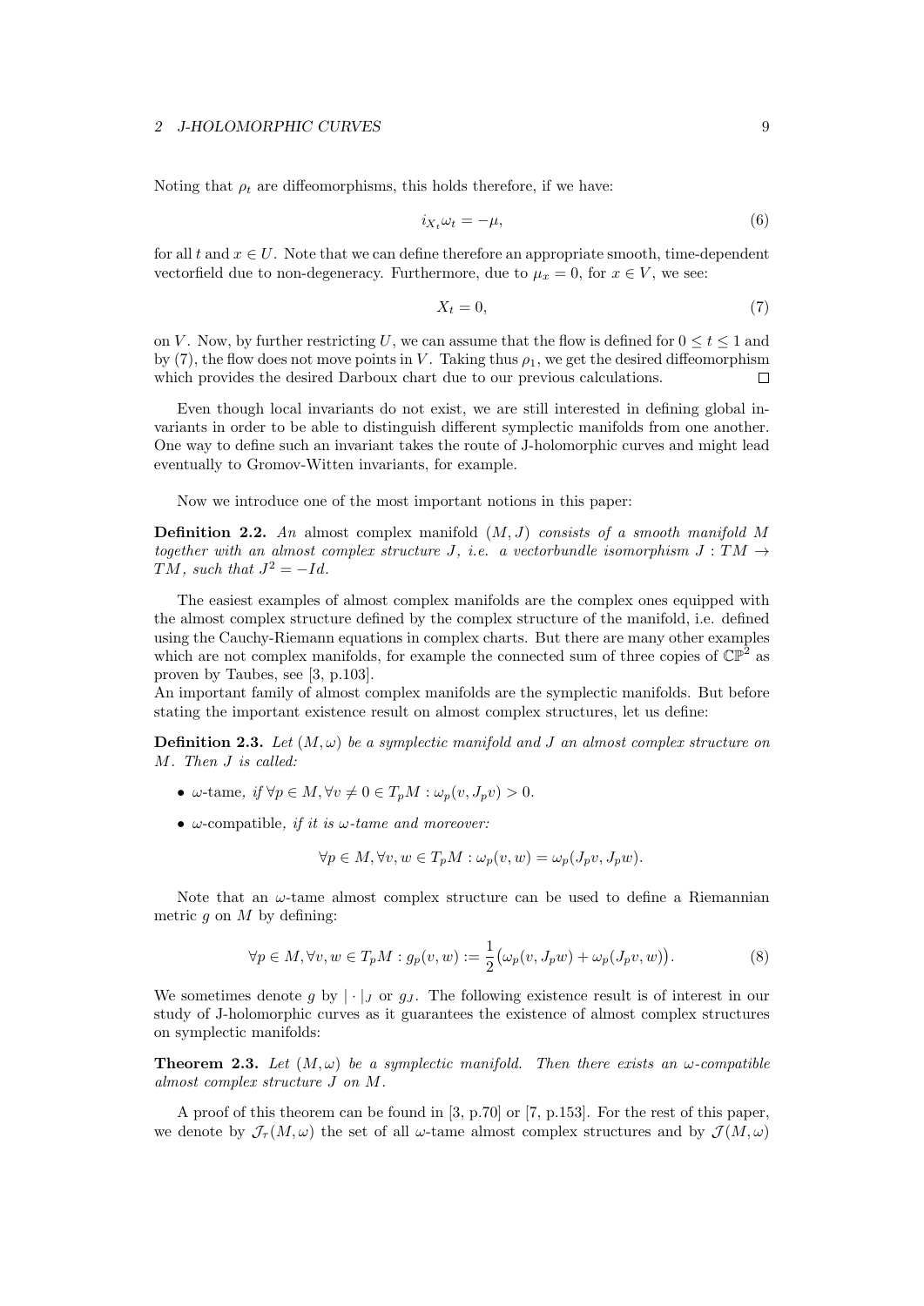Noting that $\rho_t$ are diffeomorphisms, this holds therefore, if we have:

$$i_{X_t}\omega_t = -\mu, \tag{6}$$

for all $t$ and $x \in U$. Note that we can define therefore an appropriate smooth, time-dependent vectorfield due to non-degeneracy. Furthermore, due to $\mu_x = 0$, for $x \in V$, we see:

$$X_t = 0, \tag{7}$$

on $V$. Now, by further restricting $U$, we can assume that the flow is defined for $0 \leq t \leq 1$ and by (7), the flow does not move points in $V$. Taking thus $\rho_1$, we get the desired diffeomorphism which provides the desired Darboux chart due to our previous calculations. $\square$

Even though local invariants do not exist, we are still interested in defining global invariants in order to be able to distinguish different symplectic manifolds from one another. One way to define such an invariant takes the route of J-holomorphic curves and might lead eventually to Gromov-Witten invariants, for example.

Now we introduce one of the most important notions in this paper:

**Definition 2.2.** *An* almost complex manifold $(M, J)$ *consists of a smooth manifold $M$ together with an almost complex structure $J$, i.e. a vectorbundle isomorphism $J : TM \to TM$, such that $J^2 = -Id$.*

The easiest examples of almost complex manifolds are the complex ones equipped with the almost complex structure defined by the complex structure of the manifold, i.e. defined using the Cauchy-Riemann equations in complex charts. But there are many other examples which are not complex manifolds, for example the connected sum of three copies of $\mathbb{CP}^2$ as proven by Taubes, see [3, p.103].
An important family of almost complex manifolds are the symplectic manifolds. But before stating the important existence result on almost complex structures, let us define:

**Definition 2.3.** *Let $(M, \omega)$ be a symplectic manifold and $J$ an almost complex structure on $M$. Then $J$ is called:*

- $\omega$-tame*, if $\forall p \in M, \forall v \neq 0 \in T_pM : \omega_p(v, J_pv) > 0$.*
- $\omega$-compatible*, if it is $\omega$-tame and moreover:*

$$\forall p \in M, \forall v, w \in T_pM : \omega_p(v, w) = \omega_p(J_pv, J_pw).$$

Note that an $\omega$-tame almost complex structure can be used to define a Riemannian metric $g$ on $M$ by defining:

$$\forall p \in M, \forall v, w \in T_pM : g_p(v, w) := \frac{1}{2}\big(\omega_p(v, J_pw) + \omega_p(J_pv, w)\big). \tag{8}$$

We sometimes denote $g$ by $|\cdot|_J$ or $g_J$. The following existence result is of interest in our study of J-holomorphic curves as it guarantees the existence of almost complex structures on symplectic manifolds:

**Theorem 2.3.** *Let $(M, \omega)$ be a symplectic manifold. Then there exists an $\omega$-compatible almost complex structure $J$ on $M$.*

A proof of this theorem can be found in [3, p.70] or [7, p.153]. For the rest of this paper, we denote by $\mathcal{J}_\tau(M, \omega)$ the set of all $\omega$-tame almost complex structures and by $\mathcal{J}(M, \omega)$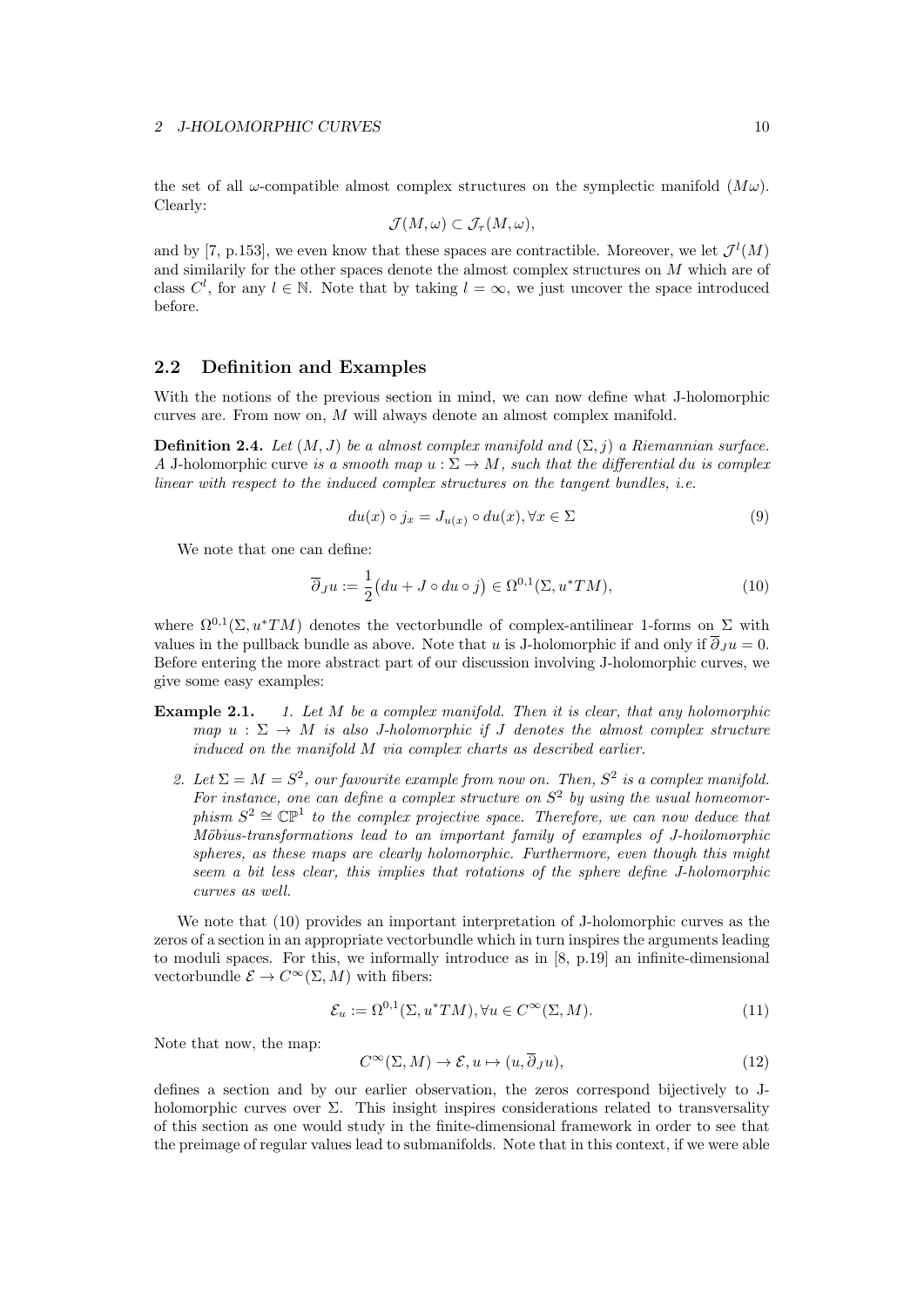the set of all $\omega$-compatible almost complex structures on the symplectic manifold $(M\omega)$. Clearly:

$$\mathcal{J}(M,\omega) \subset \mathcal{J}_\tau(M,\omega),$$

and by [7, p.153], we even know that these spaces are contractible. Moreover, we let $\mathcal{J}^l(M)$ and similarily for the other spaces denote the almost complex structures on $M$ which are of class $C^l$, for any $l \in \mathbb{N}$. Note that by taking $l = \infty$, we just uncover the space introduced before.

## 2.2 Definition and Examples

With the notions of the previous section in mind, we can now define what J-holomorphic curves are. From now on, $M$ will always denote an almost complex manifold.

**Definition 2.4.** *Let $(M, J)$ be a almost complex manifold and $(\Sigma, j)$ a Riemannian surface. A* J-holomorphic curve *is a smooth map $u : \Sigma \to M$, such that the differential $du$ is complex linear with respect to the induced complex structures on the tangent bundles, i.e.*

$$du(x) \circ j_x = J_{u(x)} \circ du(x), \forall x \in \Sigma \tag{9}$$

We note that one can define:

$$\overline{\partial}_J u := \frac{1}{2}\big(du + J \circ du \circ j\big) \in \Omega^{0,1}(\Sigma, u^*TM), \tag{10}$$

where $\Omega^{0,1}(\Sigma, u^*TM)$ denotes the vectorbundle of complex-antilinear 1-forms on $\Sigma$ with values in the pullback bundle as above. Note that $u$ is J-holomorphic if and only if $\overline{\partial}_J u = 0$. Before entering the more abstract part of our discussion involving J-holomorphic curves, we give some easy examples:

**Example 2.1.**

1. *Let $M$ be a complex manifold. Then it is clear, that any holomorphic map $u : \Sigma \to M$ is also J-holomorphic if $J$ denotes the almost complex structure induced on the manifold $M$ via complex charts as described earlier.*
2. *Let $\Sigma = M = S^2$, our favourite example from now on. Then, $S^2$ is a complex manifold. For instance, one can define a complex structure on $S^2$ by using the usual homeomorphism $S^2 \cong \mathbb{CP}^1$ to the complex projective space. Therefore, we can now deduce that Möbius-transformations lead to an important family of examples of J-hoilomorphic spheres, as these maps are clearly holomorphic. Furthermore, even though this might seem a bit less clear, this implies that rotations of the sphere define J-holomorphic curves as well.*

We note that (10) provides an important interpretation of J-holomorphic curves as the zeros of a section in an appropriate vectorbundle which in turn inspires the arguments leading to moduli spaces. For this, we informally introduce as in [8, p.19] an infinite-dimensional vectorbundle $\mathcal{E} \to C^\infty(\Sigma, M)$ with fibers:

$$\mathcal{E}_u := \Omega^{0,1}(\Sigma, u^*TM), \forall u \in C^\infty(\Sigma, M). \tag{11}$$

Note that now, the map:

$$C^\infty(\Sigma, M) \to \mathcal{E}, u \mapsto (u, \overline{\partial}_J u), \tag{12}$$

defines a section and by our earlier observation, the zeros correspond bijectively to J-holomorphic curves over $\Sigma$. This insight inspires considerations related to transversality of this section as one would study in the finite-dimensional framework in order to see that the preimage of regular values lead to submanifolds. Note that in this context, if we were able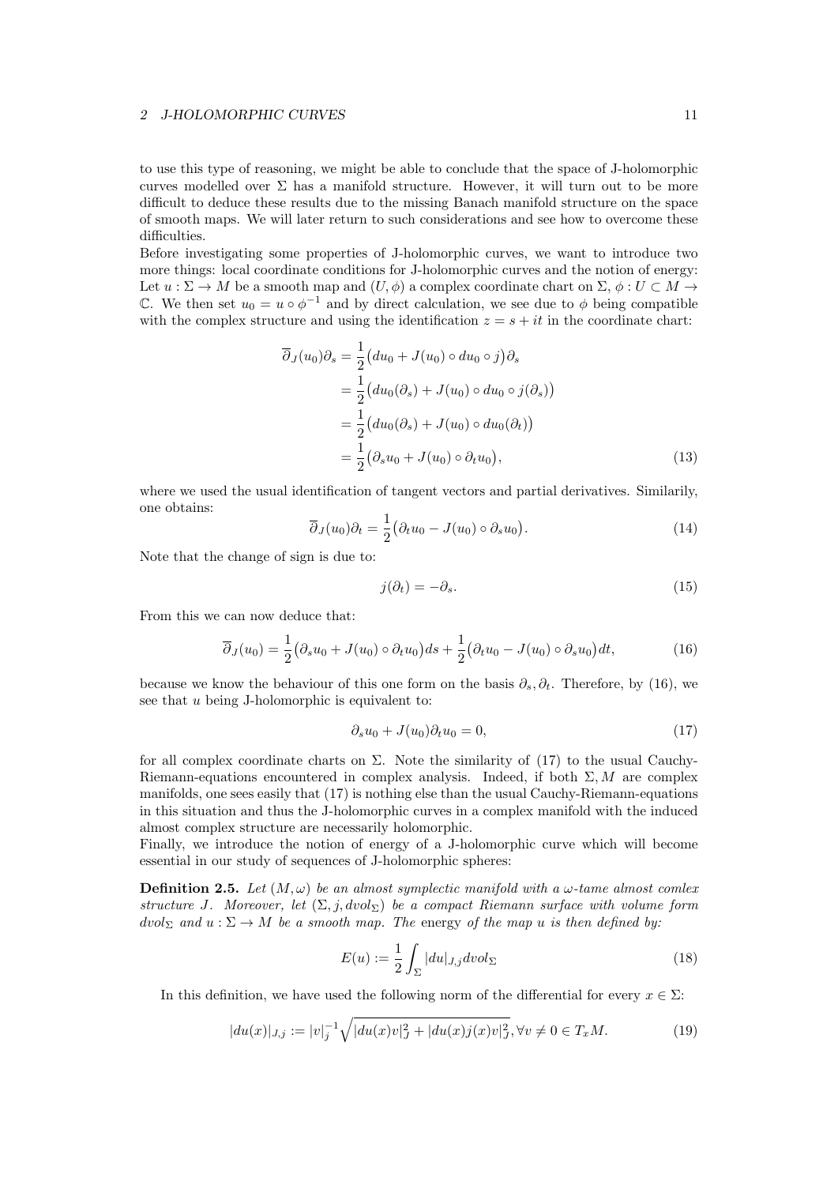to use this type of reasoning, we might be able to conclude that the space of J-holomorphic curves modelled over $\Sigma$ has a manifold structure. However, it will turn out to be more difficult to deduce these results due to the missing Banach manifold structure on the space of smooth maps. We will later return to such considerations and see how to overcome these difficulties.
Before investigating some properties of J-holomorphic curves, we want to introduce two more things: local coordinate conditions for J-holomorphic curves and the notion of energy: Let $u : \Sigma \to M$ be a smooth map and $(U, \phi)$ a complex coordinate chart on $\Sigma$, $\phi : U \subset M \to \mathbb{C}$. We then set $u_0 = u \circ \phi^{-1}$ and by direct calculation, we see due to $\phi$ being compatible with the complex structure and using the identification $z = s + it$ in the coordinate chart:

$$
\begin{aligned}
\overline{\partial}_J(u_0)\partial_s &= \frac{1}{2}\big(du_0 + J(u_0) \circ du_0 \circ j\big)\partial_s \\
&= \frac{1}{2}\big(du_0(\partial_s) + J(u_0) \circ du_0 \circ j(\partial_s)\big) \\
&= \frac{1}{2}\big(du_0(\partial_s) + J(u_0) \circ du_0(\partial_t)\big) \\
&= \frac{1}{2}\big(\partial_s u_0 + J(u_0) \circ \partial_t u_0\big), \qquad (13)
\end{aligned}
$$

where we used the usual identification of tangent vectors and partial derivatives. Similarily, one obtains:

$$
\overline{\partial}_J(u_0)\partial_t = \frac{1}{2}\big(\partial_t u_0 - J(u_0) \circ \partial_s u_0\big). \qquad (14)
$$

Note that the change of sign is due to:

$$
j(\partial_t) = -\partial_s. \qquad (15)
$$

From this we can now deduce that:

$$
\overline{\partial}_J(u_0) = \frac{1}{2}\big(\partial_s u_0 + J(u_0) \circ \partial_t u_0\big)ds + \frac{1}{2}\big(\partial_t u_0 - J(u_0) \circ \partial_s u_0\big)dt, \qquad (16)
$$

because we know the behaviour of this one form on the basis $\partial_s, \partial_t$. Therefore, by (16), we see that $u$ being J-holomorphic is equivalent to:

$$
\partial_s u_0 + J(u_0)\partial_t u_0 = 0, \qquad (17)
$$

for all complex coordinate charts on $\Sigma$. Note the similarity of (17) to the usual Cauchy-Riemann-equations encountered in complex analysis. Indeed, if both $\Sigma, M$ are complex manifolds, one sees easily that (17) is nothing else than the usual Cauchy-Riemann-equations in this situation and thus the J-holomorphic curves in a complex manifold with the induced almost complex structure are necessarily holomorphic.
Finally, we introduce the notion of energy of a J-holomorphic curve which will become essential in our study of sequences of J-holomorphic spheres:

**Definition 2.5.** *Let $(M, \omega)$ be an almost symplectic manifold with a $\omega$-tame almost comlex structure $J$. Moreover, let $(\Sigma, j, dvol_\Sigma)$ be a compact Riemann surface with volume form $dvol_\Sigma$ and $u : \Sigma \to M$ be a smooth map. The* energy *of the map $u$ is then defined by:*

$$
E(u) := \frac{1}{2}\int_\Sigma |du|_{J,j} dvol_\Sigma \qquad (18)
$$

In this definition, we have used the following norm of the differential for every $x \in \Sigma$:

$$
|du(x)|_{J,j} := |v|_j^{-1}\sqrt{|du(x)v|_J^2 + |du(x)j(x)v|_J^2}, \forall v \neq 0 \in T_x M. \qquad (19)
$$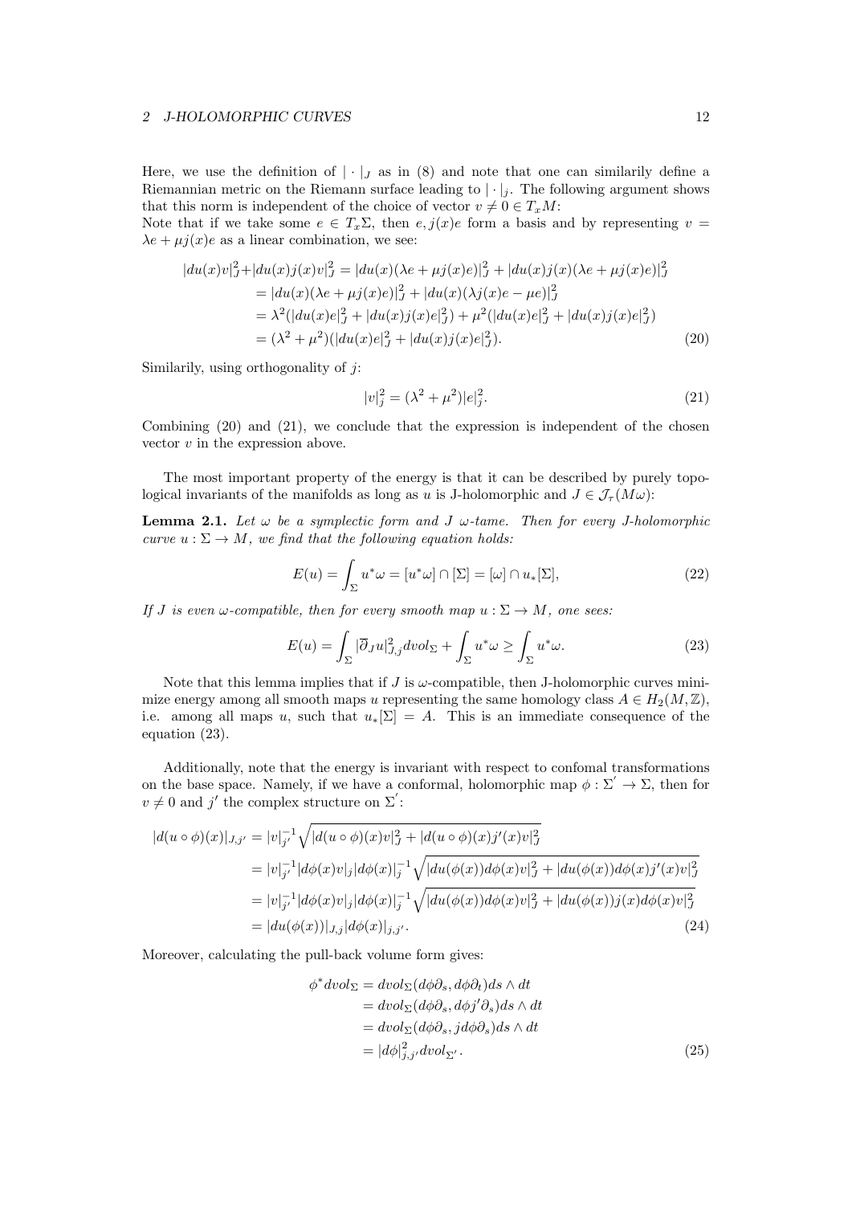Here, we use the definition of $|\cdot|_J$ as in (8) and note that one can similarily define a Riemannian metric on the Riemann surface leading to $|\cdot|_j$. The following argument shows that this norm is independent of the choice of vector $v \neq 0 \in T_xM$:
Note that if we take some $e \in T_x\Sigma$, then $e, j(x)e$ form a basis and by representing $v = \lambda e + \mu j(x)e$ as a linear combination, we see:

$$\begin{aligned}
|du(x)v|_J^2 + |du(x)j(x)v|_J^2 &= |du(x)(\lambda e + \mu j(x)e)|_J^2 + |du(x)j(x)(\lambda e + \mu j(x)e)|_J^2 \\
&= |du(x)(\lambda e + \mu j(x)e)|_J^2 + |du(x)(\lambda j(x)e - \mu e)|_J^2 \\
&= \lambda^2(|du(x)e|_J^2 + |du(x)j(x)e|_J^2) + \mu^2(|du(x)e|_J^2 + |du(x)j(x)e|_J^2) \\
&= (\lambda^2 + \mu^2)(|du(x)e|_J^2 + |du(x)j(x)e|_J^2).
\end{aligned} \tag{20}$$

Similarily, using orthogonality of $j$:

$$|v|_j^2 = (\lambda^2 + \mu^2)|e|_j^2. \tag{21}$$

Combining (20) and (21), we conclude that the expression is independent of the chosen vector $v$ in the expression above.

The most important property of the energy is that it can be described by purely topological invariants of the manifolds as long as $u$ is J-holomorphic and $J \in \mathcal{J}_\tau(M\omega)$:

**Lemma 2.1.** *Let $\omega$ be a symplectic form and $J$ $\omega$-tame. Then for every J-holomorphic curve $u : \Sigma \to M$, we find that the following equation holds:*

$$E(u) = \int_\Sigma u^*\omega = [u^*\omega] \cap [\Sigma] = [\omega] \cap u_*[\Sigma], \tag{22}$$

*If $J$ is even $\omega$-compatible, then for every smooth map $u : \Sigma \to M$, one sees:*

$$E(u) = \int_\Sigma |\overline{\partial}_J u|_{J,j}^2 dvol_\Sigma + \int_\Sigma u^*\omega \geq \int_\Sigma u^*\omega. \tag{23}$$

Note that this lemma implies that if $J$ is $\omega$-compatible, then J-holomorphic curves minimize energy among all smooth maps $u$ representing the same homology class $A \in H_2(M, \mathbb{Z})$, i.e. among all maps $u$, such that $u_*[\Sigma] = A$. This is an immediate consequence of the equation (23).

Additionally, note that the energy is invariant with respect to confomal transformations on the base space. Namely, if we have a conformal, holomorphic map $\phi : \Sigma' \to \Sigma$, then for $v \neq 0$ and $j'$ the complex structure on $\Sigma'$:

$$\begin{aligned}
|d(u \circ \phi)(x)|_{J,j'} &= |v|_{j'}^{-1}\sqrt{|d(u \circ \phi)(x)v|_J^2 + |d(u \circ \phi)(x)j'(x)v|_J^2} \\
&= |v|_{j'}^{-1}|d\phi(x)v|_j|d\phi(x)|_j^{-1}\sqrt{|du(\phi(x))d\phi(x)v|_J^2 + |du(\phi(x))d\phi(x)j'(x)v|_J^2} \\
&= |v|_{j'}^{-1}|d\phi(x)v|_j|d\phi(x)|_j^{-1}\sqrt{|du(\phi(x))d\phi(x)v|_J^2 + |du(\phi(x))j(x)d\phi(x)v|_J^2} \\
&= |du(\phi(x))|_{J,j}|d\phi(x)|_{j,j'}.
\end{aligned} \tag{24}$$

Moreover, calculating the pull-back volume form gives:

$$\begin{aligned}
\phi^* dvol_\Sigma &= dvol_\Sigma(d\phi\partial_s, d\phi\partial_t)ds \wedge dt \\
&= dvol_\Sigma(d\phi\partial_s, d\phi j'\partial_s)ds \wedge dt \\
&= dvol_\Sigma(d\phi\partial_s, jd\phi\partial_s)ds \wedge dt \\
&= |d\phi|_{j,j'}^2 dvol_{\Sigma'}.
\end{aligned} \tag{25}$$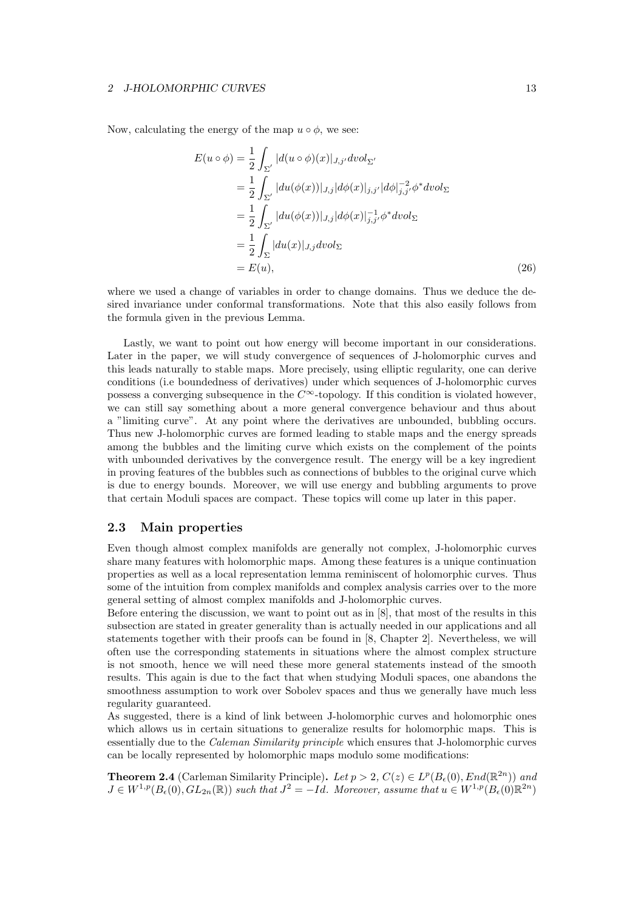Now, calculating the energy of the map $u \circ \phi$, we see:

$$
\begin{aligned}
E(u \circ \phi) &= \frac{1}{2} \int_{\Sigma'} |d(u \circ \phi)(x)|_{J,j'} dvol_{\Sigma'} \\
&= \frac{1}{2} \int_{\Sigma'} |du(\phi(x))|_{J,j} |d\phi(x)|_{j,j'} |d\phi|_{j,j'}^{-2} \phi^* dvol_{\Sigma} \\
&= \frac{1}{2} \int_{\Sigma'} |du(\phi(x))|_{J,j} |d\phi(x)|_{j,j'}^{-1} \phi^* dvol_{\Sigma} \\
&= \frac{1}{2} \int_{\Sigma} |du(x)|_{J,j} dvol_{\Sigma} \\
&= E(u),
\end{aligned} \tag{26}
$$

where we used a change of variables in order to change domains. Thus we deduce the desired invariance under conformal transformations. Note that this also easily follows from the formula given in the previous Lemma.

Lastly, we want to point out how energy will become important in our considerations. Later in the paper, we will study convergence of sequences of J-holomorphic curves and this leads naturally to stable maps. More precisely, using elliptic regularity, one can derive conditions (i.e boundedness of derivatives) under which sequences of J-holomorphic curves possess a converging subsequence in the $C^\infty$-topology. If this condition is violated however, we can still say something about a more general convergence behaviour and thus about a "limiting curve". At any point where the derivatives are unbounded, bubbling occurs. Thus new J-holomorphic curves are formed leading to stable maps and the energy spreads among the bubbles and the limiting curve which exists on the complement of the points with unbounded derivatives by the convergence result. The energy will be a key ingredient in proving features of the bubbles such as connections of bubbles to the original curve which is due to energy bounds. Moreover, we will use energy and bubbling arguments to prove that certain Moduli spaces are compact. These topics will come up later in this paper.

## 2.3 Main properties

Even though almost complex manifolds are generally not complex, J-holomorphic curves share many features with holomorphic maps. Among these features is a unique continuation properties as well as a local representation lemma reminiscent of holomorphic curves. Thus some of the intuition from complex manifolds and complex analysis carries over to the more general setting of almost complex manifolds and J-holomorphic curves.

Before entering the discussion, we want to point out as in [8], that most of the results in this subsection are stated in greater generality than is actually needed in our applications and all statements together with their proofs can be found in [8, Chapter 2]. Nevertheless, we will often use the corresponding statements in situations where the almost complex structure is not smooth, hence we will need these more general statements instead of the smooth results. This again is due to the fact that when studying Moduli spaces, one abandons the smoothness assumption to work over Sobolev spaces and thus we generally have much less regularity guaranteed.

As suggested, there is a kind of link between J-holomorphic curves and holomorphic ones which allows us in certain situations to generalize results for holomorphic maps. This is essentially due to the *Caleman Similarity principle* which ensures that J-holomorphic curves can be locally represented by holomorphic maps modulo some modifications:

**Theorem 2.4** (Carleman Similarity Principle)**.** *Let $p > 2$, $C(z) \in L^p(B_\epsilon(0), End(\mathbb{R}^{2n}))$ and $J \in W^{1,p}(B_\epsilon(0), GL_{2n}(\mathbb{R}))$ such that $J^2 = -Id$. Moreover, assume that $u \in W^{1,p}(B_\epsilon(0)\mathbb{R}^{2n})$*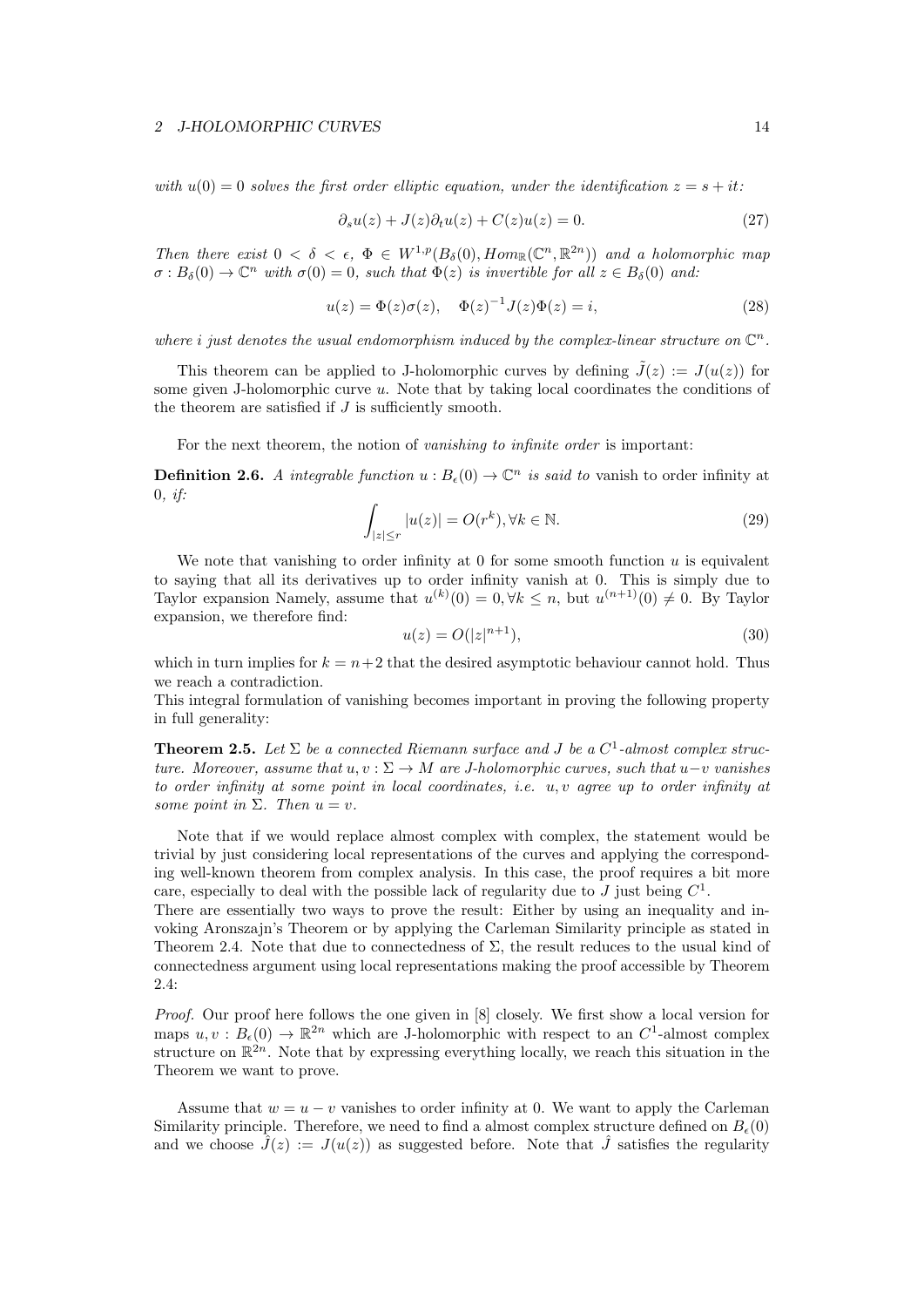*with $u(0) = 0$ solves the first order elliptic equation, under the identification $z = s + it$:*

$$\partial_s u(z) + J(z)\partial_t u(z) + C(z)u(z) = 0. \tag{27}$$

*Then there exist $0 < \delta < \epsilon$, $\Phi \in W^{1,p}(B_\delta(0), Hom_{\mathbb{R}}(\mathbb{C}^n, \mathbb{R}^{2n}))$ and a holomorphic map $\sigma : B_\delta(0) \to \mathbb{C}^n$ with $\sigma(0) = 0$, such that $\Phi(z)$ is invertible for all $z \in B_\delta(0)$ and:*

$$u(z) = \Phi(z)\sigma(z), \quad \Phi(z)^{-1}J(z)\Phi(z) = i, \tag{28}$$

*where $i$ just denotes the usual endomorphism induced by the complex-linear structure on $\mathbb{C}^n$.*

This theorem can be applied to J-holomorphic curves by defining $\tilde{J}(z) := J(u(z))$ for some given J-holomorphic curve $u$. Note that by taking local coordinates the conditions of the theorem are satisfied if $J$ is sufficiently smooth.

For the next theorem, the notion of *vanishing to infinite order* is important:

**Definition 2.6.** *An integrable function $u : B_\epsilon(0) \to \mathbb{C}^n$ is said to* vanish to order infinity at 0*, if:*

$$\int_{|z| \leq r} |u(z)| = O(r^k), \forall k \in \mathbb{N}. \tag{29}$$

We note that vanishing to order infinity at 0 for some smooth function $u$ is equivalent to saying that all its derivatives up to order infinity vanish at 0. This is simply due to Taylor expansion Namely, assume that $u^{(k)}(0) = 0, \forall k \leq n$, but $u^{(n+1)}(0) \neq 0$. By Taylor expansion, we therefore find:

$$u(z) = O(|z|^{n+1}), \tag{30}$$

which in turn implies for $k = n+2$ that the desired asymptotic behaviour cannot hold. Thus we reach a contradiction.
This integral formulation of vanishing becomes important in proving the following property in full generality:

**Theorem 2.5.** *Let $\Sigma$ be a connected Riemann surface and $J$ be a $C^1$-almost complex structure. Moreover, assume that $u, v : \Sigma \to M$ are J-holomorphic curves, such that $u - v$ vanishes to order infinity at some point in local coordinates, i.e. $u, v$ agree up to order infinity at some point in $\Sigma$. Then $u = v$.*

Note that if we would replace almost complex with complex, the statement would be trivial by just considering local representations of the curves and applying the corresponding well-known theorem from complex analysis. In this case, the proof requires a bit more care, especially to deal with the possible lack of regularity due to $J$ just being $C^1$.
There are essentially two ways to prove the result: Either by using an inequality and invoking Aronszajn's Theorem or by applying the Carleman Similarity principle as stated in Theorem 2.4. Note that due to connectedness of $\Sigma$, the result reduces to the usual kind of connectedness argument using local representations making the proof accessible by Theorem 2.4:

*Proof.* Our proof here follows the one given in [8] closely. We first show a local version for maps $u, v : B_\epsilon(0) \to \mathbb{R}^{2n}$ which are J-holomorphic with respect to an $C^1$-almost complex structure on $\mathbb{R}^{2n}$. Note that by expressing everything locally, we reach this situation in the Theorem we want to prove.

Assume that $w = u - v$ vanishes to order infinity at 0. We want to apply the Carleman Similarity principle. Therefore, we need to find a almost complex structure defined on $B_\epsilon(0)$ and we choose $\hat{J}(z) := J(u(z))$ as suggested before. Note that $\hat{J}$ satisfies the regularity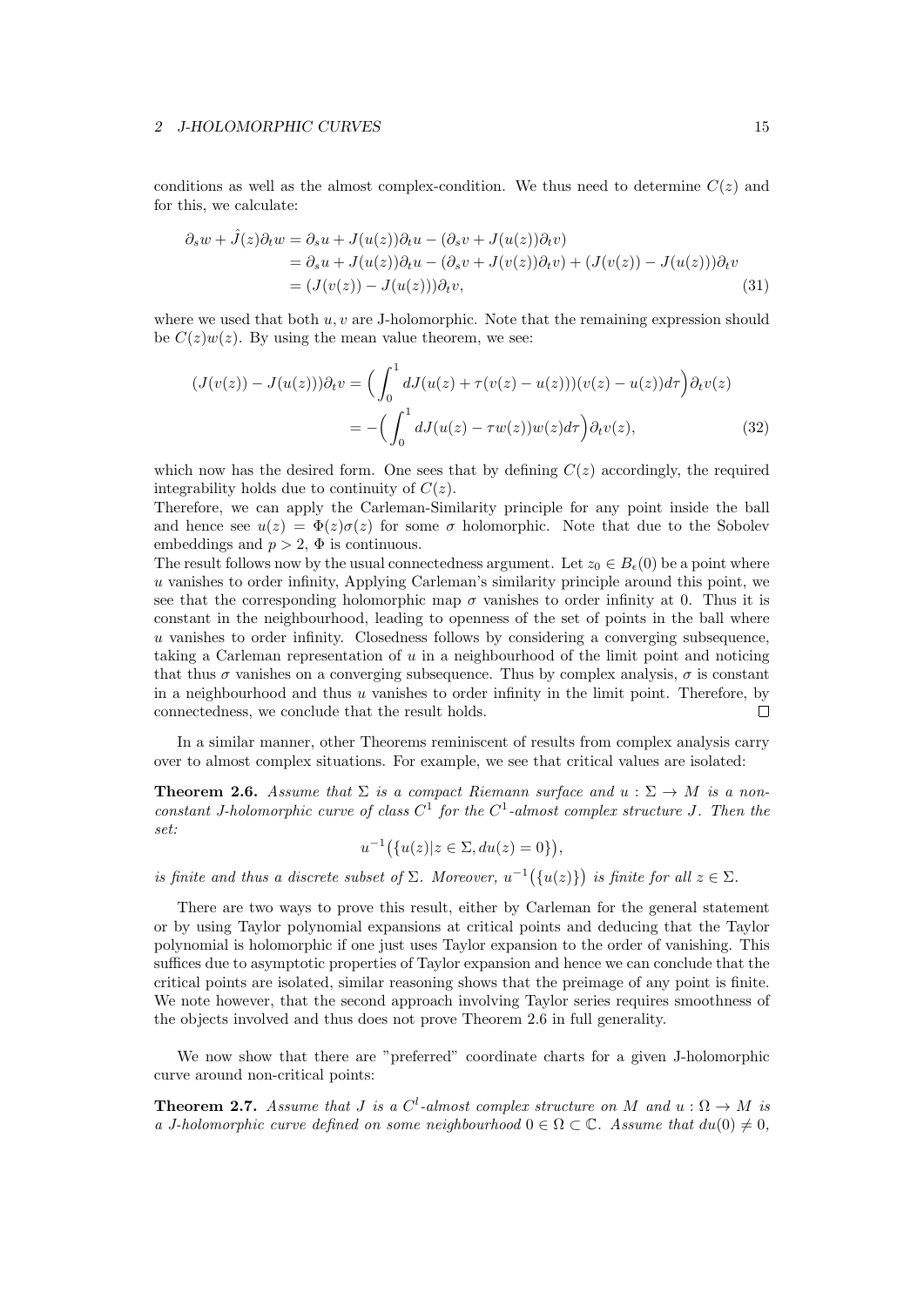conditions as well as the almost complex-condition. We thus need to determine $C(z)$ and for this, we calculate:

$$
\begin{aligned}
\partial_s w + \hat{J}(z)\partial_t w &= \partial_s u + J(u(z))\partial_t u - (\partial_s v + J(u(z))\partial_t v) \\
&= \partial_s u + J(u(z))\partial_t u - (\partial_s v + J(v(z))\partial_t v) + (J(v(z)) - J(u(z)))\partial_t v \\
&= (J(v(z)) - J(u(z)))\partial_t v, \qquad (31)
\end{aligned}
$$

where we used that both $u, v$ are J-holomorphic. Note that the remaining expression should be $C(z)w(z)$. By using the mean value theorem, we see:

$$
\begin{aligned}
(J(v(z)) - J(u(z)))\partial_t v &= \Big( \int_0^1 dJ(u(z) + \tau(v(z) - u(z)))(v(z) - u(z)) d\tau \Big) \partial_t v(z) \\
&= -\Big( \int_0^1 dJ(u(z) - \tau w(z)) w(z) d\tau \Big) \partial_t v(z), \qquad (32)
\end{aligned}
$$

which now has the desired form. One sees that by defining $C(z)$ accordingly, the required integrability holds due to continuity of $C(z)$.
Therefore, we can apply the Carleman-Similarity principle for any point inside the ball and hence see $u(z) = \Phi(z)\sigma(z)$ for some $\sigma$ holomorphic. Note that due to the Sobolev embeddings and $p > 2$, $\Phi$ is continuous.
The result follows now by the usual connectedness argument. Let $z_0 \in B_\epsilon(0)$ be a point where $u$ vanishes to order infinity, Applying Carleman's similarity principle around this point, we see that the corresponding holomorphic map $\sigma$ vanishes to order infinity at 0. Thus it is constant in the neighbourhood, leading to openness of the set of points in the ball where $u$ vanishes to order infinity. Closedness follows by considering a converging subsequence, taking a Carleman representation of $u$ in a neighbourhood of the limit point and noticing that thus $\sigma$ vanishes on a converging subsequence. Thus by complex analysis, $\sigma$ is constant in a neighbourhood and thus $u$ vanishes to order infinity in the limit point. Therefore, by connectedness, we conclude that the result holds. ◻

In a similar manner, other Theorems reminiscent of results from complex analysis carry over to almost complex situations. For example, we see that critical values are isolated:

**Theorem 2.6.** *Assume that $\Sigma$ is a compact Riemann surface and $u : \Sigma \to M$ is a non-constant J-holomorphic curve of class $C^1$ for the $C^1$-almost complex structure $J$. Then the set:*

$$
u^{-1}\big(\{u(z) | z \in \Sigma, du(z) = 0\}\big),
$$

*is finite and thus a discrete subset of $\Sigma$. Moreover, $u^{-1}\big(\{u(z)\}\big)$ is finite for all $z \in \Sigma$.*

There are two ways to prove this result, either by Carleman for the general statement or by using Taylor polynomial expansions at critical points and deducing that the Taylor polynomial is holomorphic if one just uses Taylor expansion to the order of vanishing. This suffices due to asymptotic properties of Taylor expansion and hence we can conclude that the critical points are isolated, similar reasoning shows that the preimage of any point is finite. We note however, that the second approach involving Taylor series requires smoothness of the objects involved and thus does not prove Theorem 2.6 in full generality.

We now show that there are "preferred" coordinate charts for a given J-holomorphic curve around non-critical points:

**Theorem 2.7.** *Assume that $J$ is a $C^l$-almost complex structure on $M$ and $u : \Omega \to M$ is a J-holomorphic curve defined on some neighbourhood $0 \in \Omega \subset \mathbb{C}$. Assume that $du(0) \neq 0$,*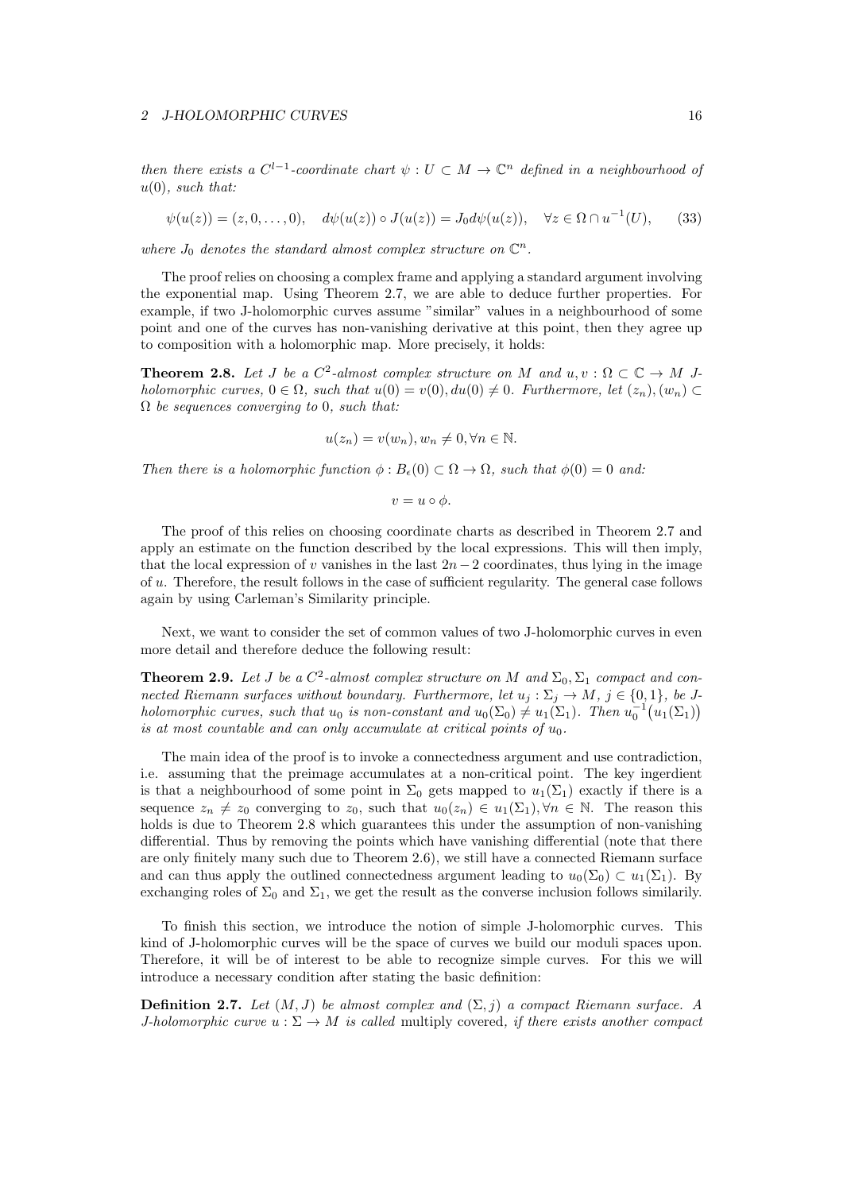*then there exists a $C^{l-1}$-coordinate chart $\psi : U \subset M \to \mathbb{C}^n$ defined in a neighbourhood of $u(0)$, such that:*

$$\psi(u(z)) = (z, 0, \dots, 0), \quad d\psi(u(z)) \circ J(u(z)) = J_0 d\psi(u(z)), \quad \forall z \in \Omega \cap u^{-1}(U), \tag{33}$$

*where $J_0$ denotes the standard almost complex structure on $\mathbb{C}^n$.*

The proof relies on choosing a complex frame and applying a standard argument involving the exponential map. Using Theorem 2.7, we are able to deduce further properties. For example, if two J-holomorphic curves assume "similar" values in a neighbourhood of some point and one of the curves has non-vanishing derivative at this point, then they agree up to composition with a holomorphic map. More precisely, it holds:

**Theorem 2.8.** *Let $J$ be a $C^2$-almost complex structure on $M$ and $u, v : \Omega \subset \mathbb{C} \to M$ J-holomorphic curves, $0 \in \Omega$, such that $u(0) = v(0), du(0) \neq 0$. Furthermore, let $(z_n), (w_n) \subset \Omega$ be sequences converging to $0$, such that:*

$$u(z_n) = v(w_n), w_n \neq 0, \forall n \in \mathbb{N}.$$

*Then there is a holomorphic function $\phi : B_\epsilon(0) \subset \Omega \to \Omega$, such that $\phi(0) = 0$ and:*

$$v = u \circ \phi.$$

The proof of this relies on choosing coordinate charts as described in Theorem 2.7 and apply an estimate on the function described by the local expressions. This will then imply, that the local expression of $v$ vanishes in the last $2n-2$ coordinates, thus lying in the image of $u$. Therefore, the result follows in the case of sufficient regularity. The general case follows again by using Carleman's Similarity principle.

Next, we want to consider the set of common values of two J-holomorphic curves in even more detail and therefore deduce the following result:

**Theorem 2.9.** *Let $J$ be a $C^2$-almost complex structure on $M$ and $\Sigma_0, \Sigma_1$ compact and connected Riemann surfaces without boundary. Furthermore, let $u_j : \Sigma_j \to M$, $j \in \{0, 1\}$, be J-holomorphic curves, such that $u_0$ is non-constant and $u_0(\Sigma_0) \neq u_1(\Sigma_1)$. Then $u_0^{-1}\big(u_1(\Sigma_1)\big)$ is at most countable and can only accumulate at critical points of $u_0$.*

The main idea of the proof is to invoke a connectedness argument and use contradiction, i.e. assuming that the preimage accumulates at a non-critical point. The key ingerdient is that a neighbourhood of some point in $\Sigma_0$ gets mapped to $u_1(\Sigma_1)$ exactly if there is a sequence $z_n \neq z_0$ converging to $z_0$, such that $u_0(z_n) \in u_1(\Sigma_1), \forall n \in \mathbb{N}$. The reason this holds is due to Theorem 2.8 which guarantees this under the assumption of non-vanishing differential. Thus by removing the points which have vanishing differential (note that there are only finitely many such due to Theorem 2.6), we still have a connected Riemann surface and can thus apply the outlined connectedness argument leading to $u_0(\Sigma_0) \subset u_1(\Sigma_1)$. By exchanging roles of $\Sigma_0$ and $\Sigma_1$, we get the result as the converse inclusion follows similarily.

To finish this section, we introduce the notion of simple J-holomorphic curves. This kind of J-holomorphic curves will be the space of curves we build our moduli spaces upon. Therefore, it will be of interest to be able to recognize simple curves. For this we will introduce a necessary condition after stating the basic definition:

**Definition 2.7.** *Let $(M, J)$ be almost complex and $(\Sigma, j)$ a compact Riemann surface. A J-holomorphic curve $u : \Sigma \to M$ is called* multiply covered*, if there exists another compact*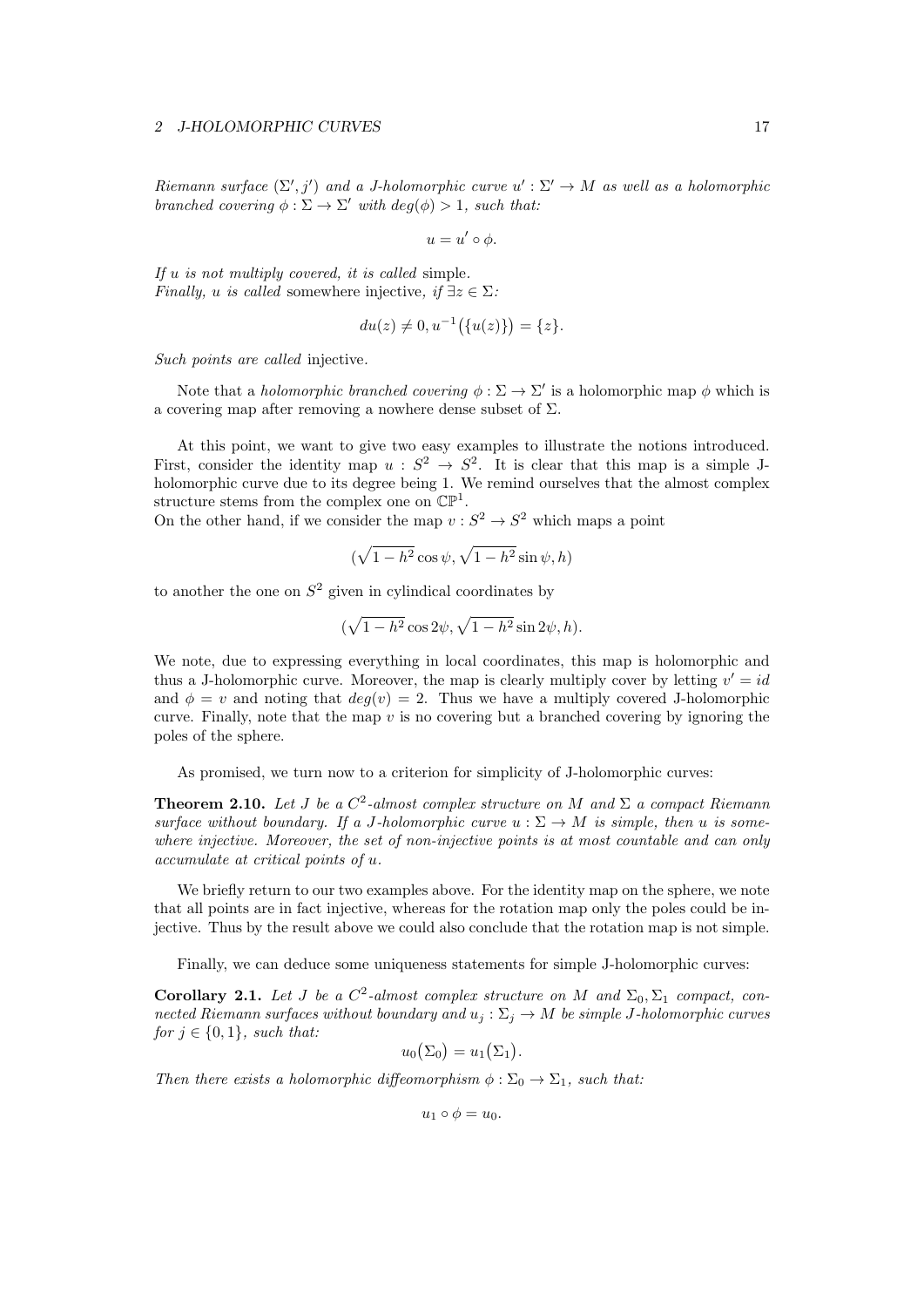*Riemann surface $(\Sigma', j')$ and a J-holomorphic curve $u' : \Sigma' \to M$ as well as a holomorphic branched covering $\phi : \Sigma \to \Sigma'$ with $deg(\phi) > 1$, such that:*

$$u = u' \circ \phi.$$

*If $u$ is not multiply covered, it is called* simple.
*Finally, $u$ is called* somewhere injective*, if $\exists z \in \Sigma$:*

$$du(z) \neq 0, u^{-1}\big(\{u(z)\}\big) = \{z\}.$$

*Such points are called* injective.

Note that a *holomorphic branched covering* $\phi : \Sigma \to \Sigma'$ is a holomorphic map $\phi$ which is a covering map after removing a nowhere dense subset of $\Sigma$.

At this point, we want to give two easy examples to illustrate the notions introduced. First, consider the identity map $u : S^2 \to S^2$. It is clear that this map is a simple J-holomorphic curve due to its degree being 1. We remind ourselves that the almost complex structure stems from the complex one on $\mathbb{CP}^1$.
On the other hand, if we consider the map $v : S^2 \to S^2$ which maps a point

$$(\sqrt{1-h^2}\cos\psi, \sqrt{1-h^2}\sin\psi, h)$$

to another the one on $S^2$ given in cylindical coordinates by

$$(\sqrt{1-h^2}\cos 2\psi, \sqrt{1-h^2}\sin 2\psi, h).$$

We note, due to expressing everything in local coordinates, this map is holomorphic and thus a J-holomorphic curve. Moreover, the map is clearly multiply cover by letting $v' = id$ and $\phi = v$ and noting that $deg(v) = 2$. Thus we have a multiply covered J-holomorphic curve. Finally, note that the map $v$ is no covering but a branched covering by ignoring the poles of the sphere.

As promised, we turn now to a criterion for simplicity of J-holomorphic curves:

**Theorem 2.10.** *Let $J$ be a $C^2$-almost complex structure on $M$ and $\Sigma$ a compact Riemann surface without boundary. If a J-holomorphic curve $u : \Sigma \to M$ is simple, then $u$ is somewhere injective. Moreover, the set of non-injective points is at most countable and can only accumulate at critical points of $u$.*

We briefly return to our two examples above. For the identity map on the sphere, we note that all points are in fact injective, whereas for the rotation map only the poles could be injective. Thus by the result above we could also conclude that the rotation map is not simple.

Finally, we can deduce some uniqueness statements for simple J-holomorphic curves:

**Corollary 2.1.** *Let $J$ be a $C^2$-almost complex structure on $M$ and $\Sigma_0, \Sigma_1$ compact, connected Riemann surfaces without boundary and $u_j : \Sigma_j \to M$ be simple J-holomorphic curves for $j \in \{0, 1\}$, such that:*

$$u_0\big(\Sigma_0\big) = u_1\big(\Sigma_1\big).$$

*Then there exists a holomorphic diffeomorphism $\phi : \Sigma_0 \to \Sigma_1$, such that:*

$$u_1 \circ \phi = u_0.$$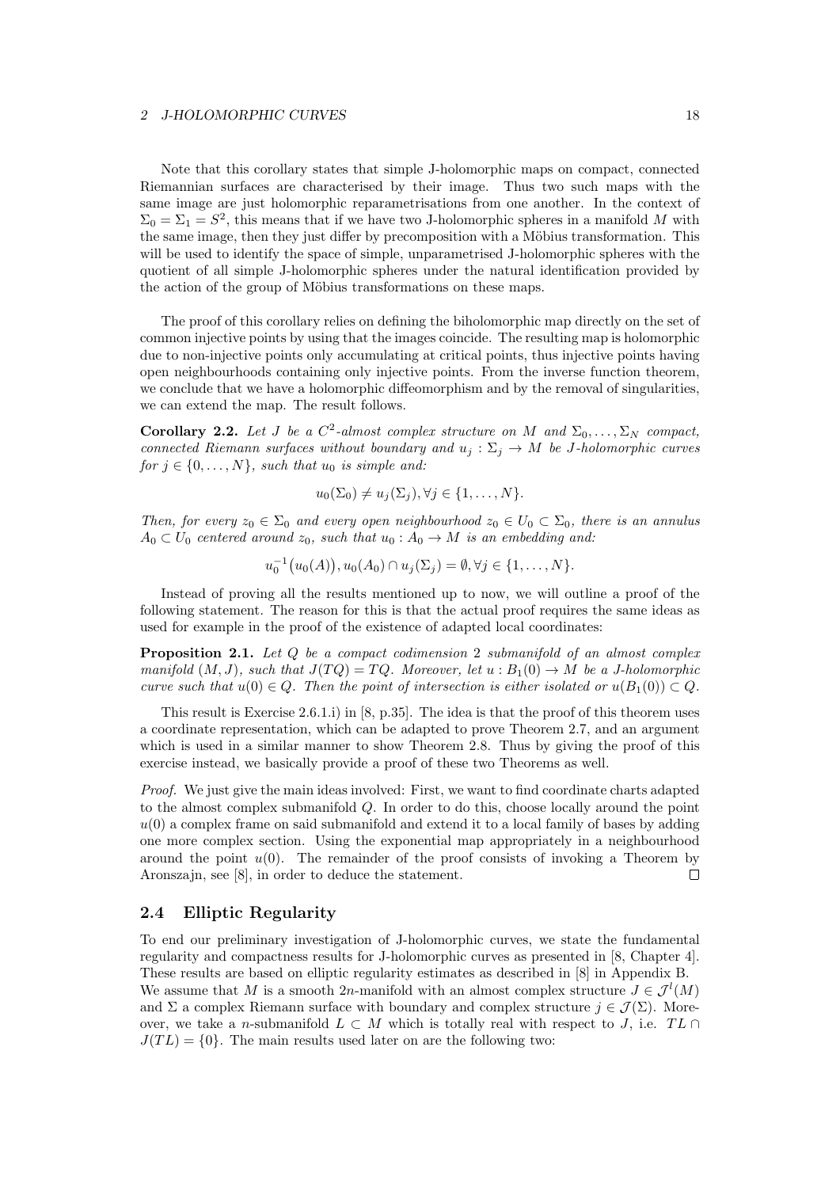Note that this corollary states that simple J-holomorphic maps on compact, connected Riemannian surfaces are characterised by their image. Thus two such maps with the same image are just holomorphic reparametrisations from one another. In the context of $\Sigma_0 = \Sigma_1 = S^2$, this means that if we have two J-holomorphic spheres in a manifold $M$ with the same image, then they just differ by precomposition with a Möbius transformation. This will be used to identify the space of simple, unparametrised J-holomorphic spheres with the quotient of all simple J-holomorphic spheres under the natural identification provided by the action of the group of Möbius transformations on these maps.

The proof of this corollary relies on defining the biholomorphic map directly on the set of common injective points by using that the images coincide. The resulting map is holomorphic due to non-injective points only accumulating at critical points, thus injective points having open neighbourhoods containing only injective points. From the inverse function theorem, we conclude that we have a holomorphic diffeomorphism and by the removal of singularities, we can extend the map. The result follows.

**Corollary 2.2.** *Let $J$ be a $C^2$-almost complex structure on $M$ and $\Sigma_0, \ldots, \Sigma_N$ compact, connected Riemann surfaces without boundary and $u_j : \Sigma_j \to M$ be $J$-holomorphic curves for $j \in \{0, \ldots, N\}$, such that $u_0$ is simple and:*

$$u_0(\Sigma_0) \neq u_j(\Sigma_j), \forall j \in \{1, \ldots, N\}.$$

*Then, for every $z_0 \in \Sigma_0$ and every open neighbourhood $z_0 \in U_0 \subset \Sigma_0$, there is an annulus $A_0 \subset U_0$ centered around $z_0$, such that $u_0 : A_0 \to M$ is an embedding and:*

$$u_0^{-1}\big(u_0(A)\big), u_0(A_0) \cap u_j(\Sigma_j) = \emptyset, \forall j \in \{1, \ldots, N\}.$$

Instead of proving all the results mentioned up to now, we will outline a proof of the following statement. The reason for this is that the actual proof requires the same ideas as used for example in the proof of the existence of adapted local coordinates:

**Proposition 2.1.** *Let $Q$ be a compact codimension 2 submanifold of an almost complex manifold $(M, J)$, such that $J(TQ) = TQ$. Moreover, let $u : B_1(0) \to M$ be a $J$-holomorphic curve such that $u(0) \in Q$. Then the point of intersection is either isolated or $u(B_1(0)) \subset Q$.*

This result is Exercise 2.6.1.i) in [8, p.35]. The idea is that the proof of this theorem uses a coordinate representation, which can be adapted to prove Theorem 2.7, and an argument which is used in a similar manner to show Theorem 2.8. Thus by giving the proof of this exercise instead, we basically provide a proof of these two Theorems as well.

*Proof.* We just give the main ideas involved: First, we want to find coordinate charts adapted to the almost complex submanifold $Q$. In order to do this, choose locally around the point $u(0)$ a complex frame on said submanifold and extend it to a local family of bases by adding one more complex section. Using the exponential map appropriately in a neighbourhood around the point $u(0)$. The remainder of the proof consists of invoking a Theorem by Aronszajn, see [8], in order to deduce the statement. □

## 2.4 Elliptic Regularity

To end our preliminary investigation of J-holomorphic curves, we state the fundamental regularity and compactness results for J-holomorphic curves as presented in [8, Chapter 4]. These results are based on elliptic regularity estimates as described in [8] in Appendix B. We assume that $M$ is a smooth $2n$-manifold with an almost complex structure $J \in \mathcal{J}^l(M)$ and $\Sigma$ a complex Riemann surface with boundary and complex structure $j \in \mathcal{J}(\Sigma)$. Moreover, we take a $n$-submanifold $L \subset M$ which is totally real with respect to $J$, i.e. $TL \cap J(TL) = \{0\}$. The main results used later on are the following two: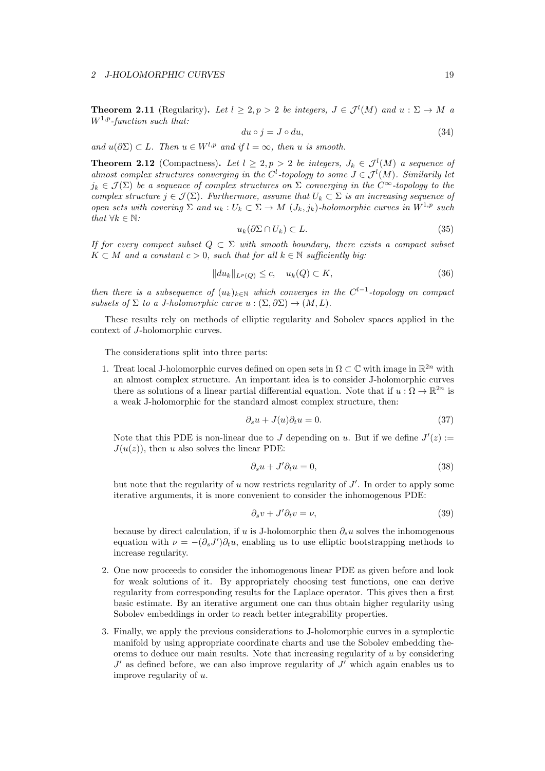**Theorem 2.11** (Regularity)**.** *Let $l \geq 2, p > 2$ be integers, $J \in \mathcal{J}^l(M)$ and $u : \Sigma \to M$ a $W^{1,p}$-function such that:*

$$du \circ j = J \circ du, \tag{34}$$

*and $u(\partial\Sigma) \subset L$. Then $u \in W^{l,p}$ and if $l = \infty$, then $u$ is smooth.*

**Theorem 2.12** (Compactness)**.** *Let $l \geq 2, p > 2$ be integers, $J_k \in \mathcal{J}^l(M)$ a sequence of almost complex structures converging in the $C^l$-topology to some $J \in \mathcal{J}^l(M)$. Similarily let $j_k \in \mathcal{J}(\Sigma)$ be a sequence of complex structures on $\Sigma$ converging in the $C^\infty$-topology to the complex structure $j \in \mathcal{J}(\Sigma)$. Furthermore, assume that $U_k \subset \Sigma$ is an increasing sequence of open sets with covering $\Sigma$ and $u_k : U_k \subset \Sigma \to M$ $(J_k, j_k)$-holomorphic curves in $W^{1,p}$ such that $\forall k \in \mathbb{N}$:*

$$u_k(\partial\Sigma \cap U_k) \subset L. \tag{35}$$

*If for every compect subset $Q \subset \Sigma$ with smooth boundary, there exists a compact subset $K \subset M$ and a constant $c > 0$, such that for all $k \in \mathbb{N}$ sufficiently big:*

$$\|du_k\|_{L^p(Q)} \leq c, \quad u_k(Q) \subset K, \tag{36}$$

*then there is a subsequence of $(u_k)_{k\in\mathbb{N}}$ which converges in the $C^{l-1}$-topology on compact subsets of $\Sigma$ to a $J$-holomorphic curve $u : (\Sigma, \partial\Sigma) \to (M, L)$.*

These results rely on methods of elliptic regularity and Sobolev spaces applied in the context of $J$-holomorphic curves.

The considerations split into three parts:

1. Treat local J-holomorphic curves defined on open sets in $\Omega \subset \mathbb{C}$ with image in $\mathbb{R}^{2n}$ with an almost complex structure. An important idea is to consider J-holomorphic curves there as solutions of a linear partial differential equation. Note that if $u : \Omega \to \mathbb{R}^{2n}$ is a weak J-holomorphic for the standard almost complex structure, then:

$$\partial_s u + J(u)\partial_t u = 0. \tag{37}$$

   Note that this PDE is non-linear due to $J$ depending on $u$. But if we define $J'(z) := J(u(z))$, then $u$ also solves the linear PDE:

$$\partial_s u + J'\partial_t u = 0, \tag{38}$$

   but note that the regularity of $u$ now restricts regularity of $J'$. In order to apply some iterative arguments, it is more convenient to consider the inhomogenous PDE:

$$\partial_s v + J'\partial_t v = \nu, \tag{39}$$

   because by direct calculation, if $u$ is J-holomorphic then $\partial_s u$ solves the inhomogenous equation with $\nu = -(\partial_s J')\partial_t u$, enabling us to use elliptic bootstrapping methods to increase regularity.

2. One now proceeds to consider the inhomogenous linear PDE as given before and look for weak solutions of it. By appropriately choosing test functions, one can derive regularity from corresponding results for the Laplace operator. This gives then a first basic estimate. By an iterative argument one can thus obtain higher regularity using Sobolev embeddings in order to reach better integrability properties.

3. Finally, we apply the previous considerations to J-holomorphic curves in a symplectic manifold by using appropriate coordinate charts and use the Sobolev embedding theorems to deduce our main results. Note that increasing regularity of $u$ by considering $J'$ as defined before, we can also improve regularity of $J'$ which again enables us to improve regularity of $u$.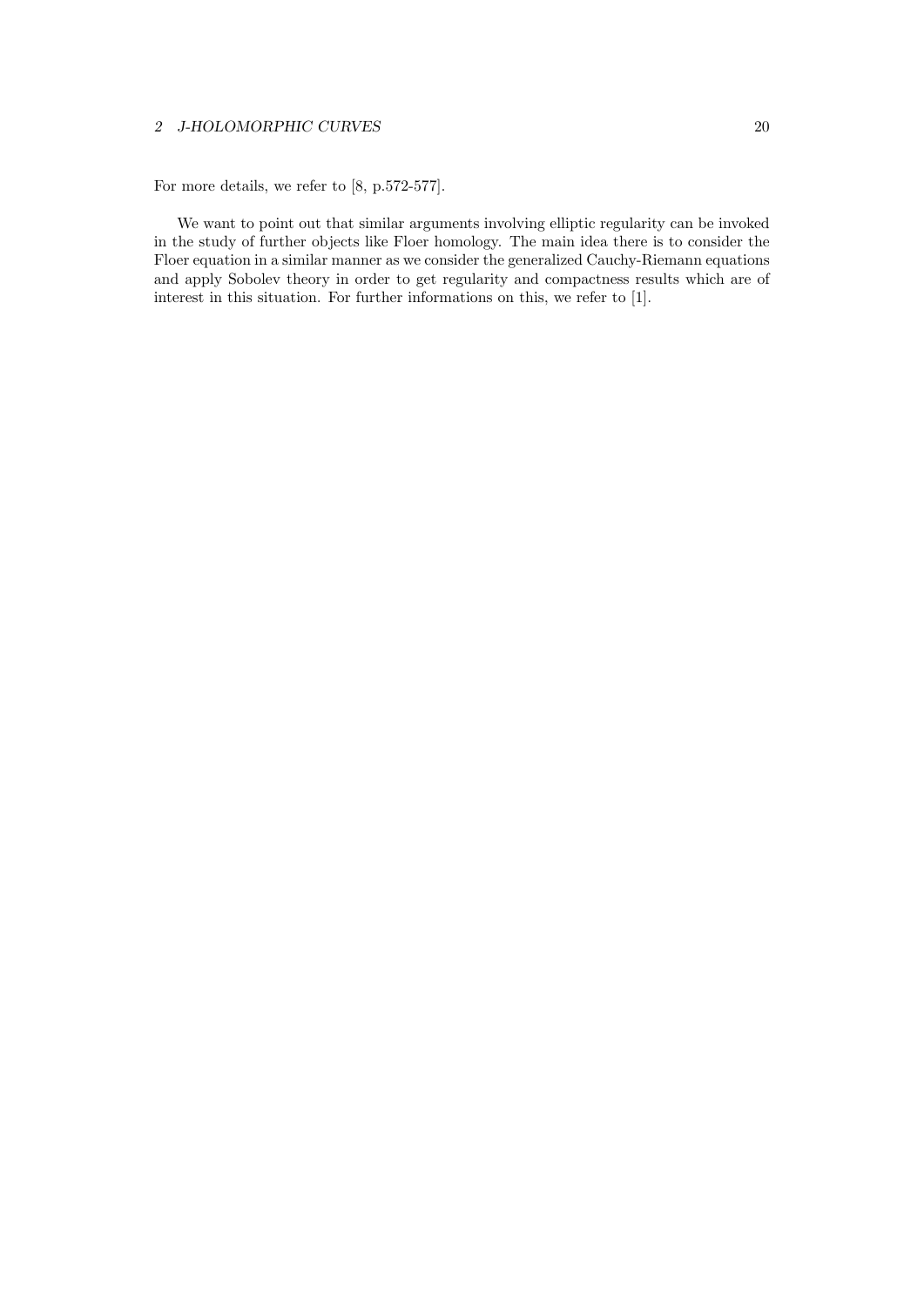For more details, we refer to [8, p.572-577].

We want to point out that similar arguments involving elliptic regularity can be invoked in the study of further objects like Floer homology. The main idea there is to consider the Floer equation in a similar manner as we consider the generalized Cauchy-Riemann equations and apply Sobolev theory in order to get regularity and compactness results which are of interest in this situation. For further informations on this, we refer to [1].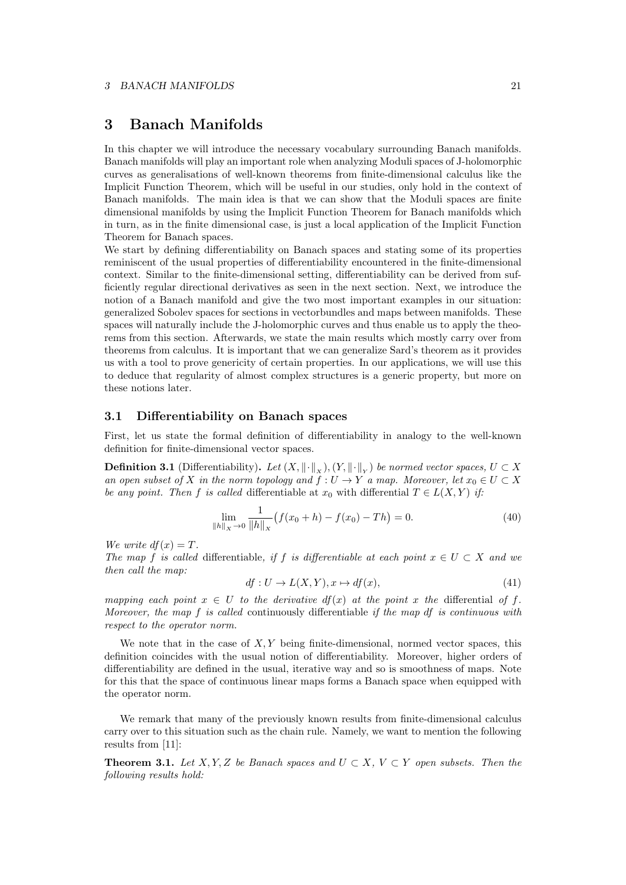# 3 Banach Manifolds

In this chapter we will introduce the necessary vocabulary surrounding Banach manifolds. Banach manifolds will play an important role when analyzing Moduli spaces of J-holomorphic curves as generalisations of well-known theorems from finite-dimensional calculus like the Implicit Function Theorem, which will be useful in our studies, only hold in the context of Banach manifolds. The main idea is that we can show that the Moduli spaces are finite dimensional manifolds by using the Implicit Function Theorem for Banach manifolds which in turn, as in the finite dimensional case, is just a local application of the Implicit Function Theorem for Banach spaces.

We start by defining differentiability on Banach spaces and stating some of its properties reminiscent of the usual properties of differentiability encountered in the finite-dimensional context. Similar to the finite-dimensional setting, differentiability can be derived from sufficiently regular directional derivatives as seen in the next section. Next, we introduce the notion of a Banach manifold and give the two most important examples in our situation: generalized Sobolev spaces for sections in vectorbundles and maps between manifolds. These spaces will naturally include the J-holomorphic curves and thus enable us to apply the theorems from this section. Afterwards, we state the main results which mostly carry over from theorems from calculus. It is important that we can generalize Sard's theorem as it provides us with a tool to prove genericity of certain properties. In our applications, we will use this to deduce that regularity of almost complex structures is a generic property, but more on these notions later.

## 3.1 Differentiability on Banach spaces

First, let us state the formal definition of differentiability in analogy to the well-known definition for finite-dimensional vector spaces.

**Definition 3.1** (Differentiability). *Let $(X, \|\cdot\|_X), (Y, \|\cdot\|_Y)$ be normed vector spaces, $U \subset X$ an open subset of $X$ in the norm topology and $f : U \to Y$ a map. Moreover, let $x_0 \in U \subset X$ be any point. Then $f$ is called* differentiable *at $x_0$ with differential $T \in L(X, Y)$ if:*

$$\lim_{\|h\|_X \to 0} \frac{1}{\|h\|_X} \big( f(x_0 + h) - f(x_0) - Th \big) = 0. \tag{40}$$

*We write $df(x) = T$.*

*The map $f$ is called* differentiable*, if $f$ is differentiable at each point $x \in U \subset X$ and we then call the map:*

$$df : U \to L(X, Y), x \mapsto df(x), \tag{41}$$

*mapping each point $x \in U$ to the derivative $df(x)$ at the point $x$ the* differential *of $f$. Moreover, the map $f$ is called* continuously differentiable *if the map $df$ is continuous with respect to the operator norm.*

We note that in the case of $X, Y$ being finite-dimensional, normed vector spaces, this definition coincides with the usual notion of differentiability. Moreover, higher orders of differentiability are defined in the usual, iterative way and so is smoothness of maps. Note for this that the space of continuous linear maps forms a Banach space when equipped with the operator norm.

We remark that many of the previously known results from finite-dimensional calculus carry over to this situation such as the chain rule. Namely, we want to mention the following results from [11]:

**Theorem 3.1.** *Let $X, Y, Z$ be Banach spaces and $U \subset X$, $V \subset Y$ open subsets. Then the following results hold:*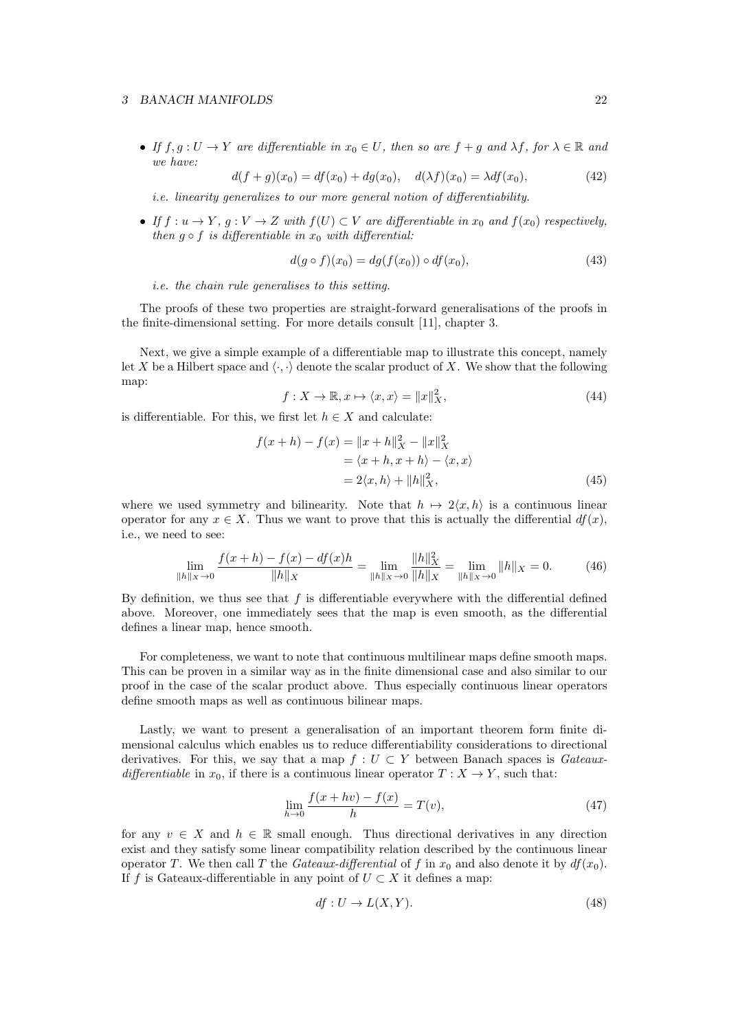- *If $f, g : U \to Y$ are differentiable in $x_0 \in U$, then so are $f + g$ and $\lambda f$, for $\lambda \in \mathbb{R}$ and we have:*

$$d(f+g)(x_0) = df(x_0) + dg(x_0), \quad d(\lambda f)(x_0) = \lambda df(x_0), \tag{42}$$

  *i.e. linearity generalizes to our more general notion of differentiability.*

- *If $f : u \to Y$, $g : V \to Z$ with $f(U) \subset V$ are differentiable in $x_0$ and $f(x_0)$ respectively, then $g \circ f$ is differentiable in $x_0$ with differential:*

$$d(g \circ f)(x_0) = dg(f(x_0)) \circ df(x_0), \tag{43}$$

  *i.e. the chain rule generalises to this setting.*

The proofs of these two properties are straight-forward generalisations of the proofs in the finite-dimensional setting. For more details consult [11], chapter 3.

Next, we give a simple example of a differentiable map to illustrate this concept, namely let $X$ be a Hilbert space and $\langle \cdot, \cdot \rangle$ denote the scalar product of $X$. We show that the following map:

$$f : X \to \mathbb{R}, x \mapsto \langle x, x \rangle = \|x\|_X^2, \tag{44}$$

is differentiable. For this, we first let $h \in X$ and calculate:

$$\begin{aligned} f(x+h) - f(x) &= \|x+h\|_X^2 - \|x\|_X^2 \\ &= \langle x+h, x+h \rangle - \langle x, x \rangle \\ &= 2\langle x, h \rangle + \|h\|_X^2, \end{aligned} \tag{45}$$

where we used symmetry and bilinearity. Note that $h \mapsto 2\langle x, h \rangle$ is a continuous linear operator for any $x \in X$. Thus we want to prove that this is actually the differential $df(x)$, i.e., we need to see:

$$\lim_{\|h\|_X \to 0} \frac{f(x+h) - f(x) - df(x)h}{\|h\|_X} = \lim_{\|h\|_X \to 0} \frac{\|h\|_X^2}{\|h\|_X} = \lim_{\|h\|_X \to 0} \|h\|_X = 0. \tag{46}$$

By definition, we thus see that $f$ is differentiable everywhere with the differential defined above. Moreover, one immediately sees that the map is even smooth, as the differential defines a linear map, hence smooth.

For completeness, we want to note that continuous multilinear maps define smooth maps. This can be proven in a similar way as in the finite dimensional case and also similar to our proof in the case of the scalar product above. Thus especially continuous linear operators define smooth maps as well as continuous bilinear maps.

Lastly, we want to present a generalisation of an important theorem form finite dimensional calculus which enables us to reduce differentiability considerations to directional derivatives. For this, we say that a map $f : U \subset Y$ between Banach spaces is *Gateaux-differentiable* in $x_0$, if there is a continuous linear operator $T : X \to Y$, such that:

$$\lim_{h \to 0} \frac{f(x+hv) - f(x)}{h} = T(v), \tag{47}$$

for any $v \in X$ and $h \in \mathbb{R}$ small enough. Thus directional derivatives in any direction exist and they satisfy some linear compatibility relation described by the continuous linear operator $T$. We then call $T$ the *Gateaux-differential* of $f$ in $x_0$ and also denote it by $df(x_0)$. If $f$ is Gateaux-differentiable in any point of $U \subset X$ it defines a map:

$$df : U \to L(X, Y). \tag{48}$$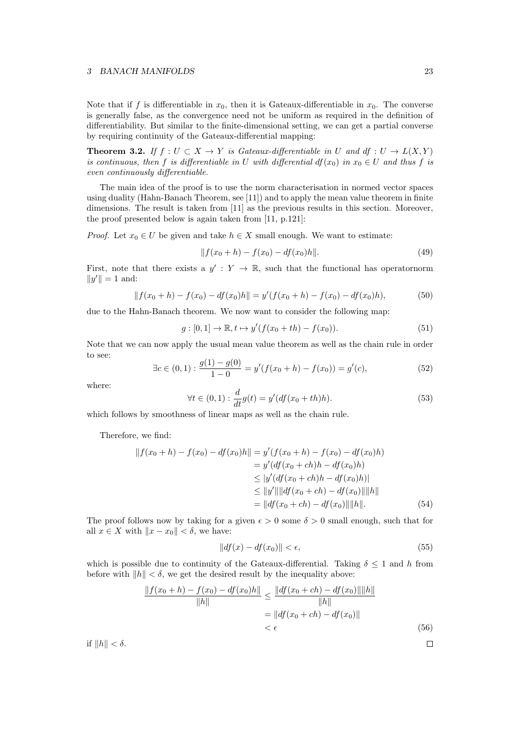Note that if $f$ is differentiable in $x_0$, then it is Gateaux-differentiable in $x_0$. The converse is generally false, as the convergence need not be uniform as required in the definition of differentiability. But similar to the finite-dimensional setting, we can get a partial converse by requiring continuity of the Gateaux-differential mapping:

**Theorem 3.2.** *If $f : U \subset X \to Y$ is Gateaux-differentiable in $U$ and $df : U \to L(X, Y)$ is continuous, then $f$ is differentiable in $U$ with differential $df(x_0)$ in $x_0 \in U$ and thus $f$ is even continuously differentiable.*

The main idea of the proof is to use the norm characterisation in normed vector spaces using duality (Hahn-Banach Theorem, see [11]) and to apply the mean value theorem in finite dimensions. The result is taken from [11] as the previous results in this section. Moreover, the proof presented below is again taken from [11, p.121]:

*Proof.* Let $x_0 \in U$ be given and take $h \in X$ small enough. We want to estimate:

$$\|f(x_0 + h) - f(x_0) - df(x_0)h\|. \tag{49}$$

First, note that there exists a $y' : Y \to \mathbb{R}$, such that the functional has operatornorm $\|y'\| = 1$ and:

$$\|f(x_0 + h) - f(x_0) - df(x_0)h\| = y'(f(x_0 + h) - f(x_0) - df(x_0)h), \tag{50}$$

due to the Hahn-Banach theorem. We now want to consider the following map:

$$g : [0, 1] \to \mathbb{R}, t \mapsto y'(f(x_0 + th) - f(x_0)). \tag{51}$$

Note that we can now apply the usual mean value theorem as well as the chain rule in order to see:

$$\exists c \in (0, 1) : \frac{g(1) - g(0)}{1 - 0} = y'(f(x_0 + h) - f(x_0)) = g'(c), \tag{52}$$

where:

$$\forall t \in (0, 1) : \frac{d}{dt}g(t) = y'(df(x_0 + th)h). \tag{53}$$

which follows by smoothness of linear maps as well as the chain rule.

Therefore, we find:

$$\begin{aligned}
\|f(x_0 + h) - f(x_0) - df(x_0)h\| &= y'(f(x_0 + h) - f(x_0) - df(x_0)h) \\
&= y'(df(x_0 + ch)h - df(x_0)h) \\
&\leq |y'(df(x_0 + ch)h - df(x_0)h)| \\
&\leq \|y'\|\|df(x_0 + ch) - df(x_0)\|\|h\| \\
&= \|df(x_0 + ch) - df(x_0)\|\|h\|.
\end{aligned} \tag{54}$$

The proof follows now by taking for a given $\epsilon > 0$ some $\delta > 0$ small enough, such that for all $x \in X$ with $\|x - x_0\| < \delta$, we have:

$$\|df(x) - df(x_0)\| < \epsilon, \tag{55}$$

which is possible due to continuity of the Gateaux-differential. Taking $\delta \leq 1$ and $h$ from before with $\|h\| < \delta$, we get the desired result by the inequality above:

$$\begin{aligned}
\frac{\|f(x_0 + h) - f(x_0) - df(x_0)h\|}{\|h\|} &\leq \frac{\|df(x_0 + ch) - df(x_0)\|\|h\|}{\|h\|} \\
&= \|df(x_0 + ch) - df(x_0)\| \\
&< \epsilon
\end{aligned} \tag{56}$$

if $\|h\| < \delta$. $\square$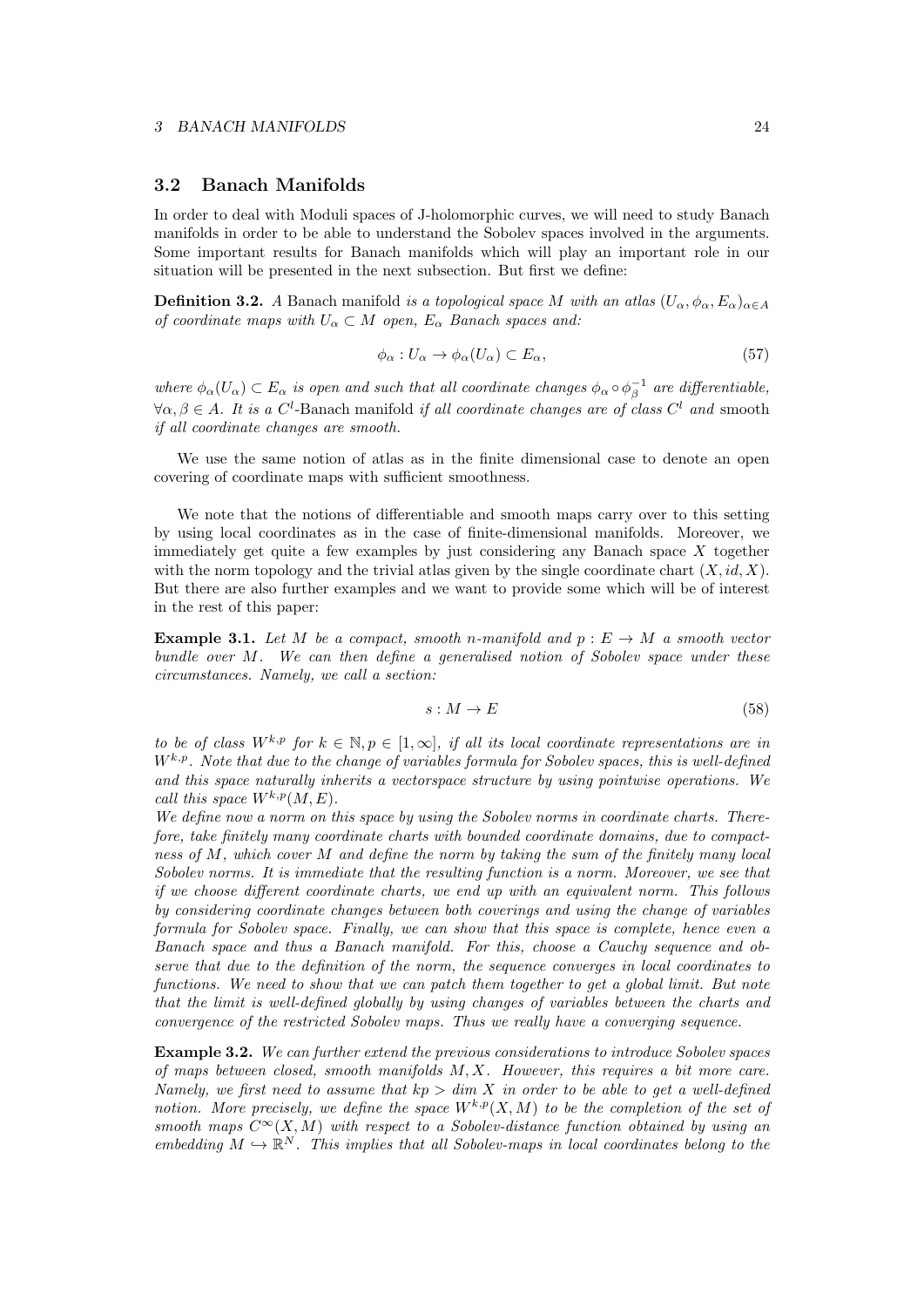## 3.2 Banach Manifolds

In order to deal with Moduli spaces of J-holomorphic curves, we will need to study Banach manifolds in order to be able to understand the Sobolev spaces involved in the arguments. Some important results for Banach manifolds which will play an important role in our situation will be presented in the next subsection. But first we define:

**Definition 3.2.** *A* Banach manifold *is a topological space $M$ with an atlas $(U_\alpha, \phi_\alpha, E_\alpha)_{\alpha \in A}$ of coordinate maps with $U_\alpha \subset M$ open, $E_\alpha$ Banach spaces and:*

$$\phi_\alpha : U_\alpha \to \phi_\alpha(U_\alpha) \subset E_\alpha, \tag{57}$$

*where $\phi_\alpha(U_\alpha) \subset E_\alpha$ is open and such that all coordinate changes $\phi_\alpha \circ \phi_\beta^{-1}$ are differentiable, $\forall \alpha, \beta \in A$. It is a $C^l$-*Banach manifold *if all coordinate changes are of class $C^l$ and* smooth *if all coordinate changes are smooth.*

We use the same notion of atlas as in the finite dimensional case to denote an open covering of coordinate maps with sufficient smoothness.

We note that the notions of differentiable and smooth maps carry over to this setting by using local coordinates as in the case of finite-dimensional manifolds. Moreover, we immediately get quite a few examples by just considering any Banach space $X$ together with the norm topology and the trivial atlas given by the single coordinate chart $(X, id, X)$. But there are also further examples and we want to provide some which will be of interest in the rest of this paper:

**Example 3.1.** *Let $M$ be a compact, smooth $n$-manifold and $p : E \to M$ a smooth vector bundle over $M$. We can then define a generalised notion of Sobolev space under these circumstances. Namely, we call a section:*

$$s : M \to E \tag{58}$$

*to be of class $W^{k,p}$ for $k \in \mathbb{N}, p \in [1, \infty]$, if all its local coordinate representations are in $W^{k,p}$. Note that due to the change of variables formula for Sobolev spaces, this is well-defined and this space naturally inherits a vectorspace structure by using pointwise operations. We call this space $W^{k,p}(M, E)$.*
*We define now a norm on this space by using the Sobolev norms in coordinate charts. Therefore, take finitely many coordinate charts with bounded coordinate domains, due to compactness of $M$, which cover $M$ and define the norm by taking the sum of the finitely many local Sobolev norms. It is immediate that the resulting function is a norm. Moreover, we see that if we choose different coordinate charts, we end up with an equivalent norm. This follows by considering coordinate changes between both coverings and using the change of variables formula for Sobolev space. Finally, we can show that this space is complete, hence even a Banach space and thus a Banach manifold. For this, choose a Cauchy sequence and observe that due to the definition of the norm, the sequence converges in local coordinates to functions. We need to show that we can patch them together to get a global limit. But note that the limit is well-defined globally by using changes of variables between the charts and convergence of the restricted Sobolev maps. Thus we really have a converging sequence.*

**Example 3.2.** *We can further extend the previous considerations to introduce Sobolev spaces of maps between closed, smooth manifolds $M, X$. However, this requires a bit more care. Namely, we first need to assume that $kp > \dim X$ in order to be able to get a well-defined notion. More precisely, we define the space $W^{k,p}(X, M)$ to be the completion of the set of smooth maps $C^\infty(X, M)$ with respect to a Sobolev-distance function obtained by using an embedding $M \hookrightarrow \mathbb{R}^N$. This implies that all Sobolev-maps in local coordinates belong to the*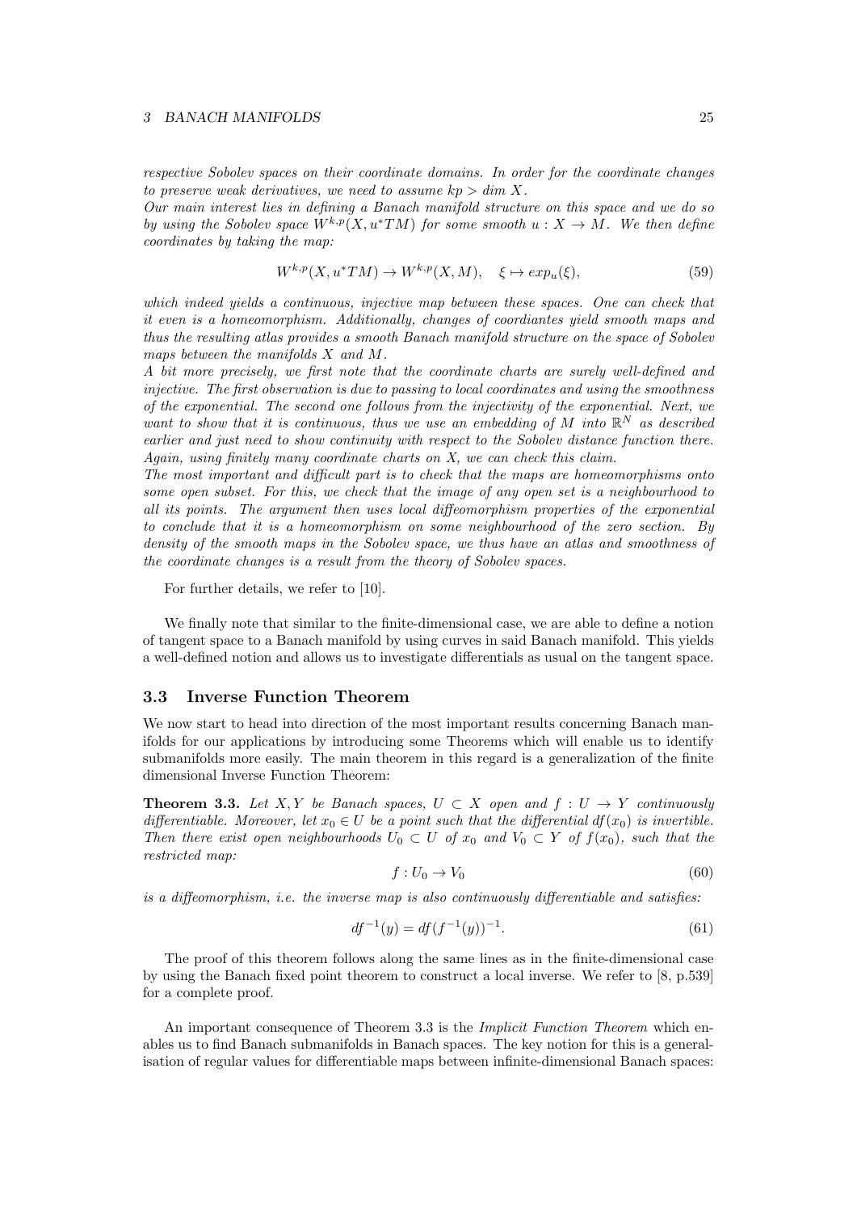*respective Sobolev spaces on their coordinate domains. In order for the coordinate changes to preserve weak derivatives, we need to assume $kp > dim\ X$.*
*Our main interest lies in defining a Banach manifold structure on this space and we do so by using the Sobolev space $W^{k,p}(X, u^*TM)$ for some smooth $u : X \to M$. We then define coordinates by taking the map:*

$$W^{k,p}(X, u^*TM) \to W^{k,p}(X, M), \quad \xi \mapsto exp_u(\xi), \tag{59}$$

*which indeed yields a continuous, injective map between these spaces. One can check that it even is a homeomorphism. Additionally, changes of coordiantes yield smooth maps and thus the resulting atlas provides a smooth Banach manifold structure on the space of Sobolev maps between the manifolds $X$ and $M$.*
*A bit more precisely, we first note that the coordinate charts are surely well-defined and injective. The first observation is due to passing to local coordinates and using the smoothness of the exponential. The second one follows from the injectivity of the exponential. Next, we want to show that it is continuous, thus we use an embedding of $M$ into $\mathbb{R}^N$ as described earlier and just need to show continuity with respect to the Sobolev distance function there. Again, using finitely many coordinate charts on X, we can check this claim.*
*The most important and difficult part is to check that the maps are homeomorphisms onto some open subset. For this, we check that the image of any open set is a neighbourhood to all its points. The argument then uses local diffeomorphism properties of the exponential to conclude that it is a homeomorphism on some neighbourhood of the zero section. By density of the smooth maps in the Sobolev space, we thus have an atlas and smoothness of the coordinate changes is a result from the theory of Sobolev spaces.*

For further details, we refer to [10].

We finally note that similar to the finite-dimensional case, we are able to define a notion of tangent space to a Banach manifold by using curves in said Banach manifold. This yields a well-defined notion and allows us to investigate differentials as usual on the tangent space.

### 3.3 Inverse Function Theorem

We now start to head into direction of the most important results concerning Banach manifolds for our applications by introducing some Theorems which will enable us to identify submanifolds more easily. The main theorem in this regard is a generalization of the finite dimensional Inverse Function Theorem:

**Theorem 3.3.** *Let $X, Y$ be Banach spaces, $U \subset X$ open and $f : U \to Y$ continuously differentiable. Moreover, let $x_0 \in U$ be a point such that the differential $df(x_0)$ is invertible. Then there exist open neighbourhoods $U_0 \subset U$ of $x_0$ and $V_0 \subset Y$ of $f(x_0)$, such that the restricted map:*

$$f : U_0 \to V_0 \tag{60}$$

*is a diffeomorphism, i.e. the inverse map is also continuously differentiable and satisfies:*

$$df^{-1}(y) = df(f^{-1}(y))^{-1}. \tag{61}$$

The proof of this theorem follows along the same lines as in the finite-dimensional case by using the Banach fixed point theorem to construct a local inverse. We refer to [8, p.539] for a complete proof.

An important consequence of Theorem 3.3 is the *Implicit Function Theorem* which enables us to find Banach submanifolds in Banach spaces. The key notion for this is a generalisation of regular values for differentiable maps between infinite-dimensional Banach spaces: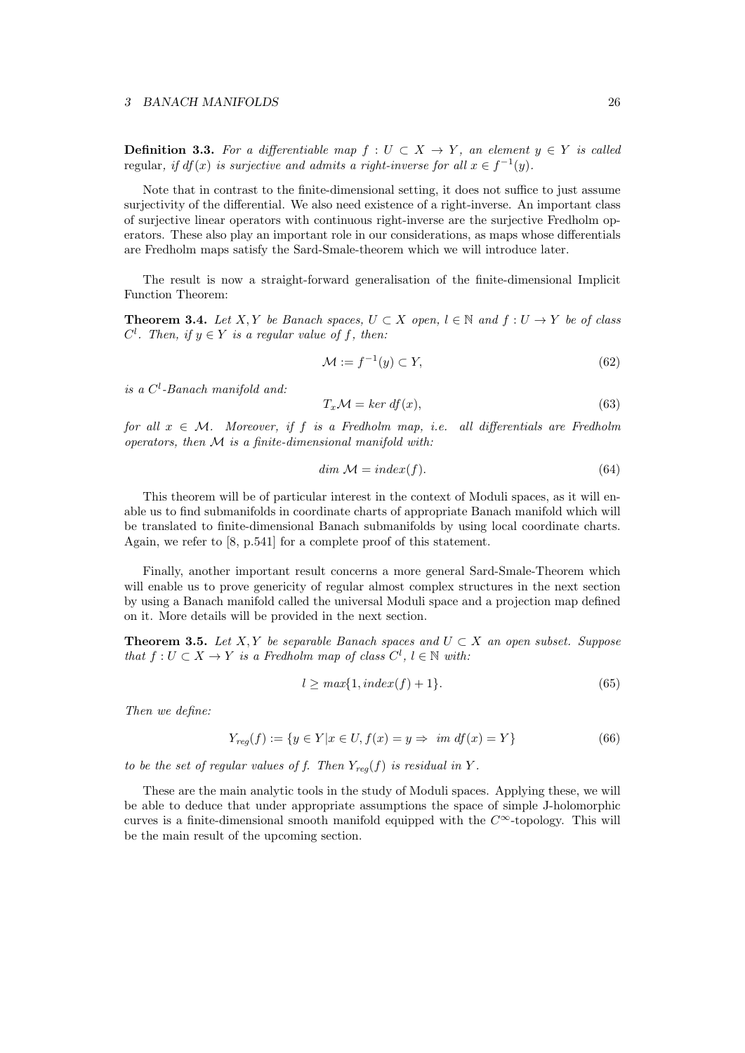**Definition 3.3.** *For a differentiable map $f : U \subset X \to Y$, an element $y \in Y$ is called* regular, *if $df(x)$ is surjective and admits a right-inverse for all $x \in f^{-1}(y)$.*

Note that in contrast to the finite-dimensional setting, it does not suffice to just assume surjectivity of the differential. We also need existence of a right-inverse. An important class of surjective linear operators with continuous right-inverse are the surjective Fredholm operators. These also play an important role in our considerations, as maps whose differentials are Fredholm maps satisfy the Sard-Smale-theorem which we will introduce later.

The result is now a straight-forward generalisation of the finite-dimensional Implicit Function Theorem:

**Theorem 3.4.** *Let $X, Y$ be Banach spaces, $U \subset X$ open, $l \in \mathbb{N}$ and $f : U \to Y$ be of class $C^l$. Then, if $y \in Y$ is a regular value of $f$, then:*

$$\mathcal{M} := f^{-1}(y) \subset Y, \tag{62}$$

*is a $C^l$-Banach manifold and:*

$$T_x\mathcal{M} = ker\ df(x), \tag{63}$$

*for all $x \in \mathcal{M}$. Moreover, if $f$ is a Fredholm map, i.e. all differentials are Fredholm operators, then $\mathcal{M}$ is a finite-dimensional manifold with:*

$$dim\ \mathcal{M} = index(f). \tag{64}$$

This theorem will be of particular interest in the context of Moduli spaces, as it will enable us to find submanifolds in coordinate charts of appropriate Banach manifold which will be translated to finite-dimensional Banach submanifolds by using local coordinate charts. Again, we refer to [8, p.541] for a complete proof of this statement.

Finally, another important result concerns a more general Sard-Smale-Theorem which will enable us to prove genericity of regular almost complex structures in the next section by using a Banach manifold called the universal Moduli space and a projection map defined on it. More details will be provided in the next section.

**Theorem 3.5.** *Let $X, Y$ be separable Banach spaces and $U \subset X$ an open subset. Suppose that $f : U \subset X \to Y$ is a Fredholm map of class $C^l$, $l \in \mathbb{N}$ with:*

$$l \geq max\{1, index(f) + 1\}. \tag{65}$$

*Then we define:*

$$Y_{reg}(f) := \{y \in Y | x \in U, f(x) = y \Rightarrow \ im\ df(x) = Y\} \tag{66}$$

*to be the set of regular values of $f$. Then $Y_{reg}(f)$ is residual in $Y$.*

These are the main analytic tools in the study of Moduli spaces. Applying these, we will be able to deduce that under appropriate assumptions the space of simple J-holomorphic curves is a finite-dimensional smooth manifold equipped with the $C^\infty$-topology. This will be the main result of the upcoming section.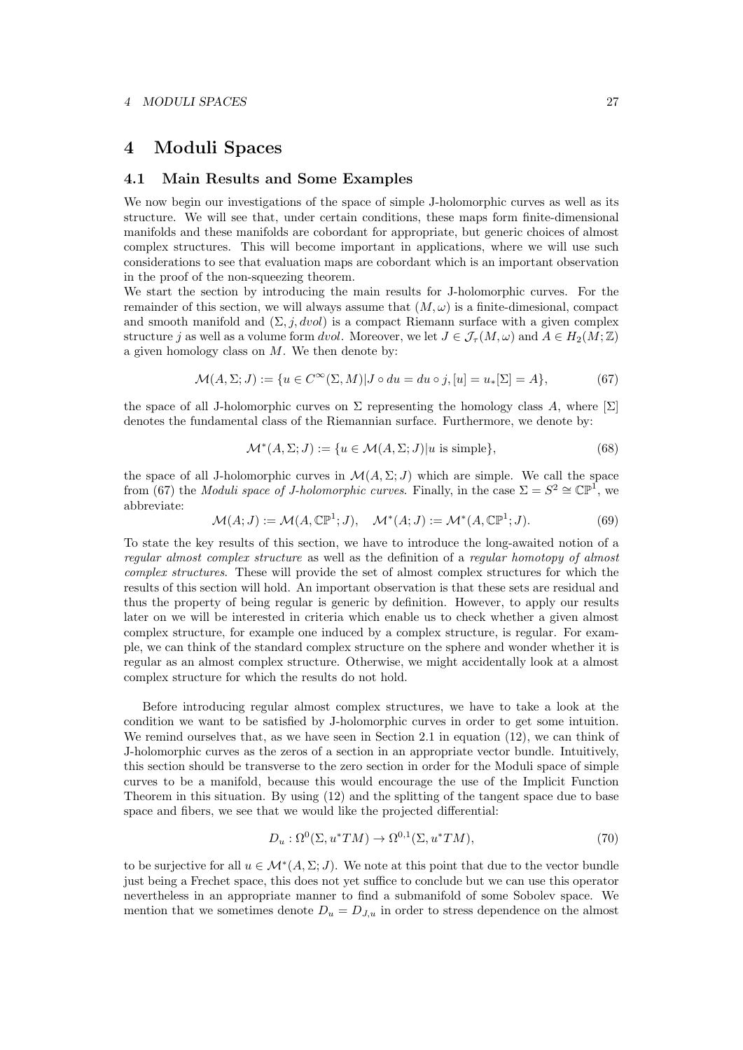# 4 Moduli Spaces

## 4.1 Main Results and Some Examples

We now begin our investigations of the space of simple J-holomorphic curves as well as its structure. We will see that, under certain conditions, these maps form finite-dimensional manifolds and these manifolds are cobordant for appropriate, but generic choices of almost complex structures. This will become important in applications, where we will use such considerations to see that evaluation maps are cobordant which is an important observation in the proof of the non-squeezing theorem.
We start the section by introducing the main results for J-holomorphic curves. For the remainder of this section, we will always assume that $(M, \omega)$ is a finite-dimesional, compact and smooth manifold and $(\Sigma, j, dvol)$ is a compact Riemann surface with a given complex structure $j$ as well as a volume form $dvol$. Moreover, we let $J \in \mathcal{J}_\tau(M, \omega)$ and $A \in H_2(M; \mathbb{Z})$ a given homology class on $M$. We then denote by:

$$\mathcal{M}(A, \Sigma; J) := \{u \in C^\infty(\Sigma, M) | J \circ du = du \circ j, [u] = u_*[\Sigma] = A\}, \tag{67}$$

the space of all J-holomorphic curves on $\Sigma$ representing the homology class $A$, where $[\Sigma]$ denotes the fundamental class of the Riemannian surface. Furthermore, we denote by:

$$\mathcal{M}^*(A, \Sigma; J) := \{u \in \mathcal{M}(A, \Sigma; J) | u \text{ is simple}\}, \tag{68}$$

the space of all J-holomorphic curves in $\mathcal{M}(A, \Sigma; J)$ which are simple. We call the space from (67) the *Moduli space of J-holomorphic curves*. Finally, in the case $\Sigma = S^2 \cong \mathbb{CP}^1$, we abbreviate:

$$\mathcal{M}(A; J) := \mathcal{M}(A, \mathbb{CP}^1; J), \quad \mathcal{M}^*(A; J) := \mathcal{M}^*(A, \mathbb{CP}^1; J). \tag{69}$$

To state the key results of this section, we have to introduce the long-awaited notion of a *regular almost complex structure* as well as the definition of a *regular homotopy of almost complex structures*. These will provide the set of almost complex structures for which the results of this section will hold. An important observation is that these sets are residual and thus the property of being regular is generic by definition. However, to apply our results later on we will be interested in criteria which enable us to check whether a given almost complex structure, for example one induced by a complex structure, is regular. For example, we can think of the standard complex structure on the sphere and wonder whether it is regular as an almost complex structure. Otherwise, we might accidentally look at a almost complex structure for which the results do not hold.

Before introducing regular almost complex structures, we have to take a look at the condition we want to be satisfied by J-holomorphic curves in order to get some intuition. We remind ourselves that, as we have seen in Section 2.1 in equation (12), we can think of J-holomorphic curves as the zeros of a section in an appropriate vector bundle. Intuitively, this section should be transverse to the zero section in order for the Moduli space of simple curves to be a manifold, because this would encourage the use of the Implicit Function Theorem in this situation. By using (12) and the splitting of the tangent space due to base space and fibers, we see that we would like the projected differential:

$$D_u : \Omega^0(\Sigma, u^*TM) \to \Omega^{0,1}(\Sigma, u^*TM), \tag{70}$$

to be surjective for all $u \in \mathcal{M}^*(A, \Sigma; J)$. We note at this point that due to the vector bundle just being a Frechet space, this does not yet suffice to conclude but we can use this operator nevertheless in an appropriate manner to find a submanifold of some Sobolev space. We mention that we sometimes denote $D_u = D_{J,u}$ in order to stress dependence on the almost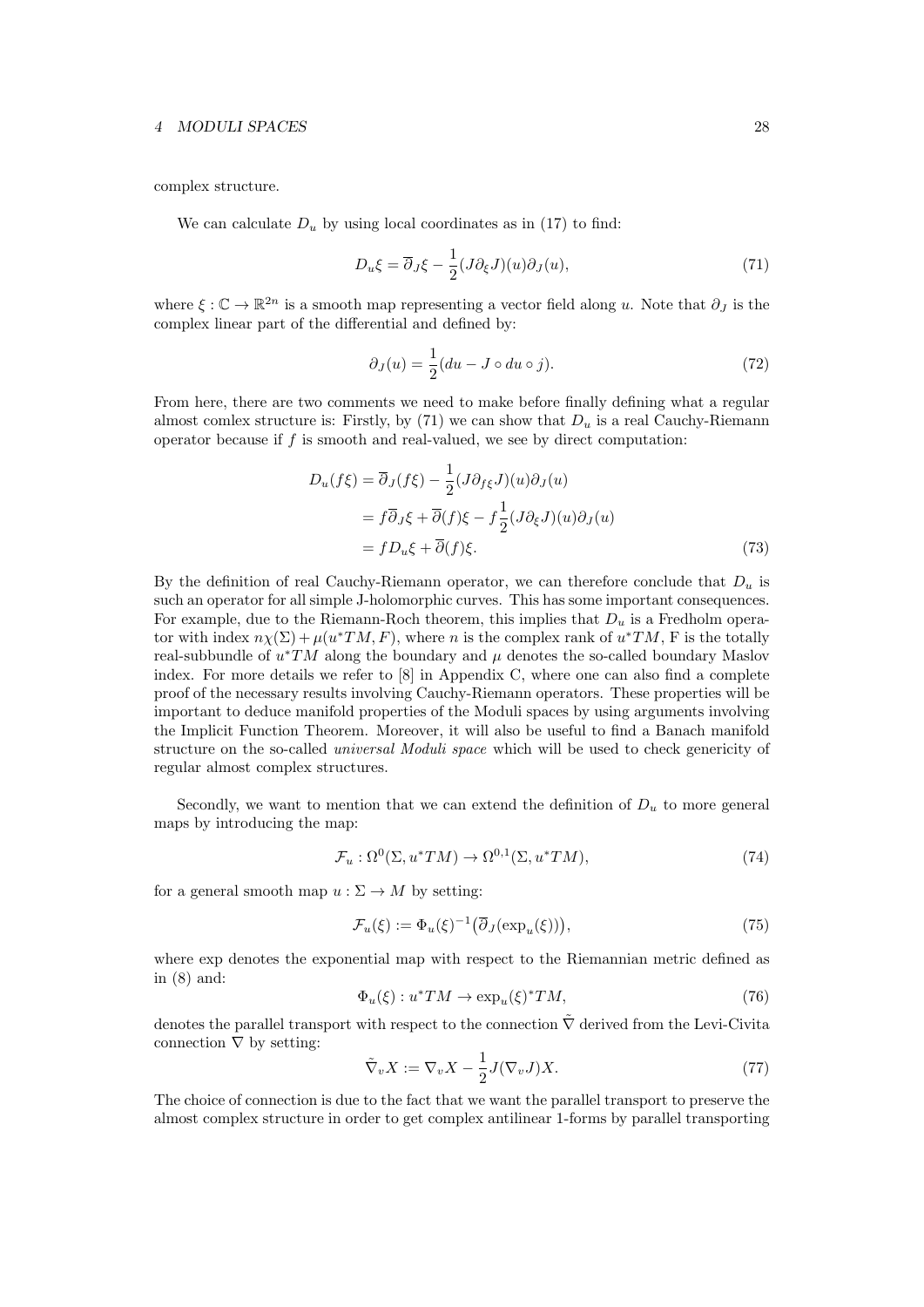complex structure.

We can calculate $D_u$ by using local coordinates as in (17) to find:

$$D_u\xi = \overline{\partial}_J\xi - \frac{1}{2}(J\partial_\xi J)(u)\partial_J(u), \tag{71}$$

where $\xi : \mathbb{C} \to \mathbb{R}^{2n}$ is a smooth map representing a vector field along $u$. Note that $\partial_J$ is the complex linear part of the differential and defined by:

$$\partial_J(u) = \frac{1}{2}(du - J \circ du \circ j). \tag{72}$$

From here, there are two comments we need to make before finally defining what a regular almost comlex structure is: Firstly, by (71) we can show that $D_u$ is a real Cauchy-Riemann operator because if $f$ is smooth and real-valued, we see by direct computation:

$$\begin{aligned}
D_u(f\xi) &= \overline{\partial}_J(f\xi) - \frac{1}{2}(J\partial_{f\xi}J)(u)\partial_J(u) \\
&= f\overline{\partial}_J\xi + \overline{\partial}(f)\xi - f\frac{1}{2}(J\partial_\xi J)(u)\partial_J(u) \\
&= fD_u\xi + \overline{\partial}(f)\xi.
\end{aligned} \tag{73}$$

By the definition of real Cauchy-Riemann operator, we can therefore conclude that $D_u$ is such an operator for all simple J-holomorphic curves. This has some important consequences. For example, due to the Riemann-Roch theorem, this implies that $D_u$ is a Fredholm operator with index $n\chi(\Sigma) + \mu(u^*TM, F)$, where $n$ is the complex rank of $u^*TM$, F is the totally real-subbundle of $u^*TM$ along the boundary and $\mu$ denotes the so-called boundary Maslov index. For more details we refer to [8] in Appendix C, where one can also find a complete proof of the necessary results involving Cauchy-Riemann operators. These properties will be important to deduce manifold properties of the Moduli spaces by using arguments involving the Implicit Function Theorem. Moreover, it will also be useful to find a Banach manifold structure on the so-called *universal Moduli space* which will be used to check genericity of regular almost complex structures.

Secondly, we want to mention that we can extend the definition of $D_u$ to more general maps by introducing the map:

$$\mathcal{F}_u : \Omega^0(\Sigma, u^*TM) \to \Omega^{0,1}(\Sigma, u^*TM), \tag{74}$$

for a general smooth map $u : \Sigma \to M$ by setting:

$$\mathcal{F}_u(\xi) := \Phi_u(\xi)^{-1}\big(\overline{\partial}_J(\exp_u(\xi))\big), \tag{75}$$

where exp denotes the exponential map with respect to the Riemannian metric defined as in (8) and:

$$\Phi_u(\xi) : u^*TM \to \exp_u(\xi)^*TM, \tag{76}$$

denotes the parallel transport with respect to the connection $\tilde{\nabla}$ derived from the Levi-Civita connection $\nabla$ by setting:

$$\tilde{\nabla}_v X := \nabla_v X - \frac{1}{2}J(\nabla_v J)X. \tag{77}$$

The choice of connection is due to the fact that we want the parallel transport to preserve the almost complex structure in order to get complex antilinear 1-forms by parallel transporting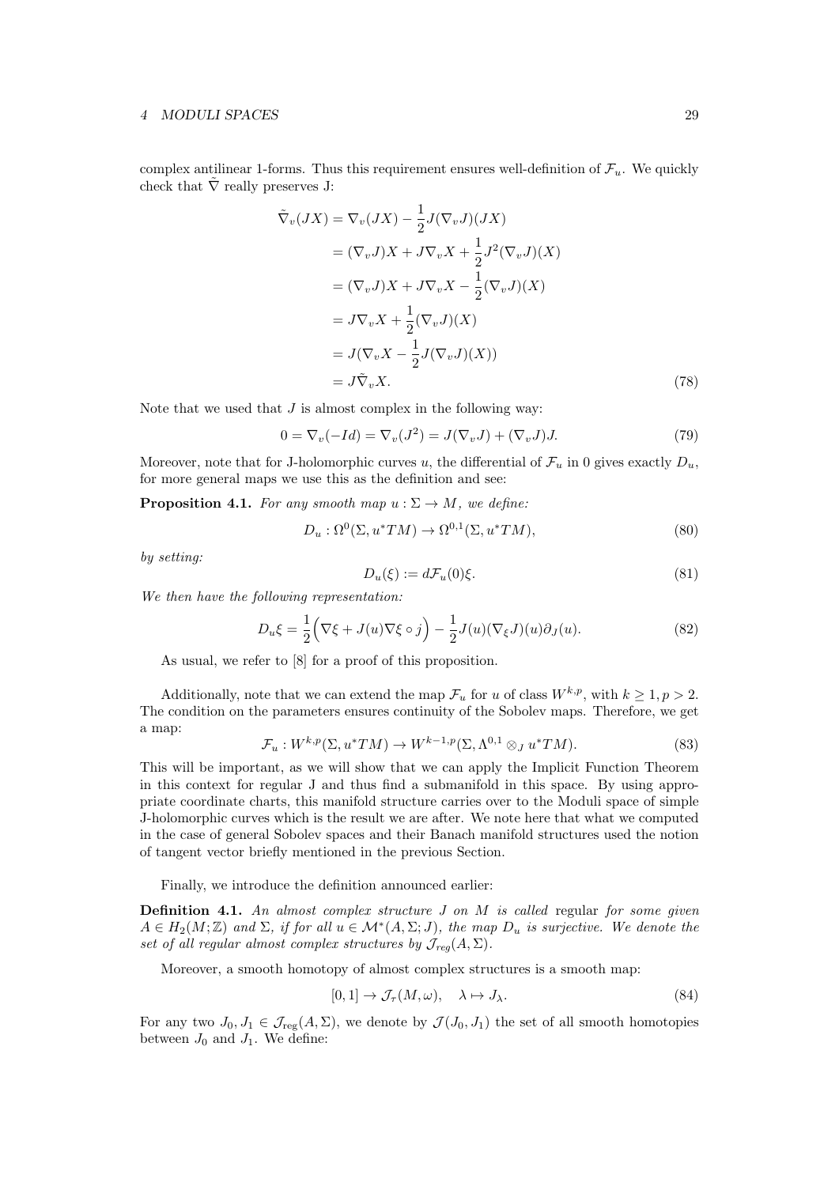complex antilinear 1-forms. Thus this requirement ensures well-definition of $\mathcal{F}_u$. We quickly check that $\tilde{\nabla}$ really preserves J:

$$
\begin{aligned}
\tilde{\nabla}_v(JX) &= \nabla_v(JX) - \frac{1}{2}J(\nabla_v J)(JX) \\
&= (\nabla_v J)X + J\nabla_v X + \frac{1}{2}J^2(\nabla_v J)(X) \\
&= (\nabla_v J)X + J\nabla_v X - \frac{1}{2}(\nabla_v J)(X) \\
&= J\nabla_v X + \frac{1}{2}(\nabla_v J)(X) \\
&= J(\nabla_v X - \frac{1}{2}J(\nabla_v J)(X)) \\
&= J\tilde{\nabla}_v X.
\end{aligned} \tag{78}
$$

Note that we used that $J$ is almost complex in the following way:

$$
0 = \nabla_v(-Id) = \nabla_v(J^2) = J(\nabla_v J) + (\nabla_v J)J. \tag{79}
$$

Moreover, note that for J-holomorphic curves $u$, the differential of $\mathcal{F}_u$ in 0 gives exactly $D_u$, for more general maps we use this as the definition and see:

**Proposition 4.1.** *For any smooth map $u : \Sigma \to M$, we define:*

$$
D_u : \Omega^0(\Sigma, u^*TM) \to \Omega^{0,1}(\Sigma, u^*TM), \tag{80}
$$

*by setting:*

$$
D_u(\xi) := d\mathcal{F}_u(0)\xi. \tag{81}
$$

*We then have the following representation:*

$$
D_u\xi = \frac{1}{2}\Big(\nabla\xi + J(u)\nabla\xi \circ j\Big) - \frac{1}{2}J(u)(\nabla_\xi J)(u)\partial_J(u). \tag{82}
$$

As usual, we refer to [8] for a proof of this proposition.

Additionally, note that we can extend the map $\mathcal{F}_u$ for $u$ of class $W^{k,p}$, with $k \geq 1, p > 2$. The condition on the parameters ensures continuity of the Sobolev maps. Therefore, we get a map:

$$
\mathcal{F}_u : W^{k,p}(\Sigma, u^*TM) \to W^{k-1,p}(\Sigma, \Lambda^{0,1} \otimes_J u^*TM). \tag{83}
$$

This will be important, as we will show that we can apply the Implicit Function Theorem in this context for regular J and thus find a submanifold in this space. By using appropriate coordinate charts, this manifold structure carries over to the Moduli space of simple J-holomorphic curves which is the result we are after. We note here that what we computed in the case of general Sobolev spaces and their Banach manifold structures used the notion of tangent vector briefly mentioned in the previous Section.

Finally, we introduce the definition announced earlier:

**Definition 4.1.** *An almost complex structure $J$ on $M$ is called* regular *for some given $A \in H_2(M;\mathbb{Z})$ and $\Sigma$, if for all $u \in \mathcal{M}^*(A, \Sigma; J)$, the map $D_u$ is surjective. We denote the set of all regular almost complex structures by $\mathcal{J}_{reg}(A, \Sigma)$.*

Moreover, a smooth homotopy of almost complex structures is a smooth map:

$$
[0, 1] \to \mathcal{J}_\tau(M, \omega), \quad \lambda \mapsto J_\lambda. \tag{84}
$$

For any two $J_0, J_1 \in \mathcal{J}_{\text{reg}}(A, \Sigma)$, we denote by $\mathcal{J}(J_0, J_1)$ the set of all smooth homotopies between $J_0$ and $J_1$. We define: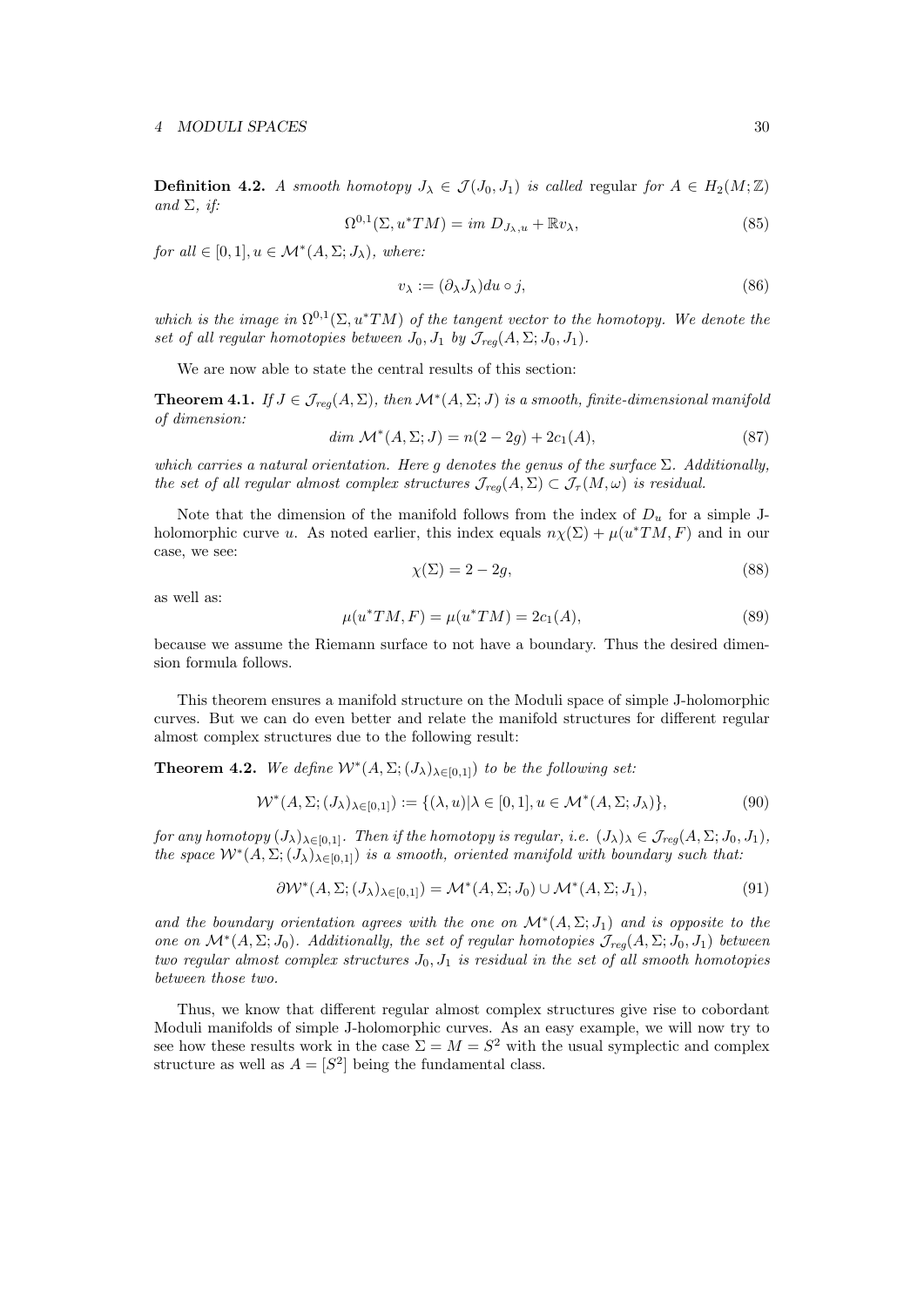**Definition 4.2.** *A smooth homotopy $J_\lambda \in \mathcal{J}(J_0, J_1)$ is called* regular *for $A \in H_2(M;\mathbb{Z})$ and $\Sigma$, if:*

$$\Omega^{0,1}(\Sigma, u^*TM) = im\ D_{J_\lambda,u} + \mathbb{R}v_\lambda, \tag{85}$$

*for all $\in [0,1], u \in \mathcal{M}^*(A, \Sigma; J_\lambda)$, where:*

$$v_\lambda := (\partial_\lambda J_\lambda) du \circ j, \tag{86}$$

*which is the image in $\Omega^{0,1}(\Sigma, u^*TM)$ of the tangent vector to the homotopy. We denote the set of all regular homotopies between $J_0, J_1$ by $\mathcal{J}_{reg}(A, \Sigma; J_0, J_1)$.*

We are now able to state the central results of this section:

**Theorem 4.1.** *If $J \in \mathcal{J}_{reg}(A, \Sigma)$, then $\mathcal{M}^*(A, \Sigma; J)$ is a smooth, finite-dimensional manifold of dimension:*

$$dim\ \mathcal{M}^*(A, \Sigma; J) = n(2-2g) + 2c_1(A), \tag{87}$$

*which carries a natural orientation. Here $g$ denotes the genus of the surface $\Sigma$. Additionally, the set of all regular almost complex structures $\mathcal{J}_{reg}(A, \Sigma) \subset \mathcal{J}_\tau(M, \omega)$ is residual.*

Note that the dimension of the manifold follows from the index of $D_u$ for a simple J-holomorphic curve $u$. As noted earlier, this index equals $n\chi(\Sigma) + \mu(u^*TM, F)$ and in our case, we see:

$$\chi(\Sigma) = 2 - 2g, \tag{88}$$

as well as:

$$\mu(u^*TM, F) = \mu(u^*TM) = 2c_1(A), \tag{89}$$

because we assume the Riemann surface to not have a boundary. Thus the desired dimension formula follows.

This theorem ensures a manifold structure on the Moduli space of simple J-holomorphic curves. But we can do even better and relate the manifold structures for different regular almost complex structures due to the following result:

**Theorem 4.2.** *We define $\mathcal{W}^*(A, \Sigma; (J_\lambda)_{\lambda\in[0,1]})$ to be the following set:*

$$\mathcal{W}^*(A, \Sigma; (J_\lambda)_{\lambda\in[0,1]}) := \{(\lambda, u) | \lambda \in [0,1], u \in \mathcal{M}^*(A, \Sigma; J_\lambda)\}, \tag{90}$$

*for any homotopy $(J_\lambda)_{\lambda\in[0,1]}$. Then if the homotopy is regular, i.e. $(J_\lambda)_\lambda \in \mathcal{J}_{reg}(A, \Sigma; J_0, J_1)$, the space $\mathcal{W}^*(A, \Sigma; (J_\lambda)_{\lambda\in[0,1]})$ is a smooth, oriented manifold with boundary such that:*

$$\partial\mathcal{W}^*(A, \Sigma; (J_\lambda)_{\lambda\in[0,1]}) = \mathcal{M}^*(A, \Sigma; J_0) \cup \mathcal{M}^*(A, \Sigma; J_1), \tag{91}$$

*and the boundary orientation agrees with the one on $\mathcal{M}^*(A, \Sigma; J_1)$ and is opposite to the one on $\mathcal{M}^*(A, \Sigma; J_0)$. Additionally, the set of regular homotopies $\mathcal{J}_{reg}(A, \Sigma; J_0, J_1)$ between two regular almost complex structures $J_0, J_1$ is residual in the set of all smooth homotopies between those two.*

Thus, we know that different regular almost complex structures give rise to cobordant Moduli manifolds of simple J-holomorphic curves. As an easy example, we will now try to see how these results work in the case $\Sigma = M = S^2$ with the usual symplectic and complex structure as well as $A = [S^2]$ being the fundamental class.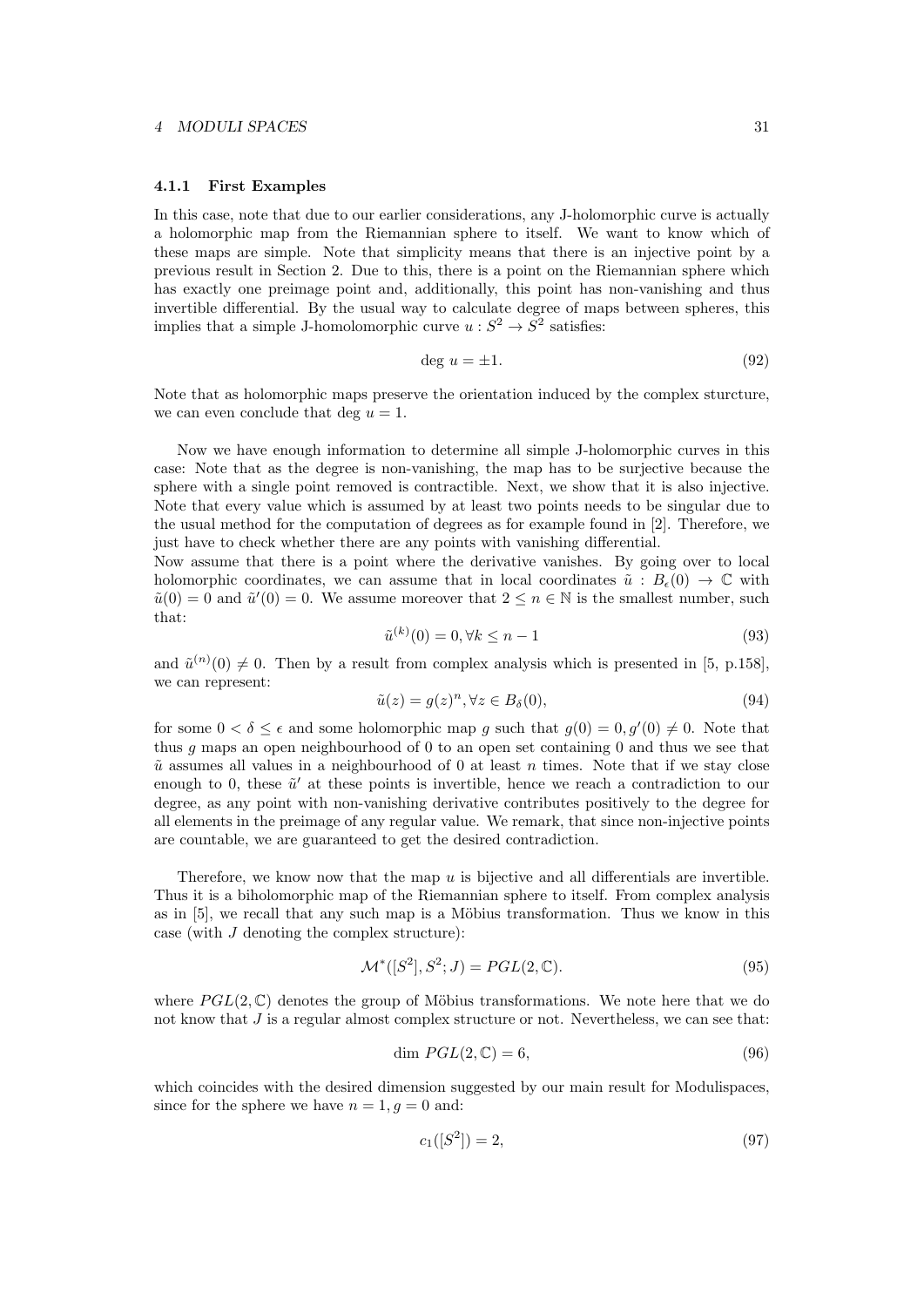#### 4.1.1 First Examples

In this case, note that due to our earlier considerations, any J-holomorphic curve is actually a holomorphic map from the Riemannian sphere to itself. We want to know which of these maps are simple. Note that simplicity means that there is an injective point by a previous result in Section 2. Due to this, there is a point on the Riemannian sphere which has exactly one preimage point and, additionally, this point has non-vanishing and thus invertible differential. By the usual way to calculate degree of maps between spheres, this implies that a simple J-homolomorphic curve $u : S^2 \to S^2$ satisfies:

$$\deg\, u = \pm 1. \tag{92}$$

Note that as holomorphic maps preserve the orientation induced by the complex sturcture, we can even conclude that $\deg\, u = 1$.

Now we have enough information to determine all simple J-holomorphic curves in this case: Note that as the degree is non-vanishing, the map has to be surjective because the sphere with a single point removed is contractible. Next, we show that it is also injective. Note that every value which is assumed by at least two points needs to be singular due to the usual method for the computation of degrees as for example found in [2]. Therefore, we just have to check whether there are any points with vanishing differential.
Now assume that there is a point where the derivative vanishes. By going over to local holomorphic coordinates, we can assume that in local coordinates $\tilde{u} : B_\epsilon(0) \to \mathbb{C}$ with $\tilde{u}(0) = 0$ and $\tilde{u}'(0) = 0$. We assume moreover that $2 \leq n \in \mathbb{N}$ is the smallest number, such that:

$$\tilde{u}^{(k)}(0) = 0, \forall k \leq n-1 \tag{93}$$

and $\tilde{u}^{(n)}(0) \neq 0$. Then by a result from complex analysis which is presented in [5, p.158], we can represent:

$$\tilde{u}(z) = g(z)^n, \forall z \in B_\delta(0), \tag{94}$$

for some $0 < \delta \leq \epsilon$ and some holomorphic map $g$ such that $g(0) = 0, g'(0) \neq 0$. Note that thus $g$ maps an open neighbourhood of 0 to an open set containing 0 and thus we see that $\tilde{u}$ assumes all values in a neighbourhood of 0 at least $n$ times. Note that if we stay close enough to 0, these $\tilde{u}'$ at these points is invertible, hence we reach a contradiction to our degree, as any point with non-vanishing derivative contributes positively to the degree for all elements in the preimage of any regular value. We remark, that since non-injective points are countable, we are guaranteed to get the desired contradiction.

Therefore, we know now that the map $u$ is bijective and all differentials are invertible. Thus it is a biholomorphic map of the Riemannian sphere to itself. From complex analysis as in [5], we recall that any such map is a Möbius transformation. Thus we know in this case (with $J$ denoting the complex structure):

$$\mathcal{M}^*([S^2], S^2; J) = PGL(2, \mathbb{C}). \tag{95}$$

where $PGL(2, \mathbb{C})$ denotes the group of Möbius transformations. We note here that we do not know that $J$ is a regular almost complex structure or not. Nevertheless, we can see that:

$$\dim\, PGL(2, \mathbb{C}) = 6, \tag{96}$$

which coincides with the desired dimension suggested by our main result for Modulispaces, since for the sphere we have $n = 1, g = 0$ and:

$$c_1([S^2]) = 2, \tag{97}$$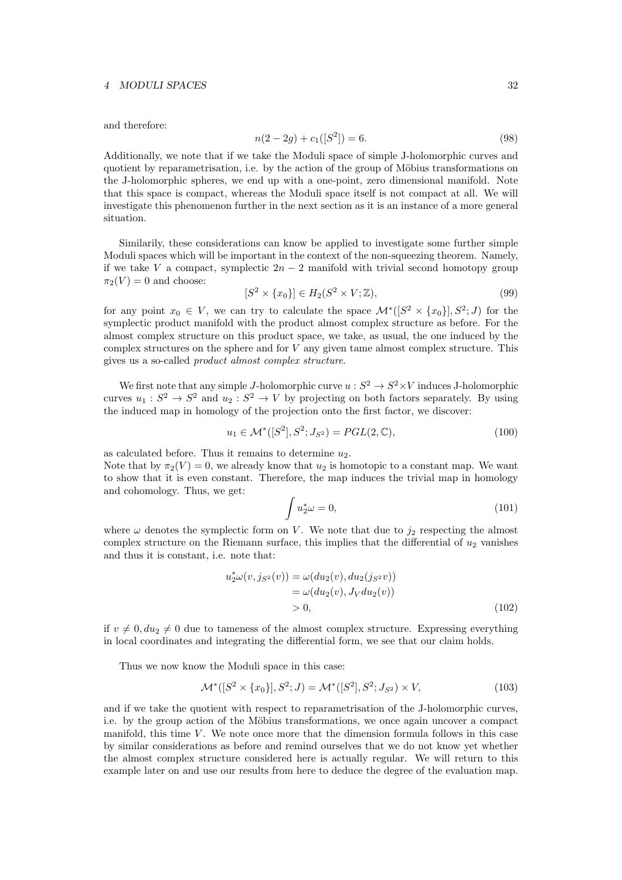and therefore:

$$n(2-2g) + c_1([S^2]) = 6. \tag{98}$$

Additionally, we note that if we take the Moduli space of simple J-holomorphic curves and quotient by reparametrisation, i.e. by the action of the group of Möbius transformations on the J-holomorphic spheres, we end up with a one-point, zero dimensional manifold. Note that this space is compact, whereas the Moduli space itself is not compact at all. We will investigate this phenomenon further in the next section as it is an instance of a more general situation.

Similarily, these considerations can know be applied to investigate some further simple Moduli spaces which will be important in the context of the non-squeezing theorem. Namely, if we take $V$ a compact, symplectic $2n-2$ manifold with trivial second homotopy group $\pi_2(V) = 0$ and choose:

$$[S^2 \times \{x_0\}] \in H_2(S^2 \times V; \mathbb{Z}), \tag{99}$$

for any point $x_0 \in V$, we can try to calculate the space $\mathcal{M}^*([S^2 \times \{x_0\}], S^2; J)$ for the symplectic product manifold with the product almost complex structure as before. For the almost complex structure on this product space, we take, as usual, the one induced by the complex structures on the sphere and for $V$ any given tame almost complex structure. This gives us a so-called *product almost complex structure*.

We first note that any simple $J$-holomorphic curve $u : S^2 \to S^2 \times V$ induces J-holomorphic curves $u_1 : S^2 \to S^2$ and $u_2 : S^2 \to V$ by projecting on both factors separately. By using the induced map in homology of the projection onto the first factor, we discover:

$$u_1 \in \mathcal{M}^*([S^2], S^2; J_{S^2}) = PGL(2, \mathbb{C}), \tag{100}$$

as calculated before. Thus it remains to determine $u_2$.
Note that by $\pi_2(V) = 0$, we already know that $u_2$ is homotopic to a constant map. We want to show that it is even constant. Therefore, the map induces the trivial map in homology and cohomology. Thus, we get:

$$\int u_2^* \omega = 0, \tag{101}$$

where $\omega$ denotes the symplectic form on $V$. We note that due to $j_2$ respecting the almost complex structure on the Riemann surface, this implies that the differential of $u_2$ vanishes and thus it is constant, i.e. note that:

$$\begin{aligned} u_2^*\omega(v, j_{S^2}(v)) &= \omega(du_2(v), du_2(j_{S^2}v)) \\ &= \omega(du_2(v), J_V du_2(v)) \\ &> 0, \end{aligned} \tag{102}$$

if $v \neq 0, du_2 \neq 0$ due to tameness of the almost complex structure. Expressing everything in local coordinates and integrating the differential form, we see that our claim holds.

Thus we now know the Moduli space in this case:

$$\mathcal{M}^*([S^2 \times \{x_0\}], S^2; J) = \mathcal{M}^*([S^2], S^2; J_{S^2}) \times V, \tag{103}$$

and if we take the quotient with respect to reparametrisation of the J-holomorphic curves, i.e. by the group action of the Möbius transformations, we once again uncover a compact manifold, this time $V$. We note once more that the dimension formula follows in this case by similar considerations as before and remind ourselves that we do not know yet whether the almost complex structure considered here is actually regular. We will return to this example later on and use our results from here to deduce the degree of the evaluation map.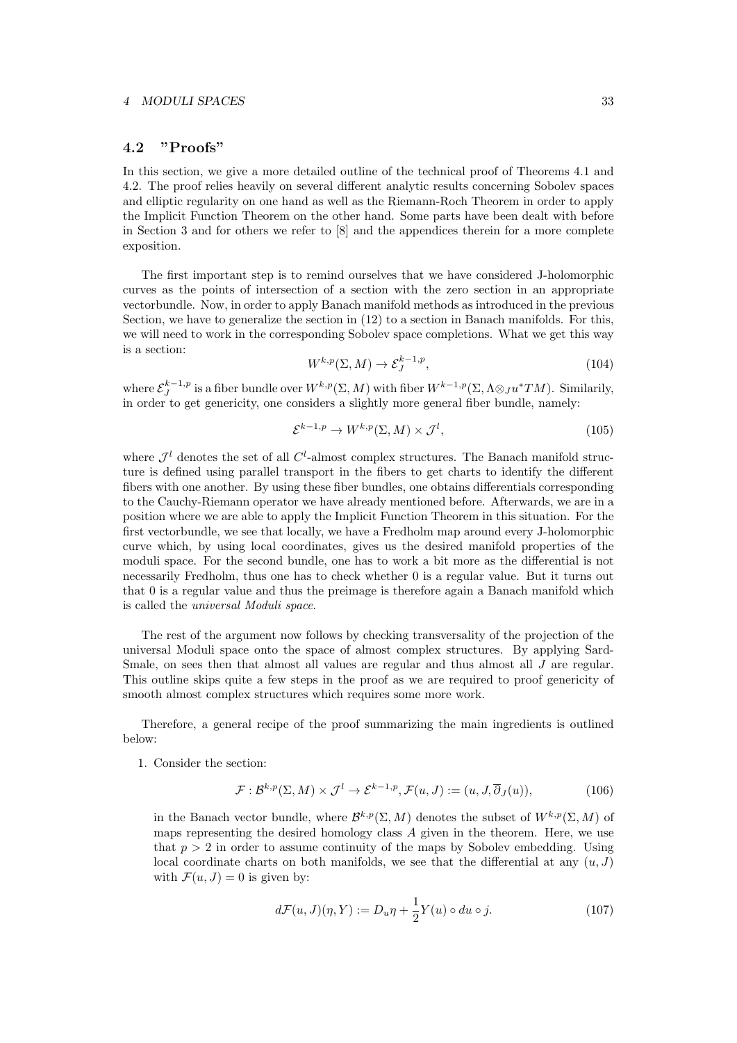## 4.2 "Proofs"

In this section, we give a more detailed outline of the technical proof of Theorems 4.1 and 4.2. The proof relies heavily on several different analytic results concerning Sobolev spaces and elliptic regularity on one hand as well as the Riemann-Roch Theorem in order to apply the Implicit Function Theorem on the other hand. Some parts have been dealt with before in Section 3 and for others we refer to [8] and the appendices therein for a more complete exposition.

The first important step is to remind ourselves that we have considered J-holomorphic curves as the points of intersection of a section with the zero section in an appropriate vectorbundle. Now, in order to apply Banach manifold methods as introduced in the previous Section, we have to generalize the section in (12) to a section in Banach manifolds. For this, we will need to work in the corresponding Sobolev space completions. What we get this way is a section:

$$W^{k,p}(\Sigma, M) \to \mathcal{E}_J^{k-1,p}, \tag{104}$$

where $\mathcal{E}_J^{k-1,p}$ is a fiber bundle over $W^{k,p}(\Sigma, M)$ with fiber $W^{k-1,p}(\Sigma, \Lambda \otimes_J u^*TM)$. Similarily, in order to get genericity, one considers a slightly more general fiber bundle, namely:

$$\mathcal{E}^{k-1,p} \to W^{k,p}(\Sigma, M) \times \mathcal{J}^l, \tag{105}$$

where $\mathcal{J}^l$ denotes the set of all $C^l$-almost complex structures. The Banach manifold structure is defined using parallel transport in the fibers to get charts to identify the different fibers with one another. By using these fiber bundles, one obtains differentials corresponding to the Cauchy-Riemann operator we have already mentioned before. Afterwards, we are in a position where we are able to apply the Implicit Function Theorem in this situation. For the first vectorbundle, we see that locally, we have a Fredholm map around every J-holomorphic curve which, by using local coordinates, gives us the desired manifold properties of the moduli space. For the second bundle, one has to work a bit more as the differential is not necessarily Fredholm, thus one has to check whether 0 is a regular value. But it turns out that 0 is a regular value and thus the preimage is therefore again a Banach manifold which is called the *universal Moduli space*.

The rest of the argument now follows by checking transversality of the projection of the universal Moduli space onto the space of almost complex structures. By applying Sard-Smale, on sees then that almost all values are regular and thus almost all $J$ are regular. This outline skips quite a few steps in the proof as we are required to proof genericity of smooth almost complex structures which requires some more work.

Therefore, a general recipe of the proof summarizing the main ingredients is outlined below:

1. Consider the section:

$$\mathcal{F} : \mathcal{B}^{k,p}(\Sigma, M) \times \mathcal{J}^l \to \mathcal{E}^{k-1,p}, \mathcal{F}(u, J) := (u, J, \overline{\partial}_J(u)), \tag{106}$$

in the Banach vector bundle, where $\mathcal{B}^{k,p}(\Sigma, M)$ denotes the subset of $W^{k,p}(\Sigma, M)$ of maps representing the desired homology class $A$ given in the theorem. Here, we use that $p > 2$ in order to assume continuity of the maps by Sobolev embedding. Using local coordinate charts on both manifolds, we see that the differential at any $(u, J)$ with $\mathcal{F}(u, J) = 0$ is given by:

$$d\mathcal{F}(u, J)(\eta, Y) := D_u \eta + \frac{1}{2} Y(u) \circ du \circ j. \tag{107}$$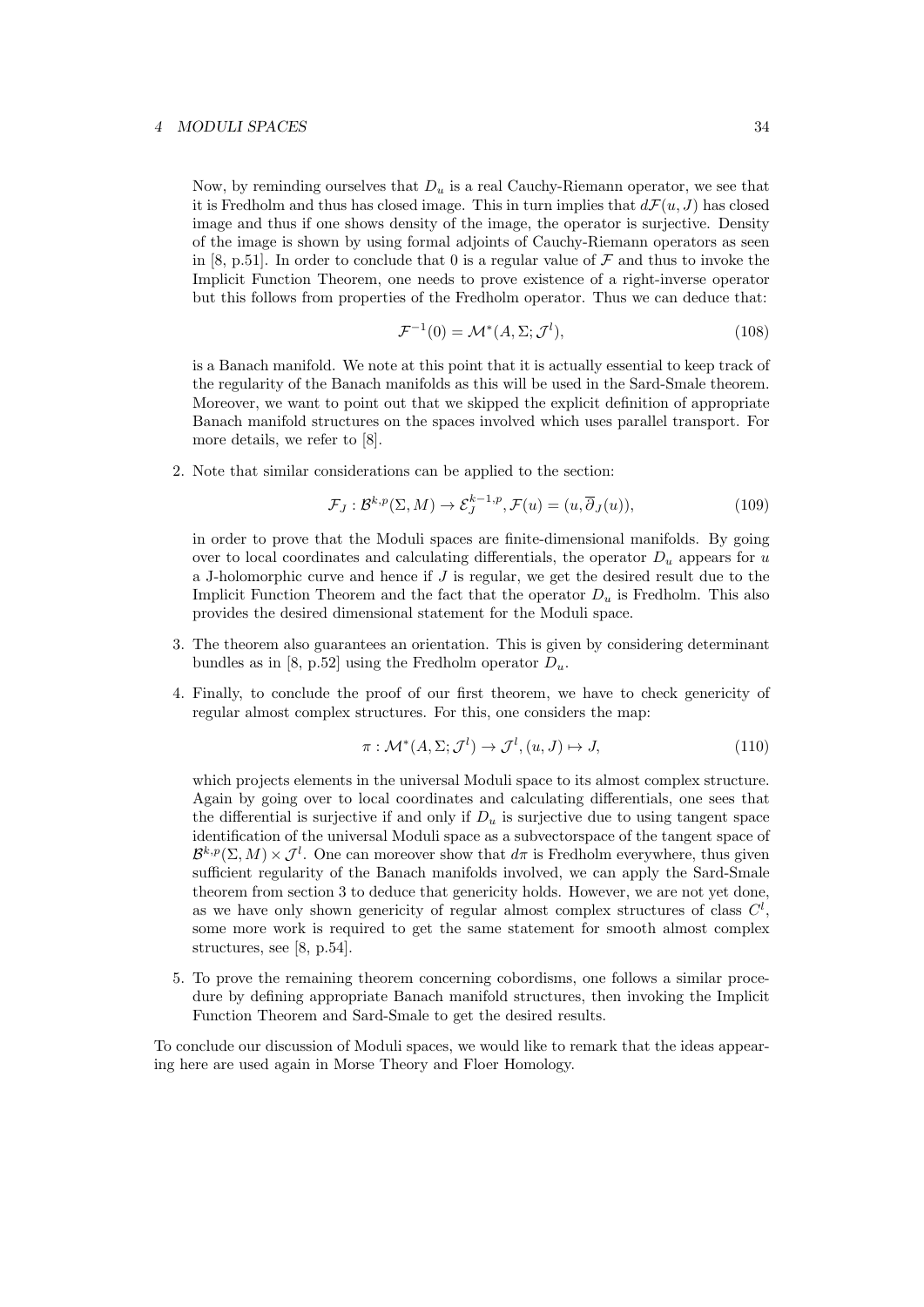Now, by reminding ourselves that $D_u$ is a real Cauchy-Riemann operator, we see that it is Fredholm and thus has closed image. This in turn implies that $d\mathcal{F}(u, J)$ has closed image and thus if one shows density of the image, the operator is surjective. Density of the image is shown by using formal adjoints of Cauchy-Riemann operators as seen in [8, p.51]. In order to conclude that 0 is a regular value of $\mathcal{F}$ and thus to invoke the Implicit Function Theorem, one needs to prove existence of a right-inverse operator but this follows from properties of the Fredholm operator. Thus we can deduce that:

$$\mathcal{F}^{-1}(0) = \mathcal{M}^*(A, \Sigma; \mathcal{J}^l), \tag{108}$$

is a Banach manifold. We note at this point that it is actually essential to keep track of the regularity of the Banach manifolds as this will be used in the Sard-Smale theorem. Moreover, we want to point out that we skipped the explicit definition of appropriate Banach manifold structures on the spaces involved which uses parallel transport. For more details, we refer to [8].

2. Note that similar considerations can be applied to the section:

$$\mathcal{F}_J : \mathcal{B}^{k,p}(\Sigma, M) \to \mathcal{E}_J^{k-1,p}, \mathcal{F}(u) = (u, \overline{\partial}_J(u)), \tag{109}$$

in order to prove that the Moduli spaces are finite-dimensional manifolds. By going over to local coordinates and calculating differentials, the operator $D_u$ appears for $u$ a J-holomorphic curve and hence if $J$ is regular, we get the desired result due to the Implicit Function Theorem and the fact that the operator $D_u$ is Fredholm. This also provides the desired dimensional statement for the Moduli space.

3. The theorem also guarantees an orientation. This is given by considering determinant bundles as in [8, p.52] using the Fredholm operator $D_u$.

4. Finally, to conclude the proof of our first theorem, we have to check genericity of regular almost complex structures. For this, one considers the map:

$$\pi : \mathcal{M}^*(A, \Sigma; \mathcal{J}^l) \to \mathcal{J}^l, (u, J) \mapsto J, \tag{110}$$

which projects elements in the universal Moduli space to its almost complex structure. Again by going over to local coordinates and calculating differentials, one sees that the differential is surjective if and only if $D_u$ is surjective due to using tangent space identification of the universal Moduli space as a subvectorspace of the tangent space of $\mathcal{B}^{k,p}(\Sigma, M) \times \mathcal{J}^l$. One can moreover show that $d\pi$ is Fredholm everywhere, thus given sufficient regularity of the Banach manifolds involved, we can apply the Sard-Smale theorem from section 3 to deduce that genericity holds. However, we are not yet done, as we have only shown genericity of regular almost complex structures of class $C^l$, some more work is required to get the same statement for smooth almost complex structures, see [8, p.54].

5. To prove the remaining theorem concerning cobordisms, one follows a similar procedure by defining appropriate Banach manifold structures, then invoking the Implicit Function Theorem and Sard-Smale to get the desired results.

To conclude our discussion of Moduli spaces, we would like to remark that the ideas appearing here are used again in Morse Theory and Floer Homology.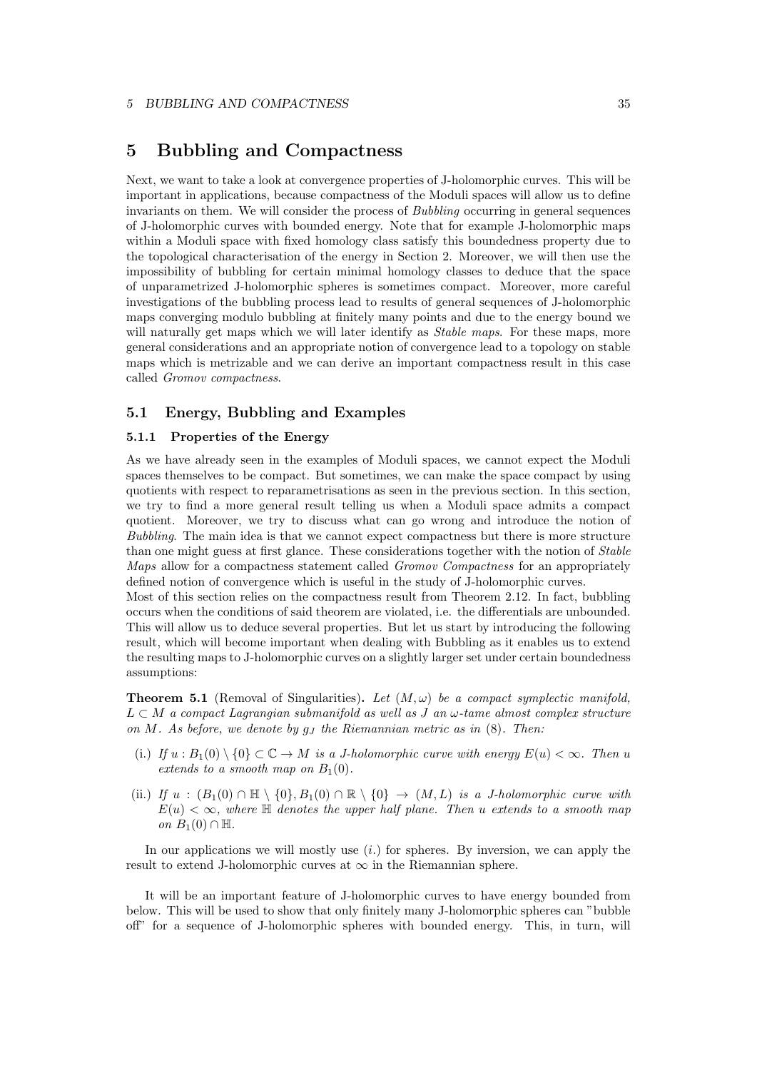# 5 Bubbling and Compactness

Next, we want to take a look at convergence properties of J-holomorphic curves. This will be important in applications, because compactness of the Moduli spaces will allow us to define invariants on them. We will consider the process of *Bubbling* occurring in general sequences of J-holomorphic curves with bounded energy. Note that for example J-holomorphic maps within a Moduli space with fixed homology class satisfy this boundedness property due to the topological characterisation of the energy in Section 2. Moreover, we will then use the impossibility of bubbling for certain minimal homology classes to deduce that the space of unparametrized J-holomorphic spheres is sometimes compact. Moreover, more careful investigations of the bubbling process lead to results of general sequences of J-holomorphic maps converging modulo bubbling at finitely many points and due to the energy bound we will naturally get maps which we will later identify as *Stable maps*. For these maps, more general considerations and an appropriate notion of convergence lead to a topology on stable maps which is metrizable and we can derive an important compactness result in this case called *Gromov compactness*.

## 5.1 Energy, Bubbling and Examples

### 5.1.1 Properties of the Energy

As we have already seen in the examples of Moduli spaces, we cannot expect the Moduli spaces themselves to be compact. But sometimes, we can make the space compact by using quotients with respect to reparametrisations as seen in the previous section. In this section, we try to find a more general result telling us when a Moduli space admits a compact quotient. Moreover, we try to discuss what can go wrong and introduce the notion of *Bubbling*. The main idea is that we cannot expect compactness but there is more structure than one might guess at first glance. These considerations together with the notion of *Stable Maps* allow for a compactness statement called *Gromov Compactness* for an appropriately defined notion of convergence which is useful in the study of J-holomorphic curves.
Most of this section relies on the compactness result from Theorem 2.12. In fact, bubbling occurs when the conditions of said theorem are violated, i.e. the differentials are unbounded. This will allow us to deduce several properties. But let us start by introducing the following result, which will become important when dealing with Bubbling as it enables us to extend the resulting maps to J-holomorphic curves on a slightly larger set under certain boundedness assumptions:

**Theorem 5.1** (Removal of Singularities)**.** *Let $(M, \omega)$ be a compact symplectic manifold, $L \subset M$ a compact Lagrangian submanifold as well as $J$ an $\omega$-tame almost complex structure on $M$. As before, we denote by $g_J$ the Riemannian metric as in (8). Then:*

(i.) *If $u : B_1(0) \setminus \{0\} \subset \mathbb{C} \to M$ is a J-holomorphic curve with energy $E(u) < \infty$. Then $u$ extends to a smooth map on $B_1(0)$.*

(ii.) *If $u : (B_1(0) \cap \mathbb{H} \setminus \{0\}, B_1(0) \cap \mathbb{R} \setminus \{0\} \to (M, L)$ is a J-holomorphic curve with $E(u) < \infty$, where $\mathbb{H}$ denotes the upper half plane. Then $u$ extends to a smooth map on $B_1(0) \cap \mathbb{H}$.*

In our applications we will mostly use $(i.)$ for spheres. By inversion, we can apply the result to extend J-holomorphic curves at $\infty$ in the Riemannian sphere.

It will be an important feature of J-holomorphic curves to have energy bounded from below. This will be used to show that only finitely many J-holomorphic spheres can "bubble off" for a sequence of J-holomorphic spheres with bounded energy. This, in turn, will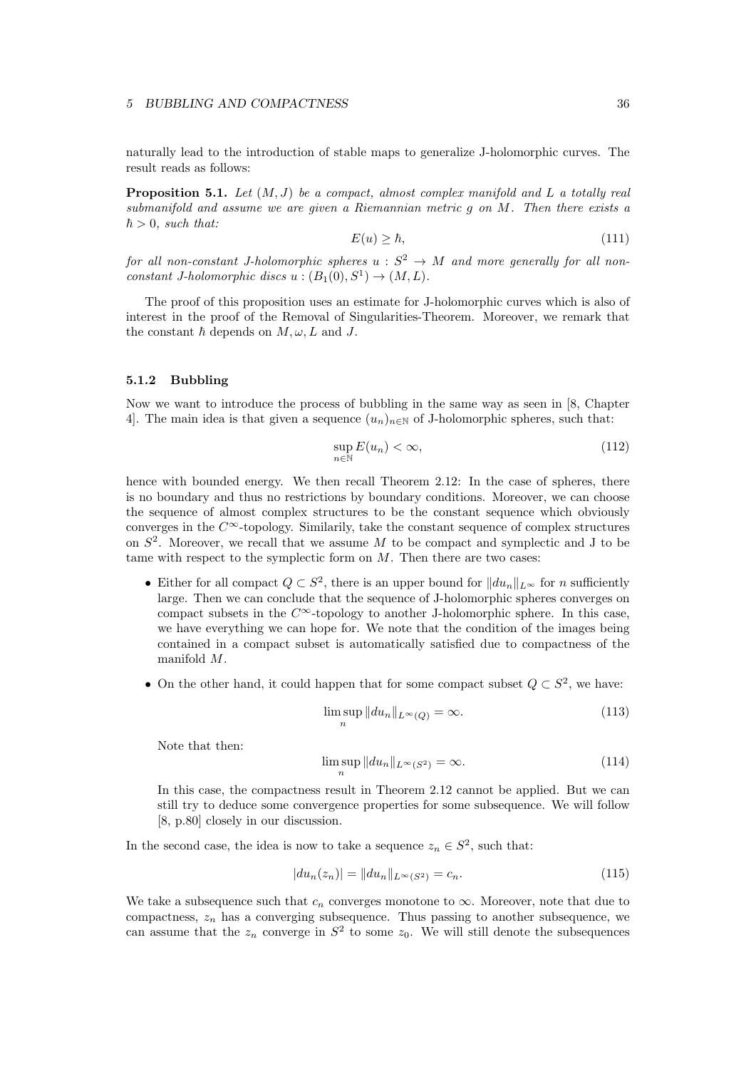naturally lead to the introduction of stable maps to generalize J-holomorphic curves. The result reads as follows:

**Proposition 5.1.** *Let $(M, J)$ be a compact, almost complex manifold and $L$ a totally real submanifold and assume we are given a Riemannian metric $g$ on $M$. Then there exists a $\hbar > 0$, such that:*

$$E(u) \geq \hbar, \tag{111}$$

*for all non-constant J-holomorphic spheres $u : S^2 \to M$ and more generally for all non-constant J-holomorphic discs $u : (B_1(0), S^1) \to (M, L)$.*

The proof of this proposition uses an estimate for J-holomorphic curves which is also of interest in the proof of the Removal of Singularities-Theorem. Moreover, we remark that the constant $\hbar$ depends on $M, \omega, L$ and $J$.

### 5.1.2 Bubbling

Now we want to introduce the process of bubbling in the same way as seen in [8, Chapter 4]. The main idea is that given a sequence $(u_n)_{n\in\mathbb{N}}$ of J-holomorphic spheres, such that:

$$\sup_{n\in\mathbb{N}} E(u_n) < \infty, \tag{112}$$

hence with bounded energy. We then recall Theorem 2.12: In the case of spheres, there is no boundary and thus no restrictions by boundary conditions. Moreover, we can choose the sequence of almost complex structures to be the constant sequence which obviously converges in the $C^\infty$-topology. Similarily, take the constant sequence of complex structures on $S^2$. Moreover, we recall that we assume $M$ to be compact and symplectic and J to be tame with respect to the symplectic form on $M$. Then there are two cases:

- Either for all compact $Q \subset S^2$, there is an upper bound for $\|du_n\|_{L^\infty}$ for $n$ sufficiently large. Then we can conclude that the sequence of J-holomorphic spheres converges on compact subsets in the $C^\infty$-topology to another J-holomorphic sphere. In this case, we have everything we can hope for. We note that the condition of the images being contained in a compact subset is automatically satisfied due to compactness of the manifold $M$.
- On the other hand, it could happen that for some compact subset $Q \subset S^2$, we have:

  $$\limsup_n \|du_n\|_{L^\infty(Q)} = \infty. \tag{113}$$

  Note that then:

  $$\limsup_n \|du_n\|_{L^\infty(S^2)} = \infty. \tag{114}$$

  In this case, the compactness result in Theorem 2.12 cannot be applied. But we can still try to deduce some convergence properties for some subsequence. We will follow [8, p.80] closely in our discussion.

In the second case, the idea is now to take a sequence $z_n \in S^2$, such that:

$$|du_n(z_n)| = \|du_n\|_{L^\infty(S^2)} = c_n. \tag{115}$$

We take a subsequence such that $c_n$ converges monotone to $\infty$. Moreover, note that due to compactness, $z_n$ has a converging subsequence. Thus passing to another subsequence, we can assume that the $z_n$ converge in $S^2$ to some $z_0$. We will still denote the subsequences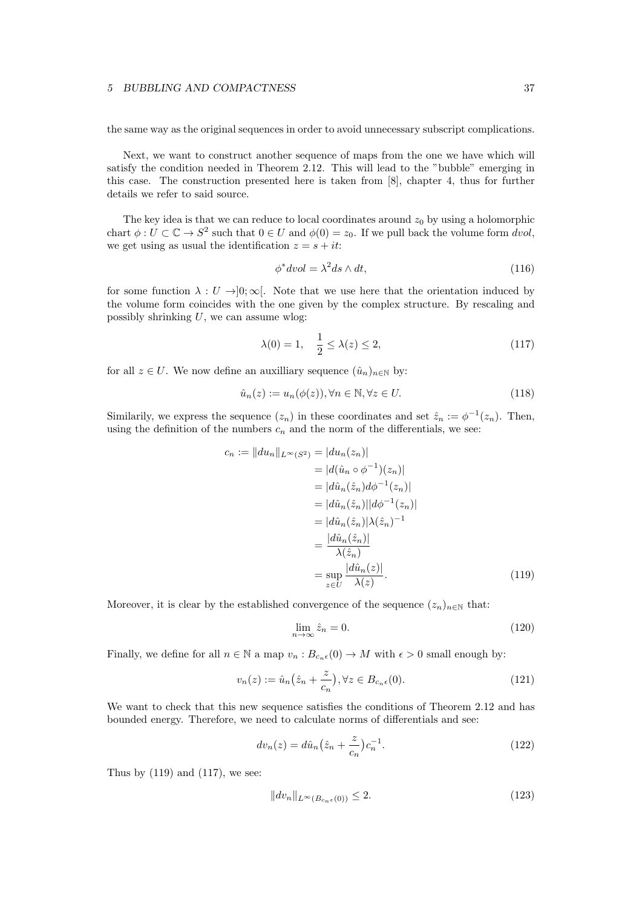the same way as the original sequences in order to avoid unnecessary subscript complications.

Next, we want to construct another sequence of maps from the one we have which will satisfy the condition needed in Theorem 2.12. This will lead to the "bubble" emerging in this case. The construction presented here is taken from [8], chapter 4, thus for further details we refer to said source.

The key idea is that we can reduce to local coordinates around $z_0$ by using a holomorphic chart $\phi : U \subset \mathbb{C} \to S^2$ such that $0 \in U$ and $\phi(0) = z_0$. If we pull back the volume form $dvol$, we get using as usual the identification $z = s + it$:

$$\phi^* dvol = \lambda^2 ds \wedge dt, \tag{116}$$

for some function $\lambda : U \to ]0; \infty[$. Note that we use here that the orientation induced by the volume form coincides with the one given by the complex structure. By rescaling and possibly shrinking $U$, we can assume wlog:

$$\lambda(0) = 1, \quad \frac{1}{2} \leq \lambda(z) \leq 2, \tag{117}$$

for all $z \in U$. We now define an auxilliary sequence $(\hat{u}_n)_{n\in\mathbb{N}}$ by:

$$\hat{u}_n(z) := u_n(\phi(z)), \forall n \in \mathbb{N}, \forall z \in U. \tag{118}$$

Similarily, we express the sequence $(z_n)$ in these coordinates and set $\hat{z}_n := \phi^{-1}(z_n)$. Then, using the definition of the numbers $c_n$ and the norm of the differentials, we see:

$$\begin{aligned}
c_n := \|du_n\|_{L^\infty(S^2)} &= |du_n(z_n)| \\
&= |d(\hat{u}_n \circ \phi^{-1})(z_n)| \\
&= |d\hat{u}_n(\hat{z}_n) d\phi^{-1}(z_n)| \\
&= |d\hat{u}_n(\hat{z}_n)||d\phi^{-1}(z_n)| \\
&= |d\hat{u}_n(\hat{z}_n)|\lambda(\hat{z}_n)^{-1} \\
&= \frac{|d\hat{u}_n(\hat{z}_n)|}{\lambda(\hat{z}_n)} \\
&= \sup_{z\in U} \frac{|d\hat{u}_n(z)|}{\lambda(z)}.
\end{aligned} \tag{119}$$

Moreover, it is clear by the established convergence of the sequence $(z_n)_{n\in\mathbb{N}}$ that:

$$\lim_{n\to\infty} \hat{z}_n = 0. \tag{120}$$

Finally, we define for all $n \in \mathbb{N}$ a map $v_n : B_{c_n\epsilon}(0) \to M$ with $\epsilon > 0$ small enough by:

$$v_n(z) := \hat{u}_n\big(\hat{z}_n + \frac{z}{c_n}\big), \forall z \in B_{c_n\epsilon}(0). \tag{121}$$

We want to check that this new sequence satisfies the conditions of Theorem 2.12 and has bounded energy. Therefore, we need to calculate norms of differentials and see:

$$dv_n(z) = d\hat{u}_n\big(\hat{z}_n + \frac{z}{c_n}\big)c_n^{-1}. \tag{122}$$

Thus by (119) and (117), we see:

$$\|dv_n\|_{L^\infty(B_{c_n\epsilon}(0))} \leq 2. \tag{123}$$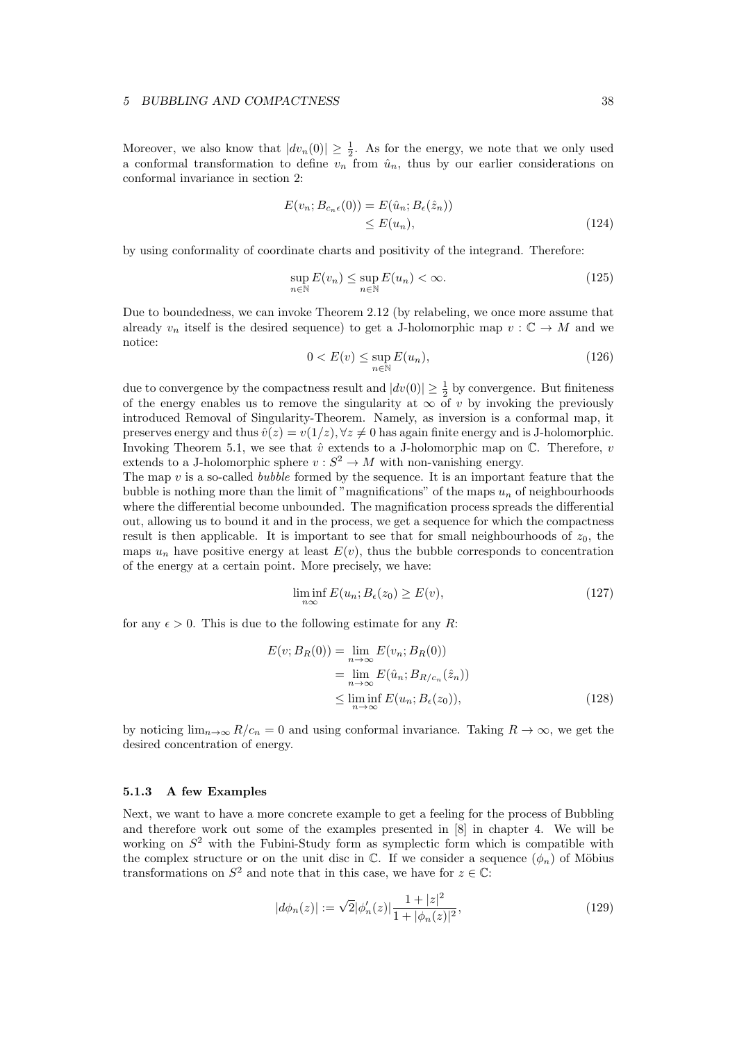Moreover, we also know that $|dv_n(0)| \geq \frac{1}{2}$. As for the energy, we note that we only used a conformal transformation to define $v_n$ from $\hat{u}_n$, thus by our earlier considerations on conformal invariance in section 2:

$$
\begin{aligned}
E(v_n; B_{c_n\epsilon}(0)) &= E(\hat{u}_n; B_\epsilon(\hat{z}_n)) \\
&\leq E(u_n),
\end{aligned} \tag{124}
$$

by using conformality of coordinate charts and positivity of the integrand. Therefore:

$$
\sup_{n\in\mathbb{N}} E(v_n) \leq \sup_{n\in\mathbb{N}} E(u_n) < \infty. \tag{125}
$$

Due to boundedness, we can invoke Theorem 2.12 (by relabeling, we once more assume that already $v_n$ itself is the desired sequence) to get a J-holomorphic map $v : \mathbb{C} \to M$ and we notice:

$$
0 < E(v) \leq \sup_{n\in\mathbb{N}} E(u_n), \tag{126}
$$

due to convergence by the compactness result and $|dv(0)| \geq \frac{1}{2}$ by convergence. But finiteness of the energy enables us to remove the singularity at $\infty$ of $v$ by invoking the previously introduced Removal of Singularity-Theorem. Namely, as inversion is a conformal map, it preserves energy and thus $\hat{v}(z) = v(1/z), \forall z \neq 0$ has again finite energy and is J-holomorphic. Invoking Theorem 5.1, we see that $\hat{v}$ extends to a J-holomorphic map on $\mathbb{C}$. Therefore, $v$ extends to a J-holomorphic sphere $v : S^2 \to M$ with non-vanishing energy.
The map $v$ is a so-called *bubble* formed by the sequence. It is an important feature that the bubble is nothing more than the limit of "magnifications" of the maps $u_n$ of neighbourhoods where the differential become unbounded. The magnification process spreads the differential out, allowing us to bound it and in the process, we get a sequence for which the compactness result is then applicable. It is important to see that for small neighbourhoods of $z_0$, the maps $u_n$ have positive energy at least $E(v)$, thus the bubble corresponds to concentration of the energy at a certain point. More precisely, we have:

$$
\liminf_{n\infty} E(u_n; B_\epsilon(z_0)) \geq E(v), \tag{127}
$$

for any $\epsilon > 0$. This is due to the following estimate for any $R$:

$$
\begin{aligned}
E(v; B_R(0)) &= \lim_{n\to\infty} E(v_n; B_R(0)) \\
&= \lim_{n\to\infty} E(\hat{u}_n; B_{R/c_n}(\hat{z}_n)) \\
&\leq \liminf_{n\to\infty} E(u_n; B_\epsilon(z_0)),
\end{aligned} \tag{128}
$$

by noticing $\lim_{n\to\infty} R/c_n = 0$ and using conformal invariance. Taking $R \to \infty$, we get the desired concentration of energy.

### 5.1.3 A few Examples

Next, we want to have a more concrete example to get a feeling for the process of Bubbling and therefore work out some of the examples presented in [8] in chapter 4. We will be working on $S^2$ with the Fubini-Study form as symplectic form which is compatible with the complex structure or on the unit disc in $\mathbb{C}$. If we consider a sequence $(\phi_n)$ of Möbius transformations on $S^2$ and note that in this case, we have for $z \in \mathbb{C}$:

$$
|d\phi_n(z)| := \sqrt{2}|\phi_n'(z)|\frac{1+|z|^2}{1+|\phi_n(z)|^2}, \tag{129}
$$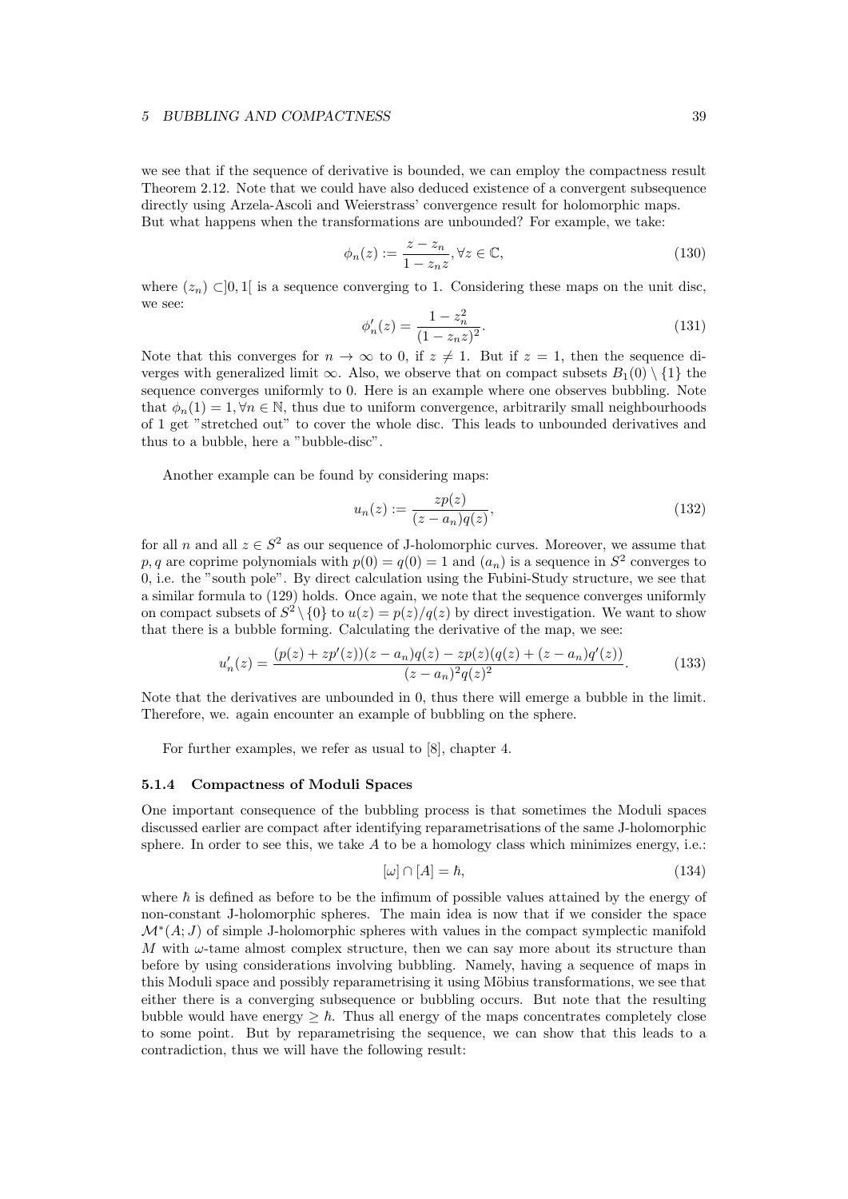we see that if the sequence of derivative is bounded, we can employ the compactness result Theorem 2.12. Note that we could have also deduced existence of a convergent subsequence directly using Arzela-Ascoli and Weierstrass' convergence result for holomorphic maps. But what happens when the transformations are unbounded? For example, we take:

$$\phi_n(z) := \frac{z - z_n}{1 - z_n z}, \forall z \in \mathbb{C}, \tag{130}$$

where $(z_n) \subset ]0, 1[$ is a sequence converging to 1. Considering these maps on the unit disc, we see:

$$\phi_n'(z) = \frac{1 - z_n^2}{(1 - z_n z)^2}. \tag{131}$$

Note that this converges for $n \to \infty$ to 0, if $z \neq 1$. But if $z = 1$, then the sequence diverges with generalized limit $\infty$. Also, we observe that on compact subsets $B_1(0) \setminus \{1\}$ the sequence converges uniformly to 0. Here is an example where one observes bubbling. Note that $\phi_n(1) = 1, \forall n \in \mathbb{N}$, thus due to uniform convergence, arbitrarily small neighbourhoods of 1 get "stretched out" to cover the whole disc. This leads to unbounded derivatives and thus to a bubble, here a "bubble-disc".

Another example can be found by considering maps:

$$u_n(z) := \frac{zp(z)}{(z - a_n)q(z)}, \tag{132}$$

for all $n$ and all $z \in S^2$ as our sequence of J-holomorphic curves. Moreover, we assume that $p, q$ are coprime polynomials with $p(0) = q(0) = 1$ and $(a_n)$ is a sequence in $S^2$ converges to 0, i.e. the "south pole". By direct calculation using the Fubini-Study structure, we see that a similar formula to (129) holds. Once again, we note that the sequence converges uniformly on compact subsets of $S^2 \setminus \{0\}$ to $u(z) = p(z)/q(z)$ by direct investigation. We want to show that there is a bubble forming. Calculating the derivative of the map, we see:

$$u_n'(z) = \frac{(p(z) + zp'(z))(z - a_n)q(z) - zp(z)(q(z) + (z - a_n)q'(z))}{(z - a_n)^2 q(z)^2}. \tag{133}$$

Note that the derivatives are unbounded in 0, thus there will emerge a bubble in the limit. Therefore, we. again encounter an example of bubbling on the sphere.

For further examples, we refer as usual to [8], chapter 4.

### 5.1.4 Compactness of Moduli Spaces

One important consequence of the bubbling process is that sometimes the Moduli spaces discussed earlier are compact after identifying reparametrisations of the same J-holomorphic sphere. In order to see this, we take $A$ to be a homology class which minimizes energy, i.e.:

$$[\omega] \cap [A] = \hbar, \tag{134}$$

where $\hbar$ is defined as before to be the infimum of possible values attained by the energy of non-constant J-holomorphic spheres. The main idea is now that if we consider the space $\mathcal{M}^*(A; J)$ of simple J-holomorphic spheres with values in the compact symplectic manifold $M$ with $\omega$-tame almost complex structure, then we can say more about its structure than before by using considerations involving bubbling. Namely, having a sequence of maps in this Moduli space and possibly reparametrising it using Möbius transformations, we see that either there is a converging subsequence or bubbling occurs. But note that the resulting bubble would have energy $\geq \hbar$. Thus all energy of the maps concentrates completely close to some point. But by reparametrising the sequence, we can show that this leads to a contradiction, thus we will have the following result: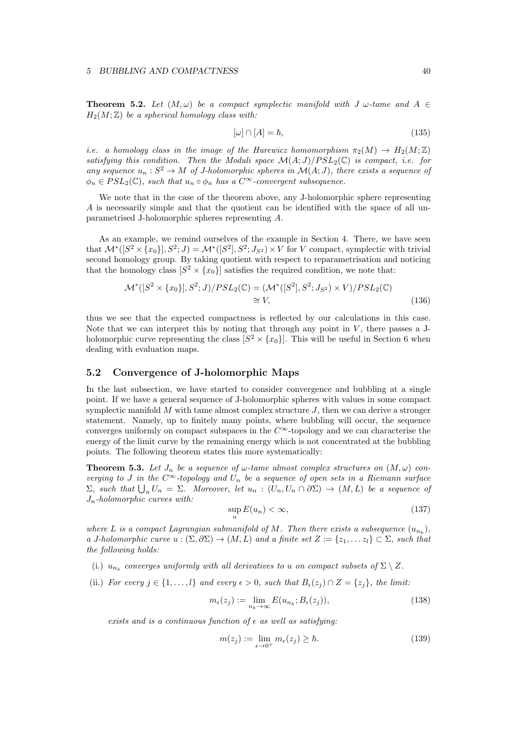**Theorem 5.2.** *Let $(M, \omega)$ be a compact symplectic manifold with $J$ $\omega$-tame and $A \in H_2(M; \mathbb{Z})$ be a spherical homology class with:*

$$[\omega] \cap [A] = \hbar, \tag{135}$$

*i.e. a homology class in the image of the Hurewicz homomorphism $\pi_2(M) \to H_2(M; \mathbb{Z})$ satisfying this condition. Then the Moduli space $\mathcal{M}(A; J)/PSL_2(\mathbb{C})$ is compact, i.e. for any sequence $u_n : S^2 \to M$ of J-holomorphic spheres in $\mathcal{M}(A; J)$, there exists a sequence of $\phi_n \in PSL_2(\mathbb{C})$, such that $u_n \circ \phi_n$ has a $C^\infty$-convergent subsequence.*

We note that in the case of the theorem above, any J-holomorphic sphere representing $A$ is necessarily simple and that the quotient can be identified with the space of all unparametrised J-holomorphic spheres representing $A$.

As an example, we remind ourselves of the example in Section 4. There, we have seen that $\mathcal{M}^*([S^2 \times \{x_0\}], S^2; J) = \mathcal{M}^*([S^2], S^2; J_{S^2}) \times V$ for $V$ compact, symplectic with trivial second homology group. By taking quotient with respect to reparametrisation and noticing that the homology class $[S^2 \times \{x_0\}]$ satisfies the required condition, we note that:

$$\begin{aligned} \mathcal{M}^*([S^2 \times \{x_0\}], S^2; J)/PSL_2(\mathbb{C}) &= (\mathcal{M}^*([S^2], S^2; J_{S^2}) \times V)/PSL_2(\mathbb{C}) \\ &\cong V, \end{aligned} \tag{136}$$

thus we see that the expected compactness is reflected by our calculations in this case. Note that we can interpret this by noting that through any point in $V$, there passes a J-holomorphic curve representing the class $[S^2 \times \{x_0\}]$. This will be useful in Section 6 when dealing with evaluation maps.

## 5.2 Convergence of J-holomorphic Maps

In the last subsection, we have started to consider convergence and bubbling at a single point. If we have a general sequence of J-holomorphic spheres with values in some compact symplectic manifold $M$ with tame almost complex structure $J$, then we can derive a stronger statement. Namely, up to finitely many points, where bubbling will occur, the sequence converges uniformly on compact subspaces in the $C^\infty$-topology and we can characterise the energy of the limit curve by the remaining energy which is not concentrated at the bubbling points. The following theorem states this more systematically:

**Theorem 5.3.** *Let $J_n$ be a sequence of $\omega$-tame almost complex structures on $(M, \omega)$ converging to $J$ in the $C^\infty$-topology and $U_n$ be a sequence of open sets in a Riemann surface $\Sigma$, such that $\bigcup_n U_n = \Sigma$. Moreover, let $u_n : (U_n, U_n \cap \partial\Sigma) \to (M, L)$ be a sequence of $J_n$-holomorphic curves with:*

$$\sup_n E(u_n) < \infty, \tag{137}$$

*where $L$ is a compact Lagrangian submanifold of $M$. Then there exists a subsequence $(u_{n_k})$, a J-holomorphic curve $u : (\Sigma, \partial\Sigma) \to (M, L)$ and a finite set $Z := \{z_1, \ldots z_l\} \subset \Sigma$, such that the following holds:*

(i.) *$u_{n_k}$ converges uniformly with all derivatives to $u$ on compact subsets of $\Sigma \setminus Z$.*

(ii.) *For every $j \in \{1, \ldots, l\}$ and every $\epsilon > 0$, such that $B_\epsilon(z_j) \cap Z = \{z_j\}$, the limit:*

$$m_\epsilon(z_j) := \lim_{n_k \to \infty} E(u_{n_k}; B_\epsilon(z_j)), \tag{138}$$

*exists and is a continuous function of $\epsilon$ as well as satisfying:*

$$m(z_j) := \lim_{\epsilon \to 0^+} m_\epsilon(z_j) \geq \hbar. \tag{139}$$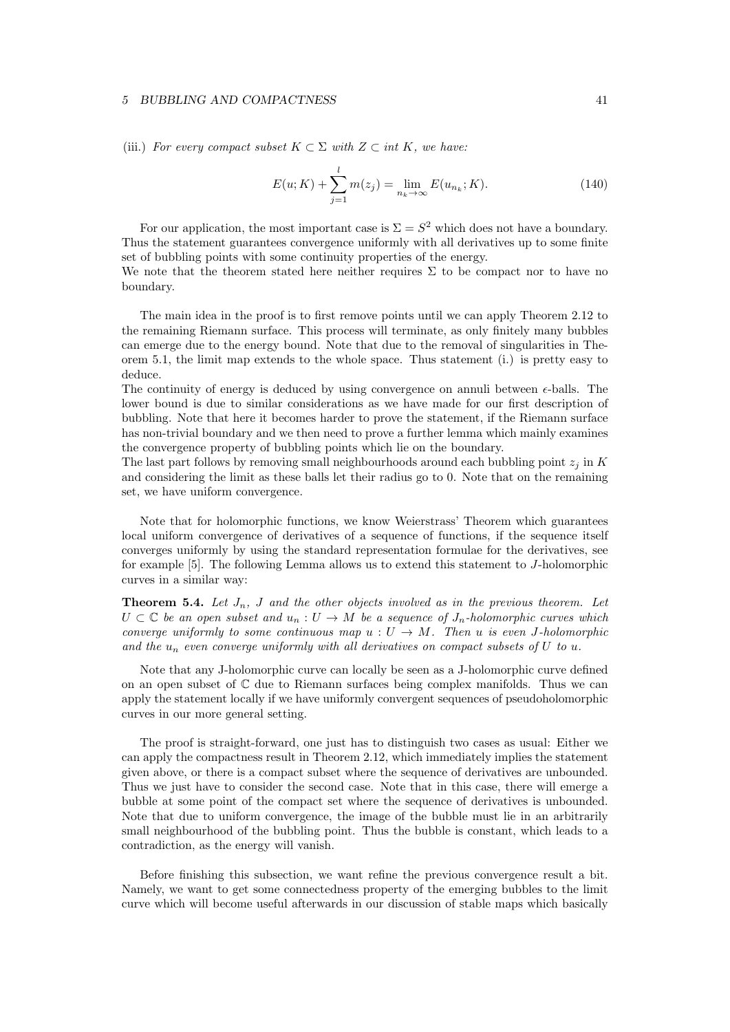(iii.) *For every compact subset $K \subset \Sigma$ with $Z \subset int\, K$, we have:*

$$E(u;K) + \sum_{j=1}^{l} m(z_j) = \lim_{n_k \to \infty} E(u_{n_k};K). \tag{140}$$

For our application, the most important case is $\Sigma = S^2$ which does not have a boundary. Thus the statement guarantees convergence uniformly with all derivatives up to some finite set of bubbling points with some continuity properties of the energy.
We note that the theorem stated here neither requires $\Sigma$ to be compact nor to have no boundary.

The main idea in the proof is to first remove points until we can apply Theorem 2.12 to the remaining Riemann surface. This process will terminate, as only finitely many bubbles can emerge due to the energy bound. Note that due to the removal of singularities in Theorem 5.1, the limit map extends to the whole space. Thus statement (i.) is pretty easy to deduce.
The continuity of energy is deduced by using convergence on annuli between $\epsilon$-balls. The lower bound is due to similar considerations as we have made for our first description of bubbling. Note that here it becomes harder to prove the statement, if the Riemann surface has non-trivial boundary and we then need to prove a further lemma which mainly examines the convergence property of bubbling points which lie on the boundary.
The last part follows by removing small neighbourhoods around each bubbling point $z_j$ in $K$ and considering the limit as these balls let their radius go to 0. Note that on the remaining set, we have uniform convergence.

Note that for holomorphic functions, we know Weierstrass' Theorem which guarantees local uniform convergence of derivatives of a sequence of functions, if the sequence itself converges uniformly by using the standard representation formulae for the derivatives, see for example [5]. The following Lemma allows us to extend this statement to $J$-holomorphic curves in a similar way:

**Theorem 5.4.** *Let $J_n$, $J$ and the other objects involved as in the previous theorem. Let $U \subset \mathbb{C}$ be an open subset and $u_n : U \to M$ be a sequence of $J_n$-holomorphic curves which converge uniformly to some continuous map $u : U \to M$. Then $u$ is even $J$-holomorphic and the $u_n$ even converge uniformly with all derivatives on compact subsets of $U$ to $u$.*

Note that any J-holomorphic curve can locally be seen as a J-holomorphic curve defined on an open subset of $\mathbb{C}$ due to Riemann surfaces being complex manifolds. Thus we can apply the statement locally if we have uniformly convergent sequences of pseudoholomorphic curves in our more general setting.

The proof is straight-forward, one just has to distinguish two cases as usual: Either we can apply the compactness result in Theorem 2.12, which immediately implies the statement given above, or there is a compact subset where the sequence of derivatives are unbounded. Thus we just have to consider the second case. Note that in this case, there will emerge a bubble at some point of the compact set where the sequence of derivatives is unbounded. Note that due to uniform convergence, the image of the bubble must lie in an arbitrarily small neighbourhood of the bubbling point. Thus the bubble is constant, which leads to a contradiction, as the energy will vanish.

Before finishing this subsection, we want refine the previous convergence result a bit. Namely, we want to get some connectedness property of the emerging bubbles to the limit curve which will become useful afterwards in our discussion of stable maps which basically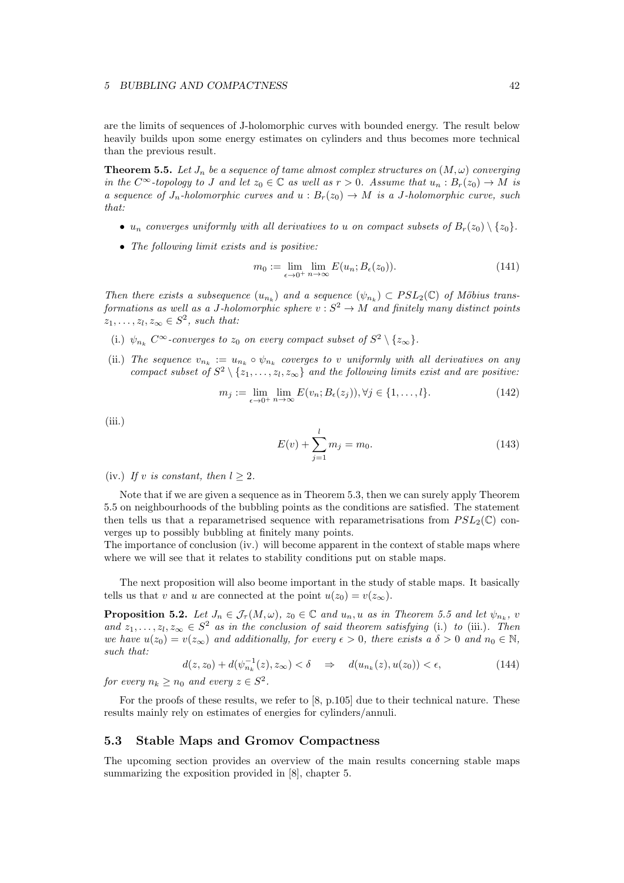are the limits of sequences of J-holomorphic curves with bounded energy. The result below heavily builds upon some energy estimates on cylinders and thus becomes more technical than the previous result.

**Theorem 5.5.** *Let $J_n$ be a sequence of tame almost complex structures on $(M, \omega)$ converging in the $C^\infty$-topology to $J$ and let $z_0 \in \mathbb{C}$ as well as $r > 0$. Assume that $u_n : B_r(z_0) \to M$ is a sequence of $J_n$-holomorphic curves and $u : B_r(z_0) \to M$ is a $J$-holomorphic curve, such that:*

- *$u_n$ converges uniformly with all derivatives to $u$ on compact subsets of $B_r(z_0) \setminus \{z_0\}$.*
- *The following limit exists and is positive:*

$$m_0 := \lim_{\epsilon \to 0^+} \lim_{n\to\infty} E(u_n; B_\epsilon(z_0)). \tag{141}$$

*Then there exists a subsequence $(u_{n_k})$ and a sequence $(\psi_{n_k}) \subset PSL_2(\mathbb{C})$ of Möbius transformations as well as a $J$-holomorphic sphere $v : S^2 \to M$ and finitely many distinct points $z_1, \dots, z_l, z_\infty \in S^2$, such that:*

(i.) *$\psi_{n_k}$ $C^\infty$-converges to $z_0$ on every compact subset of $S^2 \setminus \{z_\infty\}$.*

(ii.) *The sequence $v_{n_k} := u_{n_k} \circ \psi_{n_k}$ coverges to $v$ uniformly with all derivatives on any compact subset of $S^2 \setminus \{z_1, \dots, z_l, z_\infty\}$ and the following limits exist and are positive:*

$$m_j := \lim_{\epsilon \to 0^+} \lim_{n\to\infty} E(v_n; B_\epsilon(z_j)), \forall j \in \{1, \dots, l\}. \tag{142}$$

(iii.)

$$E(v) + \sum_{j=1}^{l} m_j = m_0. \tag{143}$$

(iv.) *If $v$ is constant, then $l \geq 2$.*

Note that if we are given a sequence as in Theorem 5.3, then we can surely apply Theorem 5.5 on neighbourhoods of the bubbling points as the conditions are satisfied. The statement then tells us that a reparametrised sequence with reparametrisations from $PSL_2(\mathbb{C})$ converges up to possibly bubbling at finitely many points.
The importance of conclusion (iv.) will become apparent in the context of stable maps where where we will see that it relates to stability conditions put on stable maps.

The next proposition will also beome important in the study of stable maps. It basically tells us that $v$ and $u$ are connected at the point $u(z_0) = v(z_\infty)$.

**Proposition 5.2.** *Let $J_n \in \mathcal{J}_\tau(M, \omega)$, $z_0 \in \mathbb{C}$ and $u_n, u$ as in Theorem 5.5 and let $\psi_{n_k}$, $v$ and $z_1, \dots, z_l, z_\infty \in S^2$ as in the conclusion of said theorem satisfying* (i.) *to* (iii.). *Then we have $u(z_0) = v(z_\infty)$ and additionally, for every $\epsilon > 0$, there exists a $\delta > 0$ and $n_0 \in \mathbb{N}$, such that:*

$$d(z, z_0) + d(\psi_{n_k}^{-1}(z), z_\infty) < \delta \quad \Rightarrow \quad d(u_{n_k}(z), u(z_0)) < \epsilon, \tag{144}$$

*for every $n_k \geq n_0$ and every $z \in S^2$.*

For the proofs of these results, we refer to [8, p.105] due to their technical nature. These results mainly rely on estimates of energies for cylinders/annuli.

## 5.3 Stable Maps and Gromov Compactness

The upcoming section provides an overview of the main results concerning stable maps summarizing the exposition provided in [8], chapter 5.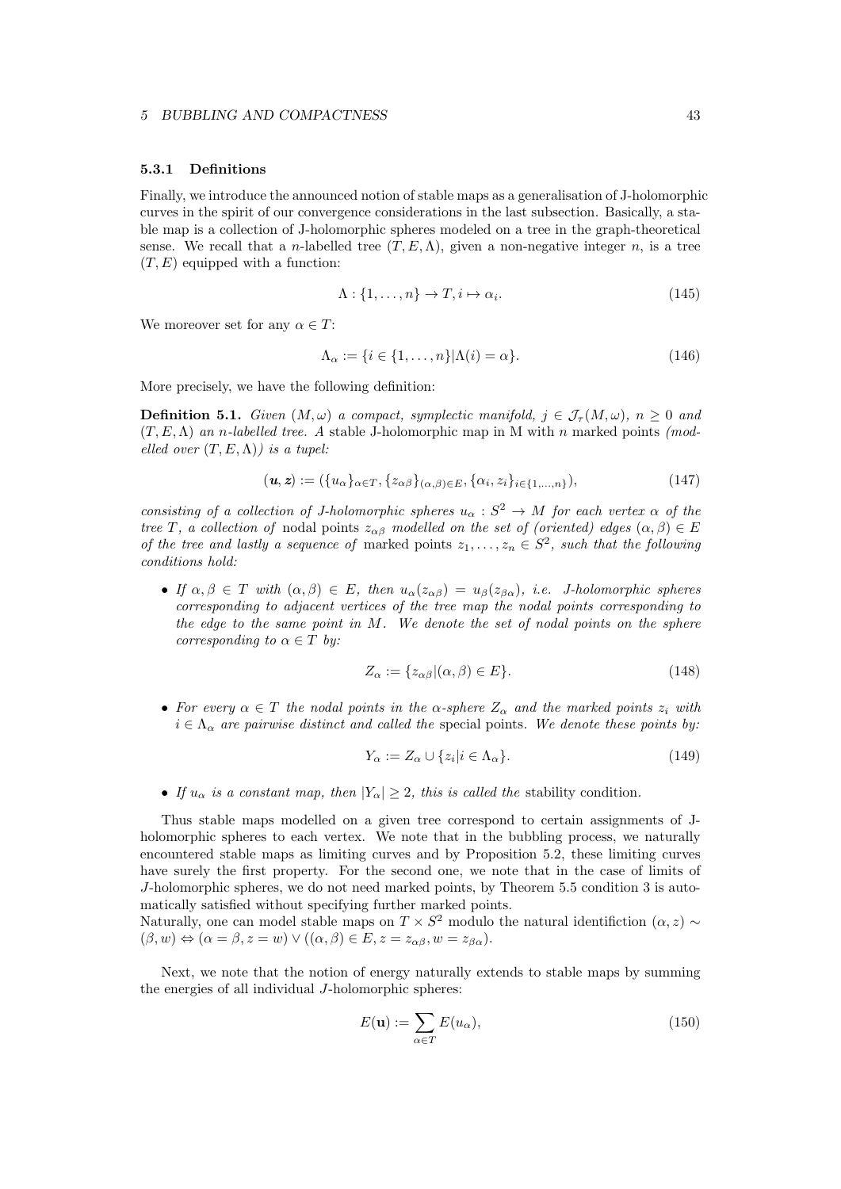### 5.3.1 Definitions

Finally, we introduce the announced notion of stable maps as a generalisation of J-holomorphic curves in the spirit of our convergence considerations in the last subsection. Basically, a stable map is a collection of J-holomorphic spheres modeled on a tree in the graph-theoretical sense. We recall that a $n$-labelled tree $(T, E, \Lambda)$, given a non-negative integer $n$, is a tree $(T, E)$ equipped with a function:

$$\Lambda : \{1, \ldots, n\} \to T, i \mapsto \alpha_i. \tag{145}$$

We moreover set for any $\alpha \in T$:

$$\Lambda_\alpha := \{i \in \{1, \ldots, n\} | \Lambda(i) = \alpha\}. \tag{146}$$

More precisely, we have the following definition:

**Definition 5.1.** *Given $(M, \omega)$ a compact, symplectic manifold, $j \in \mathcal{J}_\tau(M, \omega)$, $n \geq 0$ and $(T, E, \Lambda)$ an $n$-labelled tree. A* stable J-holomorphic map *in M with $n$ marked points (modelled over $(T, E, \Lambda)$) is a tupel:*

$$(\boldsymbol{u}, \boldsymbol{z}) := (\{u_\alpha\}_{\alpha \in T}, \{z_{\alpha\beta}\}_{(\alpha,\beta)\in E}, \{\alpha_i, z_i\}_{i \in \{1,\ldots,n\}}), \tag{147}$$

*consisting of a collection of J-holomorphic spheres $u_\alpha : S^2 \to M$ for each vertex $\alpha$ of the tree $T$, a collection of* nodal points *$z_{\alpha\beta}$ modelled on the set of (oriented) edges $(\alpha, \beta) \in E$ of the tree and lastly a sequence of* marked points *$z_1, \ldots, z_n \in S^2$, such that the following conditions hold:*

- *If $\alpha, \beta \in T$ with $(\alpha, \beta) \in E$, then $u_\alpha(z_{\alpha\beta}) = u_\beta(z_{\beta\alpha})$, i.e. J-holomorphic spheres corresponding to adjacent vertices of the tree map the nodal points corresponding to the edge to the same point in $M$. We denote the set of nodal points on the sphere corresponding to $\alpha \in T$ by:*

$$Z_\alpha := \{z_{\alpha\beta} | (\alpha, \beta) \in E\}. \tag{148}$$

- *For every $\alpha \in T$ the nodal points in the $\alpha$-sphere $Z_\alpha$ and the marked points $z_i$ with $i \in \Lambda_\alpha$ are pairwise distinct and called the* special points*. We denote these points by:*

$$Y_\alpha := Z_\alpha \cup \{z_i | i \in \Lambda_\alpha\}. \tag{149}$$

- *If $u_\alpha$ is a constant map, then $|Y_\alpha| \geq 2$, this is called the* stability condition*.*

Thus stable maps modelled on a given tree correspond to certain assignments of J-holomorphic spheres to each vertex. We note that in the bubbling process, we naturally encountered stable maps as limiting curves and by Proposition 5.2, these limiting curves have surely the first property. For the second one, we note that in the case of limits of $J$-holomorphic spheres, we do not need marked points, by Theorem 5.5 condition 3 is automatically satisfied without specifying further marked points.
Naturally, one can model stable maps on $T \times S^2$ modulo the natural identifiction $(\alpha, z) \sim (\beta, w) \Leftrightarrow (\alpha = \beta, z = w) \vee ((\alpha, \beta) \in E, z = z_{\alpha\beta}, w = z_{\beta\alpha})$.

Next, we note that the notion of energy naturally extends to stable maps by summing the energies of all individual $J$-holomorphic spheres:

$$E(\mathbf{u}) := \sum_{\alpha \in T} E(u_\alpha), \tag{150}$$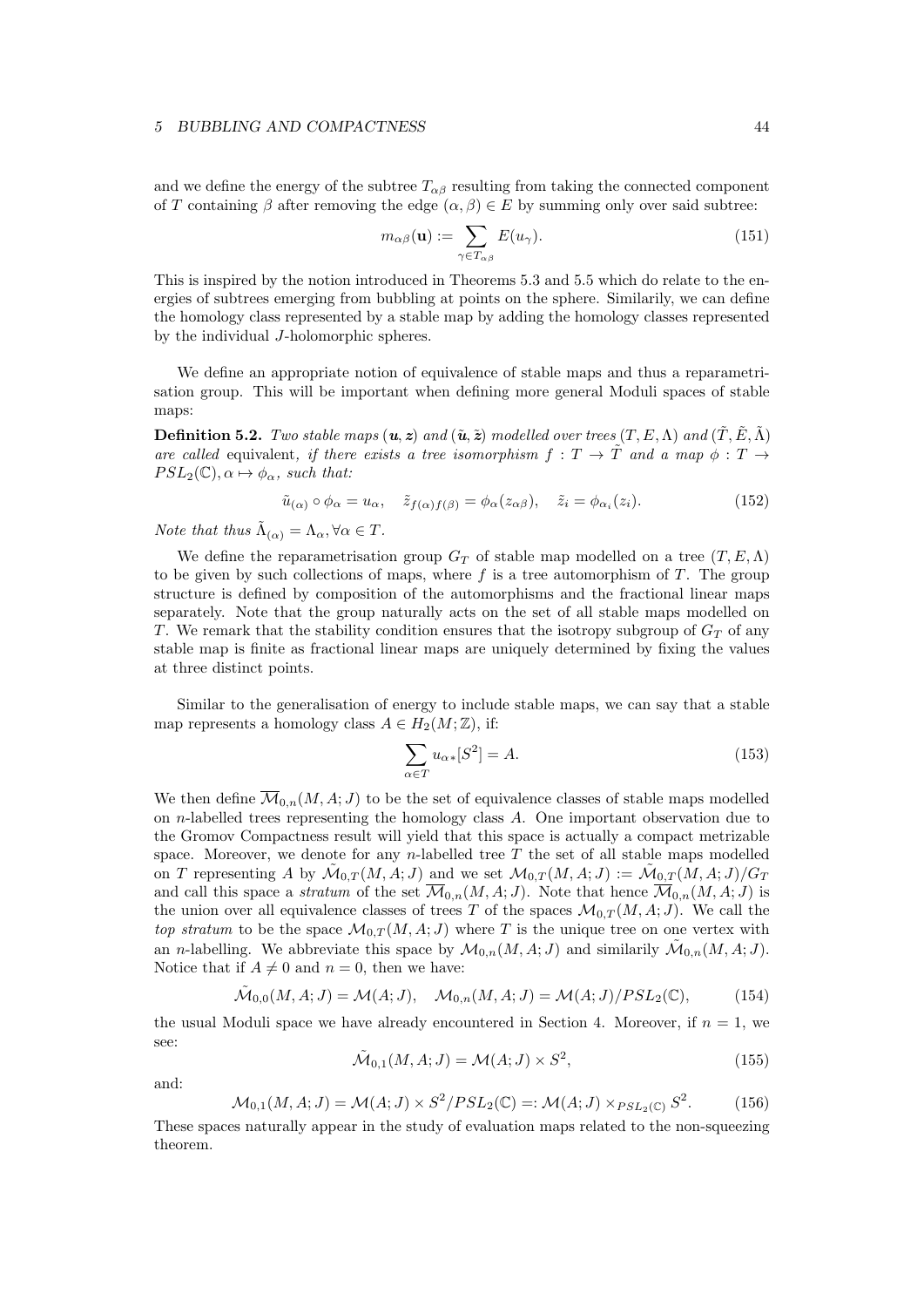and we define the energy of the subtree $T_{\alpha\beta}$ resulting from taking the connected component of $T$ containing $\beta$ after removing the edge $(\alpha, \beta) \in E$ by summing only over said subtree:

$$m_{\alpha\beta}(\mathbf{u}) := \sum_{\gamma \in T_{\alpha\beta}} E(u_\gamma). \tag{151}$$

This is inspired by the notion introduced in Theorems 5.3 and 5.5 which do relate to the energies of subtrees emerging from bubbling at points on the sphere. Similarly, we can define the homology class represented by a stable map by adding the homology classes represented by the individual $J$-holomorphic spheres.

We define an appropriate notion of equivalence of stable maps and thus a reparametrisation group. This will be important when defining more general Moduli spaces of stable maps:

**Definition 5.2.** *Two stable maps $(\boldsymbol{u}, \boldsymbol{z})$ and $(\tilde{\boldsymbol{u}}, \tilde{\boldsymbol{z}})$ modelled over trees $(T, E, \Lambda)$ and $(\tilde{T}, \tilde{E}, \tilde{\Lambda})$ are called* equivalent*, if there exists a tree isomorphism $f : T \to \tilde{T}$ and a map $\phi : T \to PSL_2(\mathbb{C}), \alpha \mapsto \phi_\alpha$, such that:*

$$\tilde{u}_{(\alpha)} \circ \phi_\alpha = u_\alpha, \quad \tilde{z}_{f(\alpha)f(\beta)} = \phi_\alpha(z_{\alpha\beta}), \quad \tilde{z}_i = \phi_{\alpha_i}(z_i). \tag{152}$$

*Note that thus $\tilde{\Lambda}_{(\alpha)} = \Lambda_\alpha, \forall \alpha \in T$.*

We define the reparametrisation group $G_T$ of stable map modelled on a tree $(T, E, \Lambda)$ to be given by such collections of maps, where $f$ is a tree automorphism of $T$. The group structure is defined by composition of the automorphisms and the fractional linear maps separately. Note that the group naturally acts on the set of all stable maps modelled on $T$. We remark that the stability condition ensures that the isotropy subgroup of $G_T$ of any stable map is finite as fractional linear maps are uniquely determined by fixing the values at three distinct points.

Similar to the generalisation of energy to include stable maps, we can say that a stable map represents a homology class $A \in H_2(M; \mathbb{Z})$, if:

$$\sum_{\alpha \in T} u_{\alpha *}[S^2] = A. \tag{153}$$

We then define $\overline{\mathcal{M}}_{0,n}(M, A; J)$ to be the set of equivalence classes of stable maps modelled on $n$-labelled trees representing the homology class $A$. One important observation due to the Gromov Compactness result will yield that this space is actually a compact metrizable space. Moreover, we denote for any $n$-labelled tree $T$ the set of all stable maps modelled on $T$ representing $A$ by $\tilde{\mathcal{M}}_{0,T}(M, A; J)$ and we set $\mathcal{M}_{0,T}(M, A; J) := \tilde{\mathcal{M}}_{0,T}(M, A; J)/G_T$ and call this space a *stratum* of the set $\overline{\mathcal{M}}_{0,n}(M, A; J)$. Note that hence $\overline{\mathcal{M}}_{0,n}(M, A; J)$ is the union over all equivalence classes of trees $T$ of the spaces $\mathcal{M}_{0,T}(M, A; J)$. We call the *top stratum* to be the space $\mathcal{M}_{0,T}(M, A; J)$ where $T$ is the unique tree on one vertex with an $n$-labelling. We abbreviate this space by $\mathcal{M}_{0,n}(M, A; J)$ and similarly $\tilde{\mathcal{M}}_{0,n}(M, A; J)$. Notice that if $A \neq 0$ and $n = 0$, then we have:

$$\tilde{\mathcal{M}}_{0,0}(M, A; J) = \mathcal{M}(A; J), \quad \mathcal{M}_{0,n}(M, A; J) = \mathcal{M}(A; J)/PSL_2(\mathbb{C}), \tag{154}$$

the usual Moduli space we have already encountered in Section 4. Moreover, if $n = 1$, we see:

$$\tilde{\mathcal{M}}_{0,1}(M, A; J) = \mathcal{M}(A; J) \times S^2, \tag{155}$$

and:

$$\mathcal{M}_{0,1}(M, A; J) = \mathcal{M}(A; J) \times S^2/PSL_2(\mathbb{C}) =: \mathcal{M}(A; J) \times_{PSL_2(\mathbb{C})} S^2. \tag{156}$$

These spaces naturally appear in the study of evaluation maps related to the non-squeezing theorem.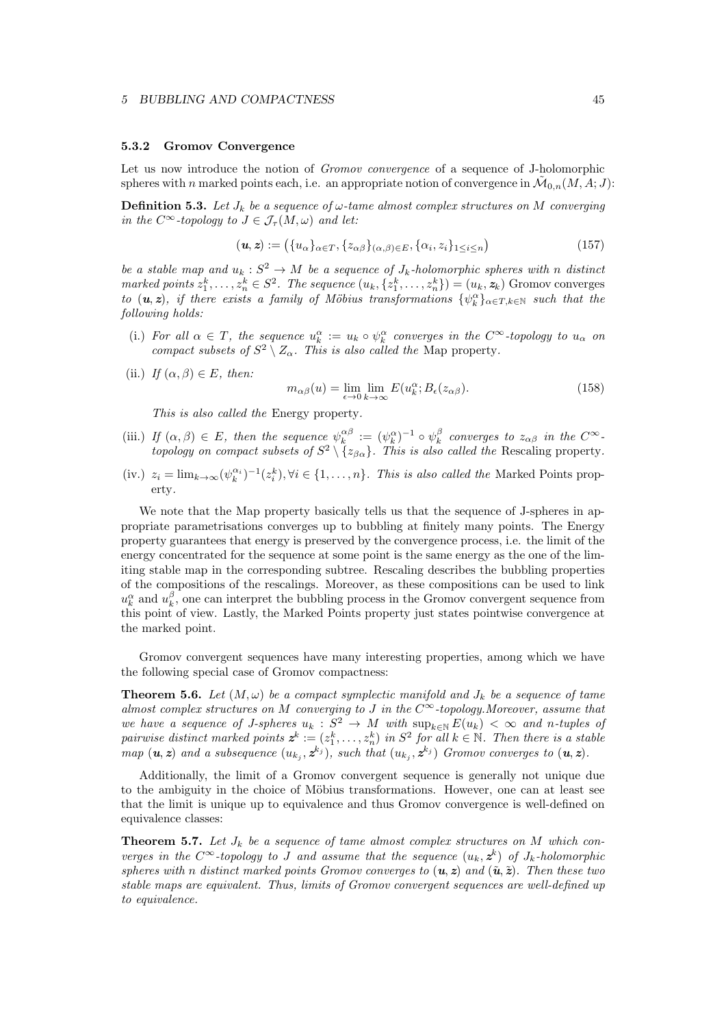### 5.3.2 Gromov Convergence

Let us now introduce the notion of *Gromov convergence* of a sequence of J-holomorphic spheres with $n$ marked points each, i.e. an appropriate notion of convergence in $\tilde{\mathcal{M}}_{0,n}(M, A; J)$:

**Definition 5.3.** *Let $J_k$ be a sequence of $\omega$-tame almost complex structures on $M$ converging in the $C^\infty$-topology to $J \in \mathcal{J}_\tau(M,\omega)$ and let:*

$$(\boldsymbol{u}, \boldsymbol{z}) := \left(\{u_\alpha\}_{\alpha\in T}, \{z_{\alpha\beta}\}_{(\alpha,\beta)\in E}, \{\alpha_i, z_i\}_{1\leq i\leq n}\right) \tag{157}$$

*be a stable map and $u_k : S^2 \to M$ be a sequence of $J_k$-holomorphic spheres with $n$ distinct marked points $z_1^k, \ldots, z_n^k \in S^2$. The sequence $(u_k, \{z_1^k, \ldots, z_n^k\}) = (u_k, \boldsymbol{z}_k)$* Gromov converges *to $(\boldsymbol{u}, \boldsymbol{z})$, if there exists a family of Möbius transformations $\{\psi_k^\alpha\}_{\alpha\in T, k\in\mathbb{N}}$ such that the following holds:*

(i.) *For all $\alpha \in T$, the sequence $u_k^\alpha := u_k \circ \psi_k^\alpha$ converges in the $C^\infty$-topology to $u_\alpha$ on compact subsets of $S^2 \setminus Z_\alpha$. This is also called the* Map property.

(ii.) *If $(\alpha, \beta) \in E$, then:*

$$m_{\alpha\beta}(u) = \lim_{\epsilon\to 0}\lim_{k\to\infty} E(u_k^\alpha; B_\epsilon(z_{\alpha\beta}). \tag{158}$$

*This is also called the* Energy property.

(iii.) *If $(\alpha, \beta) \in E$, then the sequence $\psi_k^{\alpha\beta} := (\psi_k^\alpha)^{-1} \circ \psi_k^\beta$ converges to $z_{\alpha\beta}$ in the $C^\infty$-topology on compact subsets of $S^2 \setminus \{z_{\beta\alpha}\}$. This is also called the* Rescaling property.

(iv.) *$z_i = \lim_{k\to\infty}(\psi_k^{\alpha_i})^{-1}(z_i^k), \forall i \in \{1, \ldots, n\}$. This is also called the* Marked Points property.

We note that the Map property basically tells us that the sequence of J-spheres in appropriate parametrisations converges up to bubbling at finitely many points. The Energy property guarantees that energy is preserved by the convergence process, i.e. the limit of the energy concentrated for the sequence at some point is the same energy as the one of the limiting stable map in the corresponding subtree. Rescaling describes the bubbling properties of the compositions of the rescalings. Moreover, as these compositions can be used to link $u_k^\alpha$ and $u_k^\beta$, one can interpret the bubbling process in the Gromov convergent sequence from this point of view. Lastly, the Marked Points property just states pointwise convergence at the marked point.

Gromov convergent sequences have many interesting properties, among which we have the following special case of Gromov compactness:

**Theorem 5.6.** *Let $(M, \omega)$ be a compact symplectic manifold and $J_k$ be a sequence of tame almost complex structures on $M$ converging to $J$ in the $C^\infty$-topology.Moreover, assume that we have a sequence of J-spheres $u_k : S^2 \to M$ with $\sup_{k\in\mathbb{N}} E(u_k) < \infty$ and $n$-tuples of pairwise distinct marked points $\boldsymbol{z}^k := (z_1^k, \ldots, z_n^k)$ in $S^2$ for all $k \in \mathbb{N}$. Then there is a stable map $(\boldsymbol{u}, \boldsymbol{z})$ and a subsequence $(u_{k_j}, \boldsymbol{z}^{k_j})$, such that $(u_{k_j}, \boldsymbol{z}^{k_j})$ Gromov converges to $(\boldsymbol{u}, \boldsymbol{z})$.*

Additionally, the limit of a Gromov convergent sequence is generally not unique due to the ambiguity in the choice of Möbius transformations. However, one can at least see that the limit is unique up to equivalence and thus Gromov convergence is well-defined on equivalence classes:

**Theorem 5.7.** *Let $J_k$ be a sequence of tame almost complex structures on $M$ which converges in the $C^\infty$-topology to $J$ and assume that the sequence $(u_k, \boldsymbol{z}^k)$ of $J_k$-holomorphic spheres with $n$ distinct marked points Gromov converges to $(\boldsymbol{u}, \boldsymbol{z})$ and $(\tilde{\boldsymbol{u}}, \tilde{\boldsymbol{z}})$. Then these two stable maps are equivalent. Thus, limits of Gromov convergent sequences are well-defined up to equivalence.*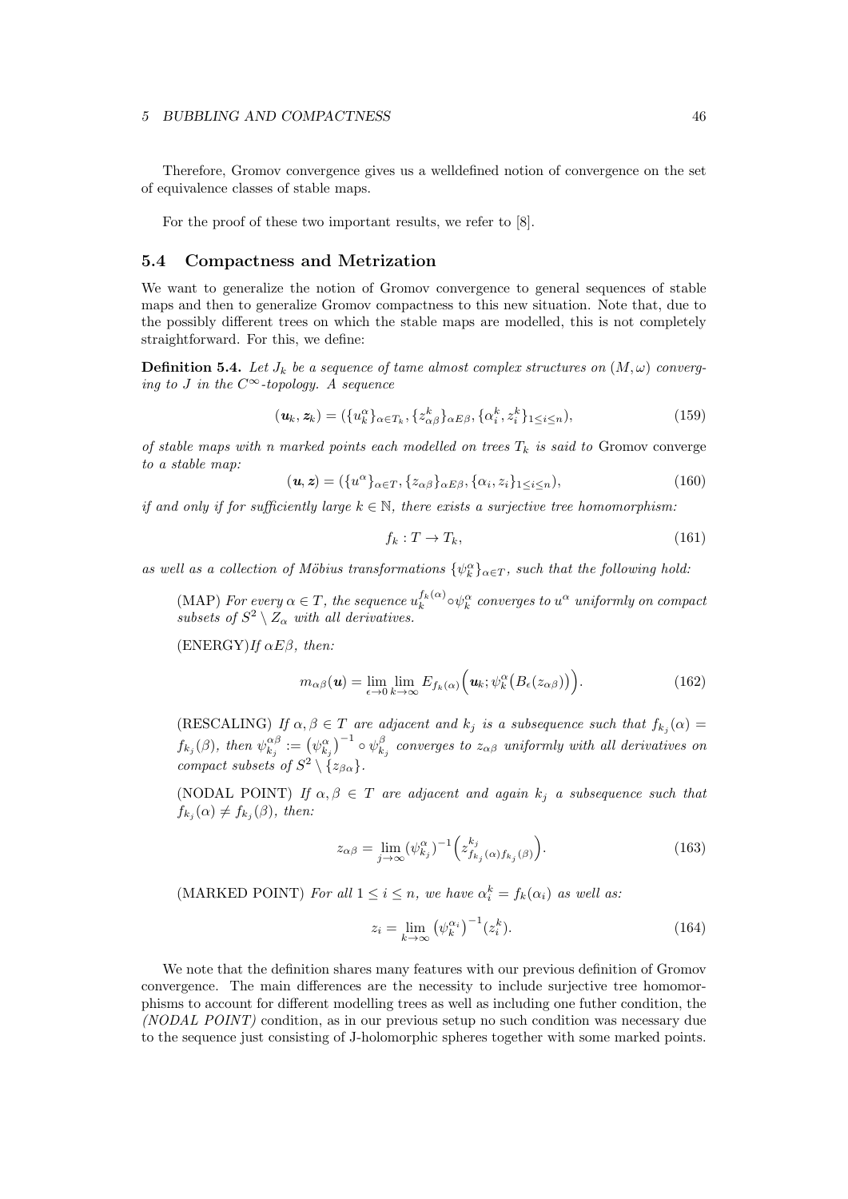Therefore, Gromov convergence gives us a welldefined notion of convergence on the set of equivalence classes of stable maps.

For the proof of these two important results, we refer to [8].

## 5.4 Compactness and Metrization

We want to generalize the notion of Gromov convergence to general sequences of stable maps and then to generalize Gromov compactness to this new situation. Note that, due to the possibly different trees on which the stable maps are modelled, this is not completely straightforward. For this, we define:

**Definition 5.4.** *Let $J_k$ be a sequence of tame almost complex structures on $(M, \omega)$ converging to $J$ in the $C^\infty$-topology. A sequence*

$$(\boldsymbol{u}_k, \boldsymbol{z}_k) = (\{u_k^\alpha\}_{\alpha \in T_k}, \{z_{\alpha\beta}^k\}_{\alpha E \beta}, \{\alpha_i^k, z_i^k\}_{1 \leq i \leq n}), \tag{159}$$

*of stable maps with $n$ marked points each modelled on trees $T_k$ is said to* Gromov converge *to a stable map:*

$$(\boldsymbol{u}, \boldsymbol{z}) = (\{u^\alpha\}_{\alpha \in T}, \{z_{\alpha\beta}\}_{\alpha E \beta}, \{\alpha_i, z_i\}_{1 \leq i \leq n}), \tag{160}$$

*if and only if for sufficiently large $k \in \mathbb{N}$, there exists a surjective tree homomorphism:*

$$f_k : T \to T_k, \tag{161}$$

*as well as a collection of Möbius transformations $\{\psi_k^\alpha\}_{\alpha \in T}$, such that the following hold:*

(MAP) *For every $\alpha \in T$, the sequence $u_k^{f_k(\alpha)} \circ \psi_k^\alpha$ converges to $u^\alpha$ uniformly on compact subsets of $S^2 \setminus Z_\alpha$ with all derivatives.*

(ENERGY)*If $\alpha E \beta$, then:*

$$m_{\alpha\beta}(\boldsymbol{u}) = \lim_{\epsilon \to 0} \lim_{k \to \infty} E_{f_k(\alpha)}\Big(\boldsymbol{u}_k; \psi_k^\alpha\big(B_\epsilon(z_{\alpha\beta})\big)\Big). \tag{162}$$

(RESCALING) *If $\alpha, \beta \in T$ are adjacent and $k_j$ is a subsequence such that $f_{k_j}(\alpha) = f_{k_j}(\beta)$, then $\psi_{k_j}^{\alpha\beta} := \big(\psi_{k_j}^\alpha\big)^{-1} \circ \psi_{k_j}^\beta$ converges to $z_{\alpha\beta}$ uniformly with all derivatives on compact subsets of $S^2 \setminus \{z_{\beta\alpha}\}$.*

(NODAL POINT) *If $\alpha, \beta \in T$ are adjacent and again $k_j$ a subsequence such that $f_{k_j}(\alpha) \neq f_{k_j}(\beta)$, then:*

$$z_{\alpha\beta} = \lim_{j \to \infty} (\psi_{k_j}^\alpha)^{-1}\Big(z_{f_{k_j}(\alpha) f_{k_j}(\beta)}^{k_j}\Big). \tag{163}$$

(MARKED POINT) *For all $1 \leq i \leq n$, we have $\alpha_i^k = f_k(\alpha_i)$ as well as:*

$$z_i = \lim_{k \to \infty} \big(\psi_k^{\alpha_i}\big)^{-1}(z_i^k). \tag{164}$$

We note that the definition shares many features with our previous definition of Gromov convergence. The main differences are the necessity to include surjective tree homomorphisms to account for different modelling trees as well as including one futher condition, the *(NODAL POINT)* condition, as in our previous setup no such condition was necessary due to the sequence just consisting of J-holomorphic spheres together with some marked points.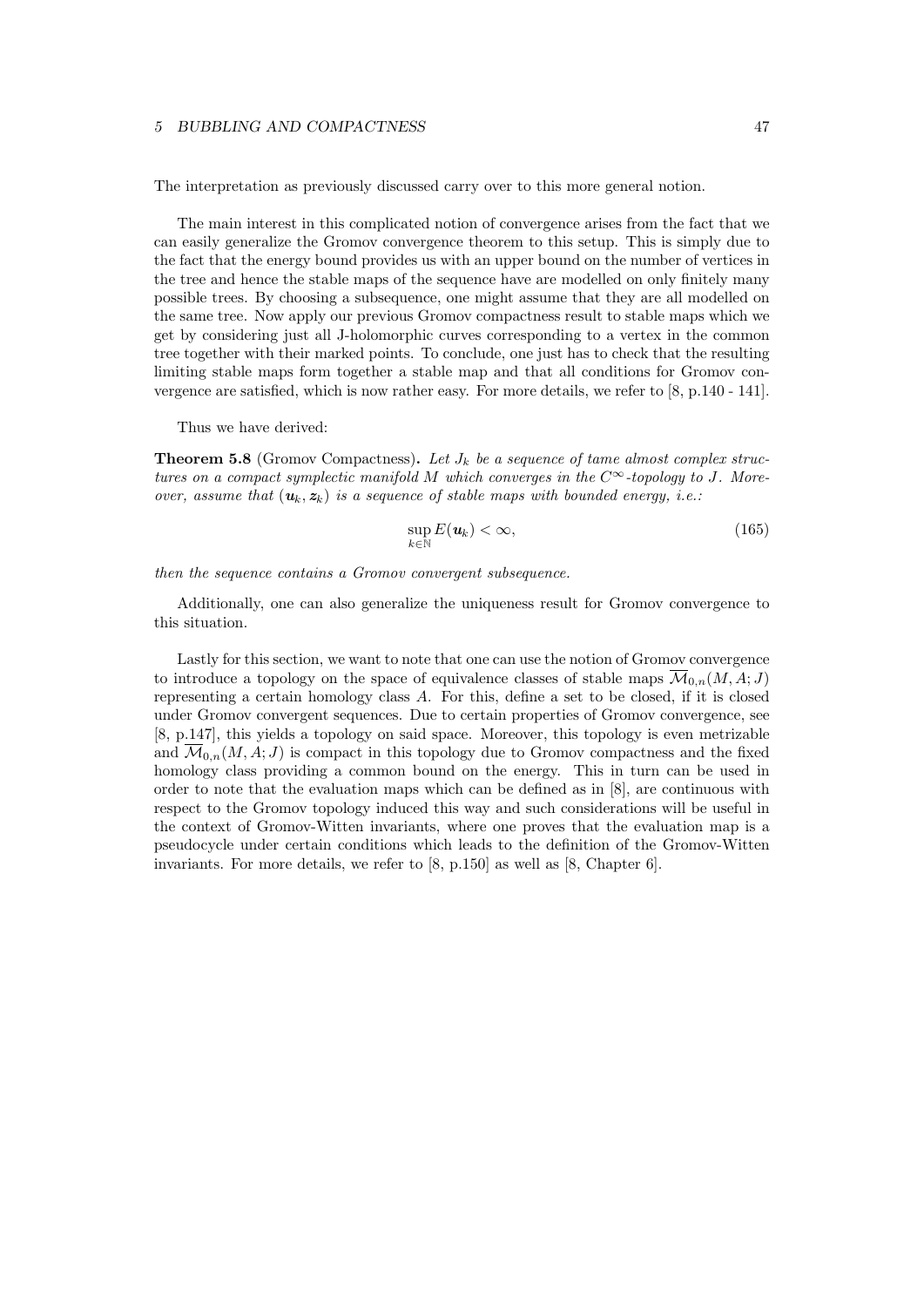The interpretation as previously discussed carry over to this more general notion.

The main interest in this complicated notion of convergence arises from the fact that we can easily generalize the Gromov convergence theorem to this setup. This is simply due to the fact that the energy bound provides us with an upper bound on the number of vertices in the tree and hence the stable maps of the sequence have are modelled on only finitely many possible trees. By choosing a subsequence, one might assume that they are all modelled on the same tree. Now apply our previous Gromov compactness result to stable maps which we get by considering just all J-holomorphic curves corresponding to a vertex in the common tree together with their marked points. To conclude, one just has to check that the resulting limiting stable maps form together a stable map and that all conditions for Gromov convergence are satisfied, which is now rather easy. For more details, we refer to [8, p.140 - 141].

Thus we have derived:

**Theorem 5.8** (Gromov Compactness)**.** *Let $J_k$ be a sequence of tame almost complex structures on a compact symplectic manifold $M$ which converges in the $C^\infty$-topology to $J$. Moreover, assume that $(\boldsymbol{u}_k, \boldsymbol{z}_k)$ is a sequence of stable maps with bounded energy, i.e.:*

$$\sup_{k \in \mathbb{N}} E(\boldsymbol{u}_k) < \infty, \tag{165}$$

*then the sequence contains a Gromov convergent subsequence.*

Additionally, one can also generalize the uniqueness result for Gromov convergence to this situation.

Lastly for this section, we want to note that one can use the notion of Gromov convergence to introduce a topology on the space of equivalence classes of stable maps $\overline{\mathcal{M}}_{0,n}(M, A; J)$ representing a certain homology class $A$. For this, define a set to be closed, if it is closed under Gromov convergent sequences. Due to certain properties of Gromov convergence, see [8, p.147], this yields a topology on said space. Moreover, this topology is even metrizable and $\overline{\mathcal{M}}_{0,n}(M, A; J)$ is compact in this topology due to Gromov compactness and the fixed homology class providing a common bound on the energy. This in turn can be used in order to note that the evaluation maps which can be defined as in [8], are continuous with respect to the Gromov topology induced this way and such considerations will be useful in the context of Gromov-Witten invariants, where one proves that the evaluation map is a pseudocycle under certain conditions which leads to the definition of the Gromov-Witten invariants. For more details, we refer to [8, p.150] as well as [8, Chapter 6].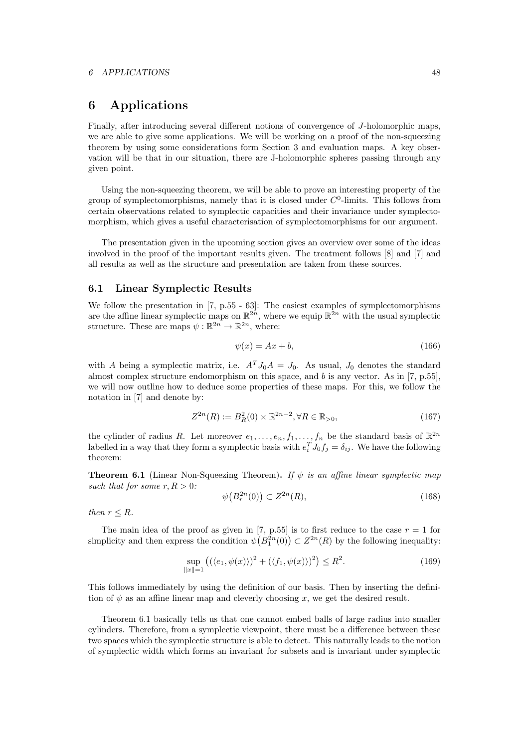# 6 Applications

Finally, after introducing several different notions of convergence of $J$-holomorphic maps, we are able to give some applications. We will be working on a proof of the non-squeezing theorem by using some considerations form Section 3 and evaluation maps. A key observation will be that in our situation, there are J-holomorphic spheres passing through any given point.

Using the non-squeezing theorem, we will be able to prove an interesting property of the group of symplectomorphisms, namely that it is closed under $C^0$-limits. This follows from certain observations related to symplectic capacities and their invariance under symplectomorphism, which gives a useful characterisation of symplectomorphisms for our argument.

The presentation given in the upcoming section gives an overview over some of the ideas involved in the proof of the important results given. The treatment follows [8] and [7] and all results as well as the structure and presentation are taken from these sources.

## 6.1 Linear Symplectic Results

We follow the presentation in [7, p.55 - 63]: The easiest examples of symplectomorphisms are the affine linear symplectic maps on $\mathbb{R}^{2n}$, where we equip $\mathbb{R}^{2n}$ with the usual symplectic structure. These are maps $\psi : \mathbb{R}^{2n} \to \mathbb{R}^{2n}$, where:

$$\psi(x) = Ax + b, \tag{166}$$

with $A$ being a symplectic matrix, i.e. $A^T J_0 A = J_0$. As usual, $J_0$ denotes the standard almost complex structure endomorphism on this space, and $b$ is any vector. As in [7, p.55], we will now outline how to deduce some properties of these maps. For this, we follow the notation in [7] and denote by:

$$Z^{2n}(R) := B_R^2(0) \times \mathbb{R}^{2n-2}, \forall R \in \mathbb{R}_{>0}, \tag{167}$$

the cylinder of radius $R$. Let moreover $e_1, \ldots, e_n, f_1, \ldots, f_n$ be the standard basis of $\mathbb{R}^{2n}$ labelled in a way that they form a symplectic basis with $e_i^T J_0 f_j = \delta_{ij}$. We have the following theorem:

**Theorem 6.1** (Linear Non-Squeezing Theorem)**.** *If $\psi$ is an affine linear symplectic map such that for some $r, R > 0$:*

$$\psi\big(B_r^{2n}(0)\big) \subset Z^{2n}(R), \tag{168}$$

*then $r \leq R$.*

The main idea of the proof as given in [7, p.55] is to first reduce to the case $r = 1$ for simplicity and then express the condition $\psi\big(B_1^{2n}(0)\big) \subset Z^{2n}(R)$ by the following inequality:

$$\sup_{\|x\|=1} \big( (\langle e_1, \psi(x) \rangle)^2 + (\langle f_1, \psi(x) \rangle)^2 \big) \leq R^2. \tag{169}$$

This follows immediately by using the definition of our basis. Then by inserting the definition of $\psi$ as an affine linear map and cleverly choosing $x$, we get the desired result.

Theorem 6.1 basically tells us that one cannot embed balls of large radius into smaller cylinders. Therefore, from a symplectic viewpoint, there must be a difference between these two spaces which the symplectic structure is able to detect. This naturally leads to the notion of symplectic width which forms an invariant for subsets and is invariant under symplectic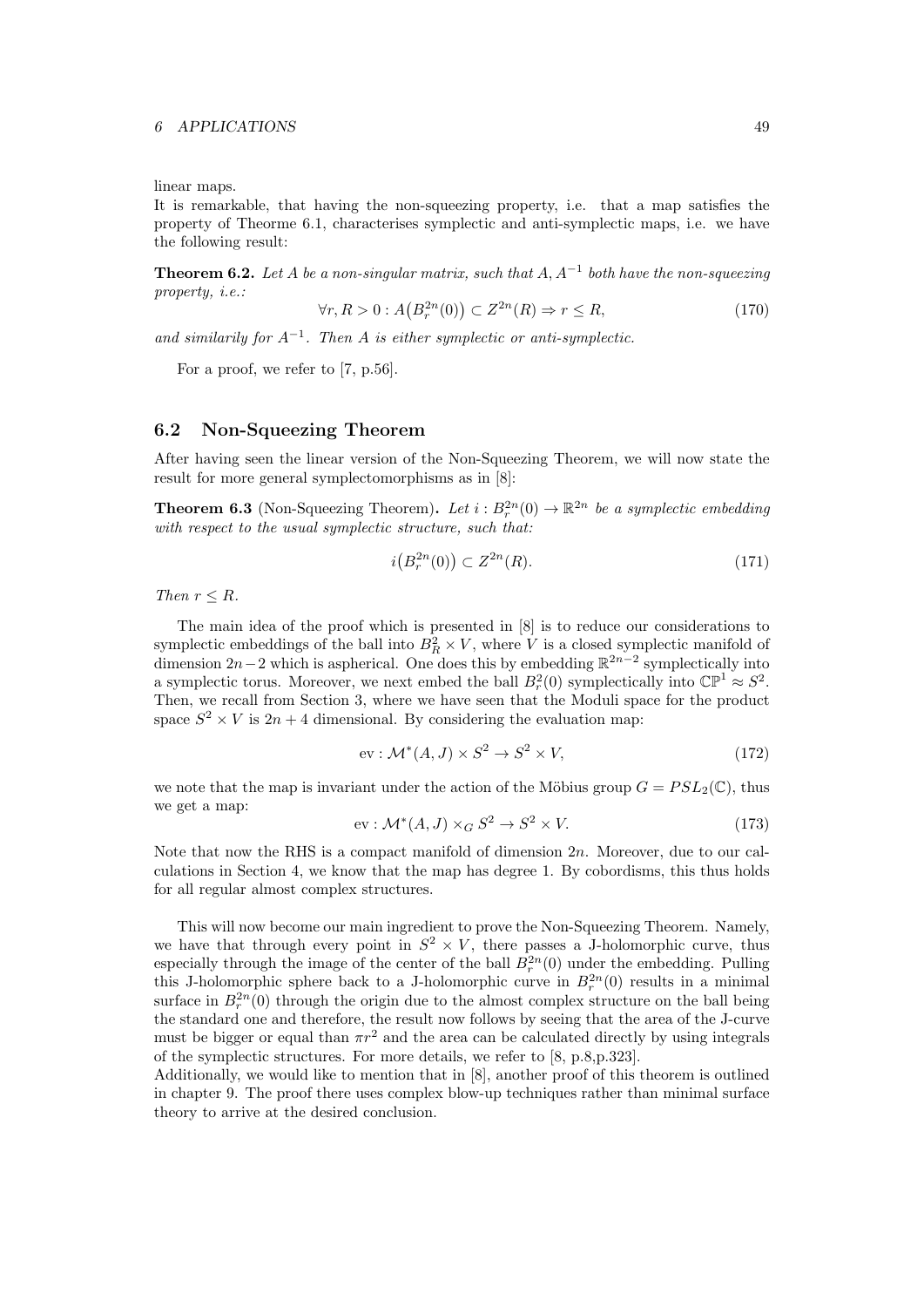linear maps.
It is remarkable, that having the non-squeezing property, i.e. that a map satisfies the property of Theorme 6.1, characterises symplectic and anti-symplectic maps, i.e. we have the following result:

**Theorem 6.2.** *Let $A$ be a non-singular matrix, such that $A, A^{-1}$ both have the non-squeezing property, i.e.:*

$$\forall r, R > 0 : A\big(B_r^{2n}(0)\big) \subset Z^{2n}(R) \Rightarrow r \leq R, \tag{170}$$

*and similarily for $A^{-1}$. Then $A$ is either symplectic or anti-symplectic.*

For a proof, we refer to [7, p.56].

## 6.2 Non-Squeezing Theorem

After having seen the linear version of the Non-Squeezing Theorem, we will now state the result for more general symplectomorphisms as in [8]:

**Theorem 6.3** (Non-Squeezing Theorem)**.** *Let $i : B_r^{2n}(0) \to \mathbb{R}^{2n}$ be a symplectic embedding with respect to the usual symplectic structure, such that:*

$$i\big(B_r^{2n}(0)\big) \subset Z^{2n}(R). \tag{171}$$

*Then $r \leq R$.*

The main idea of the proof which is presented in [8] is to reduce our considerations to symplectic embeddings of the ball into $B_R^2 \times V$, where $V$ is a closed symplectic manifold of dimension $2n-2$ which is aspherical. One does this by embedding $\mathbb{R}^{2n-2}$ symplectically into a symplectic torus. Moreover, we next embed the ball $B_r^2(0)$ symplectically into $\mathbb{CP}^1 \approx S^2$. Then, we recall from Section 3, where we have seen that the Moduli space for the product space $S^2 \times V$ is $2n+4$ dimensional. By considering the evaluation map:

$$\mathrm{ev} : \mathcal{M}^*(A, J) \times S^2 \to S^2 \times V, \tag{172}$$

we note that the map is invariant under the action of the Möbius group $G = PSL_2(\mathbb{C})$, thus we get a map:

$$\mathrm{ev} : \mathcal{M}^*(A, J) \times_G S^2 \to S^2 \times V. \tag{173}$$

Note that now the RHS is a compact manifold of dimension $2n$. Moreover, due to our calculations in Section 4, we know that the map has degree 1. By cobordisms, this thus holds for all regular almost complex structures.

This will now become our main ingredient to prove the Non-Squeezing Theorem. Namely, we have that through every point in $S^2 \times V$, there passes a J-holomorphic curve, thus especially through the image of the center of the ball $B_r^{2n}(0)$ under the embedding. Pulling this J-holomorphic sphere back to a J-holomorphic curve in $B_r^{2n}(0)$ results in a minimal surface in $B_r^{2n}(0)$ through the origin due to the almost complex structure on the ball being the standard one and therefore, the result now follows by seeing that the area of the J-curve must be bigger or equal than $\pi r^2$ and the area can be calculated directly by using integrals of the symplectic structures. For more details, we refer to [8, p.8,p.323].
Additionally, we would like to mention that in [8], another proof of this theorem is outlined in chapter 9. The proof there uses complex blow-up techniques rather than minimal surface theory to arrive at the desired conclusion.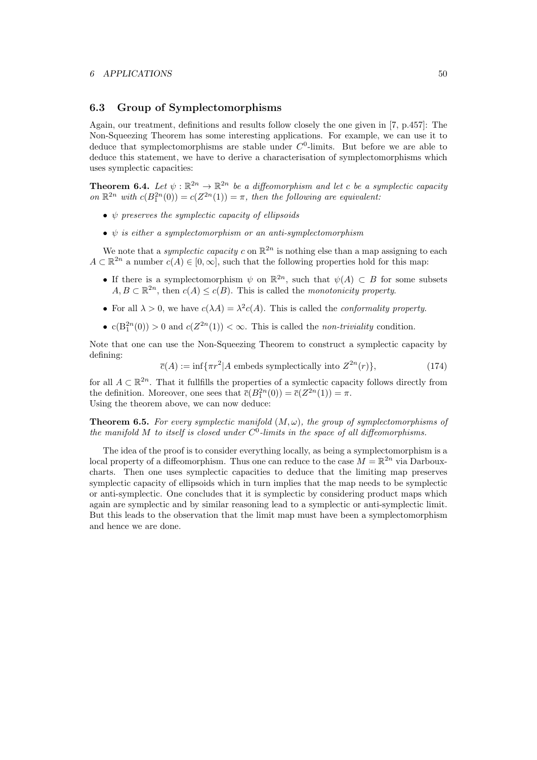### 6.3 Group of Symplectomorphisms

Again, our treatment, definitions and results follow closely the one given in [7, p.457]: The Non-Squeezing Theorem has some interesting applications. For example, we can use it to deduce that symplectomorphisms are stable under $C^0$-limits. But before we are able to deduce this statement, we have to derive a characterisation of symplectomorphisms which uses symplectic capacities:

**Theorem 6.4.** *Let $\psi : \mathbb{R}^{2n} \to \mathbb{R}^{2n}$ be a diffeomorphism and let $c$ be a symplectic capacity on $\mathbb{R}^{2n}$ with $c(B_1^{2n}(0)) = c(Z^{2n}(1)) = \pi$, then the following are equivalent:*

- *$\psi$ preserves the symplectic capacity of ellipsoids*
- *$\psi$ is either a symplectomorphism or an anti-symplectomorphism*

We note that a *symplectic capacity* $c$ on $\mathbb{R}^{2n}$ is nothing else than a map assigning to each $A \subset \mathbb{R}^{2n}$ a number $c(A) \in [0, \infty]$, such that the following properties hold for this map:

- If there is a symplectomorphism $\psi$ on $\mathbb{R}^{2n}$, such that $\psi(A) \subset B$ for some subsets $A, B \subset \mathbb{R}^{2n}$, then $c(A) \leq c(B)$. This is called the *monotonicity property*.
- For all $\lambda > 0$, we have $c(\lambda A) = \lambda^2 c(A)$. This is called the *conformality property*.
- $\mathrm{c}(\mathrm{B}_1^{2n}(0)) > 0$ and $c(Z^{2n}(1)) < \infty$. This is called the *non-triviality* condition.

Note that one can use the Non-Squeezing Theorem to construct a symplectic capacity by defining:

$$\overline{c}(A) := \inf\{\pi r^2 | A \text{ embeds symplectically into } Z^{2n}(r)\}, \tag{174}$$

for all $A \subset \mathbb{R}^{2n}$. That it fullfills the properties of a symlectic capacity follows directly from the definition. Moreover, one sees that $\overline{c}(B_1^{2n}(0)) = \overline{c}(Z^{2n}(1)) = \pi$.
Using the theorem above, we can now deduce:

**Theorem 6.5.** *For every symplectic manifold $(M, \omega)$, the group of symplectomorphisms of the manifold $M$ to itself is closed under $C^0$-limits in the space of all diffeomorphisms.*

The idea of the proof is to consider everything locally, as being a symplectomorphism is a local property of a diffeomorphism. Thus one can reduce to the case $M = \mathbb{R}^{2n}$ via Darboux-charts. Then one uses symplectic capacities to deduce that the limiting map preserves symplectic capacity of ellipsoids which in turn implies that the map needs to be symplectic or anti-symplectic. One concludes that it is symplectic by considering product maps which again are symplectic and by similar reasoning lead to a symplectic or anti-symplectic limit. But this leads to the observation that the limit map must have been a symplectomorphism and hence we are done.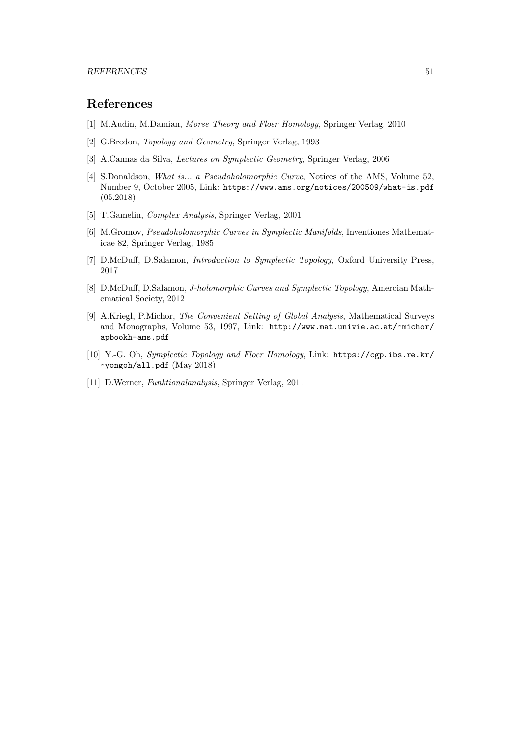# References

[1] M.Audin, M.Damian, *Morse Theory and Floer Homology*, Springer Verlag, 2010

[2] G.Bredon, *Topology and Geometry*, Springer Verlag, 1993

[3] A.Cannas da Silva, *Lectures on Symplectic Geometry*, Springer Verlag, 2006

[4] S.Donaldson, *What is... a Pseudoholomorphic Curve*, Notices of the AMS, Volume 52, Number 9, October 2005, Link: `https://www.ams.org/notices/200509/what-is.pdf` (05.2018)

[5] T.Gamelin, *Complex Analysis*, Springer Verlag, 2001

[6] M.Gromov, *Pseudoholomorphic Curves in Symplectic Manifolds*, Inventiones Mathematicae 82, Springer Verlag, 1985

[7] D.McDuff, D.Salamon, *Introduction to Symplectic Topology*, Oxford University Press, 2017

[8] D.McDuff, D.Salamon, *J-holomorphic Curves and Symplectic Topology*, Amercian Mathematical Society, 2012

[9] A.Kriegl, P.Michor, *The Convenient Setting of Global Analysis*, Mathematical Surveys and Monographs, Volume 53, 1997, Link: `http://www.mat.univie.ac.at/~michor/apbookh-ams.pdf`

[10] Y.-G. Oh, *Symplectic Topology and Floer Homology*, Link: `https://cgp.ibs.re.kr/~yongoh/all.pdf` (May 2018)

[11] D.Werner, *Funktionalanalysis*, Springer Verlag, 2011